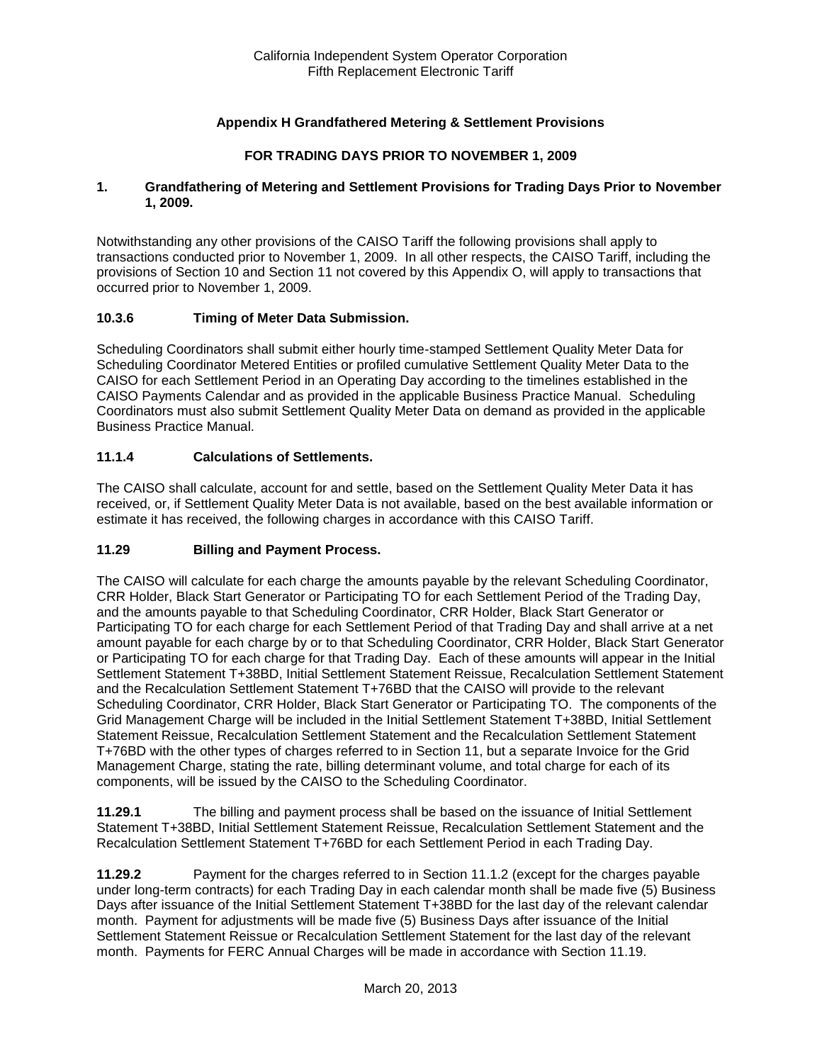California Independent System Operator Corporation
Fifth Replacement Electronic Tariff

# Appendix H Grandfathered Metering & Settlement Provisions

## FOR TRADING DAYS PRIOR TO NOVEMBER 1, 2009

### 1. Grandfathering of Metering and Settlement Provisions for Trading Days Prior to November 1, 2009.

Notwithstanding any other provisions of the CAISO Tariff the following provisions shall apply to transactions conducted prior to November 1, 2009. In all other respects, the CAISO Tariff, including the provisions of Section 10 and Section 11 not covered by this Appendix O, will apply to transactions that occurred prior to November 1, 2009.

### 10.3.6 Timing of Meter Data Submission.

Scheduling Coordinators shall submit either hourly time-stamped Settlement Quality Meter Data for Scheduling Coordinator Metered Entities or profiled cumulative Settlement Quality Meter Data to the CAISO for each Settlement Period in an Operating Day according to the timelines established in the CAISO Payments Calendar and as provided in the applicable Business Practice Manual. Scheduling Coordinators must also submit Settlement Quality Meter Data on demand as provided in the applicable Business Practice Manual.

### 11.1.4 Calculations of Settlements.

The CAISO shall calculate, account for and settle, based on the Settlement Quality Meter Data it has received, or, if Settlement Quality Meter Data is not available, based on the best available information or estimate it has received, the following charges in accordance with this CAISO Tariff.

### 11.29 Billing and Payment Process.

The CAISO will calculate for each charge the amounts payable by the relevant Scheduling Coordinator, CRR Holder, Black Start Generator or Participating TO for each Settlement Period of the Trading Day, and the amounts payable to that Scheduling Coordinator, CRR Holder, Black Start Generator or Participating TO for each charge for each Settlement Period of that Trading Day and shall arrive at a net amount payable for each charge by or to that Scheduling Coordinator, CRR Holder, Black Start Generator or Participating TO for each charge for that Trading Day. Each of these amounts will appear in the Initial Settlement Statement T+38BD, Initial Settlement Statement Reissue, Recalculation Settlement Statement and the Recalculation Settlement Statement T+76BD that the CAISO will provide to the relevant Scheduling Coordinator, CRR Holder, Black Start Generator or Participating TO. The components of the Grid Management Charge will be included in the Initial Settlement Statement T+38BD, Initial Settlement Statement Reissue, Recalculation Settlement Statement and the Recalculation Settlement Statement T+76BD with the other types of charges referred to in Section 11, but a separate Invoice for the Grid Management Charge, stating the rate, billing determinant volume, and total charge for each of its components, will be issued by the CAISO to the Scheduling Coordinator.

**11.29.1** The billing and payment process shall be based on the issuance of Initial Settlement Statement T+38BD, Initial Settlement Statement Reissue, Recalculation Settlement Statement and the Recalculation Settlement Statement T+76BD for each Settlement Period in each Trading Day.

**11.29.2** Payment for the charges referred to in Section 11.1.2 (except for the charges payable under long-term contracts) for each Trading Day in each calendar month shall be made five (5) Business Days after issuance of the Initial Settlement Statement T+38BD for the last day of the relevant calendar month. Payment for adjustments will be made five (5) Business Days after issuance of the Initial Settlement Statement Reissue or Recalculation Settlement Statement for the last day of the relevant month. Payments for FERC Annual Charges will be made in accordance with Section 11.19.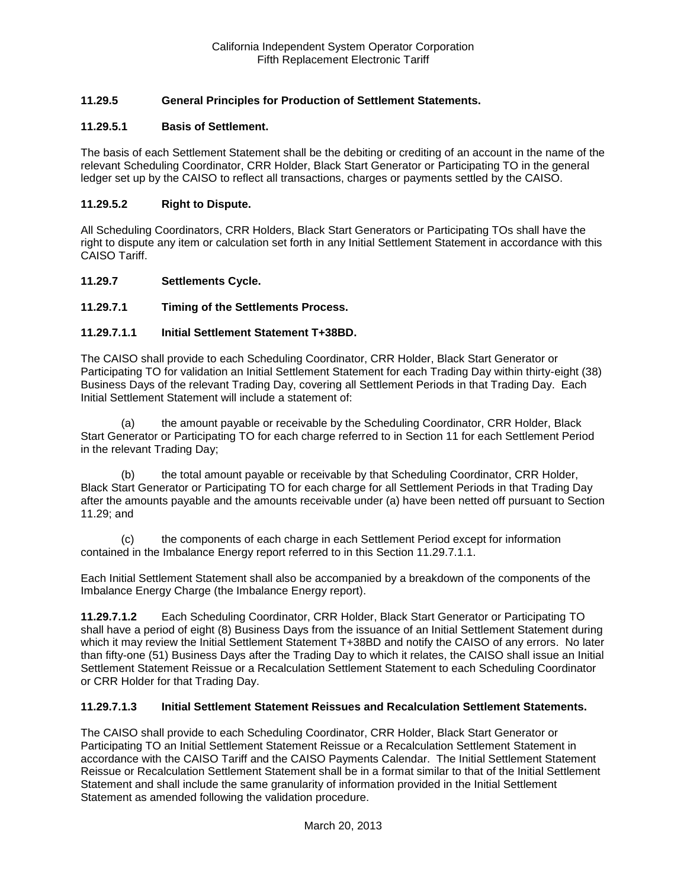### 11.29.5 General Principles for Production of Settlement Statements.

### 11.29.5.1 Basis of Settlement.

The basis of each Settlement Statement shall be the debiting or crediting of an account in the name of the relevant Scheduling Coordinator, CRR Holder, Black Start Generator or Participating TO in the general ledger set up by the CAISO to reflect all transactions, charges or payments settled by the CAISO.

### 11.29.5.2 Right to Dispute.

All Scheduling Coordinators, CRR Holders, Black Start Generators or Participating TOs shall have the right to dispute any item or calculation set forth in any Initial Settlement Statement in accordance with this CAISO Tariff.

### 11.29.7 Settlements Cycle.

### 11.29.7.1 Timing of the Settlements Process.

### 11.29.7.1.1 Initial Settlement Statement T+38BD.

The CAISO shall provide to each Scheduling Coordinator, CRR Holder, Black Start Generator or Participating TO for validation an Initial Settlement Statement for each Trading Day within thirty-eight (38) Business Days of the relevant Trading Day, covering all Settlement Periods in that Trading Day. Each Initial Settlement Statement will include a statement of:

(a) the amount payable or receivable by the Scheduling Coordinator, CRR Holder, Black Start Generator or Participating TO for each charge referred to in Section 11 for each Settlement Period in the relevant Trading Day;

(b) the total amount payable or receivable by that Scheduling Coordinator, CRR Holder, Black Start Generator or Participating TO for each charge for all Settlement Periods in that Trading Day after the amounts payable and the amounts receivable under (a) have been netted off pursuant to Section 11.29; and

(c) the components of each charge in each Settlement Period except for information contained in the Imbalance Energy report referred to in this Section 11.29.7.1.1.

Each Initial Settlement Statement shall also be accompanied by a breakdown of the components of the Imbalance Energy Charge (the Imbalance Energy report).

**11.29.7.1.2** Each Scheduling Coordinator, CRR Holder, Black Start Generator or Participating TO shall have a period of eight (8) Business Days from the issuance of an Initial Settlement Statement during which it may review the Initial Settlement Statement T+38BD and notify the CAISO of any errors. No later than fifty-one (51) Business Days after the Trading Day to which it relates, the CAISO shall issue an Initial Settlement Statement Reissue or a Recalculation Settlement Statement to each Scheduling Coordinator or CRR Holder for that Trading Day.

### 11.29.7.1.3 Initial Settlement Statement Reissues and Recalculation Settlement Statements.

The CAISO shall provide to each Scheduling Coordinator, CRR Holder, Black Start Generator or Participating TO an Initial Settlement Statement Reissue or a Recalculation Settlement Statement in accordance with the CAISO Tariff and the CAISO Payments Calendar. The Initial Settlement Statement Reissue or Recalculation Settlement Statement shall be in a format similar to that of the Initial Settlement Statement and shall include the same granularity of information provided in the Initial Settlement Statement as amended following the validation procedure.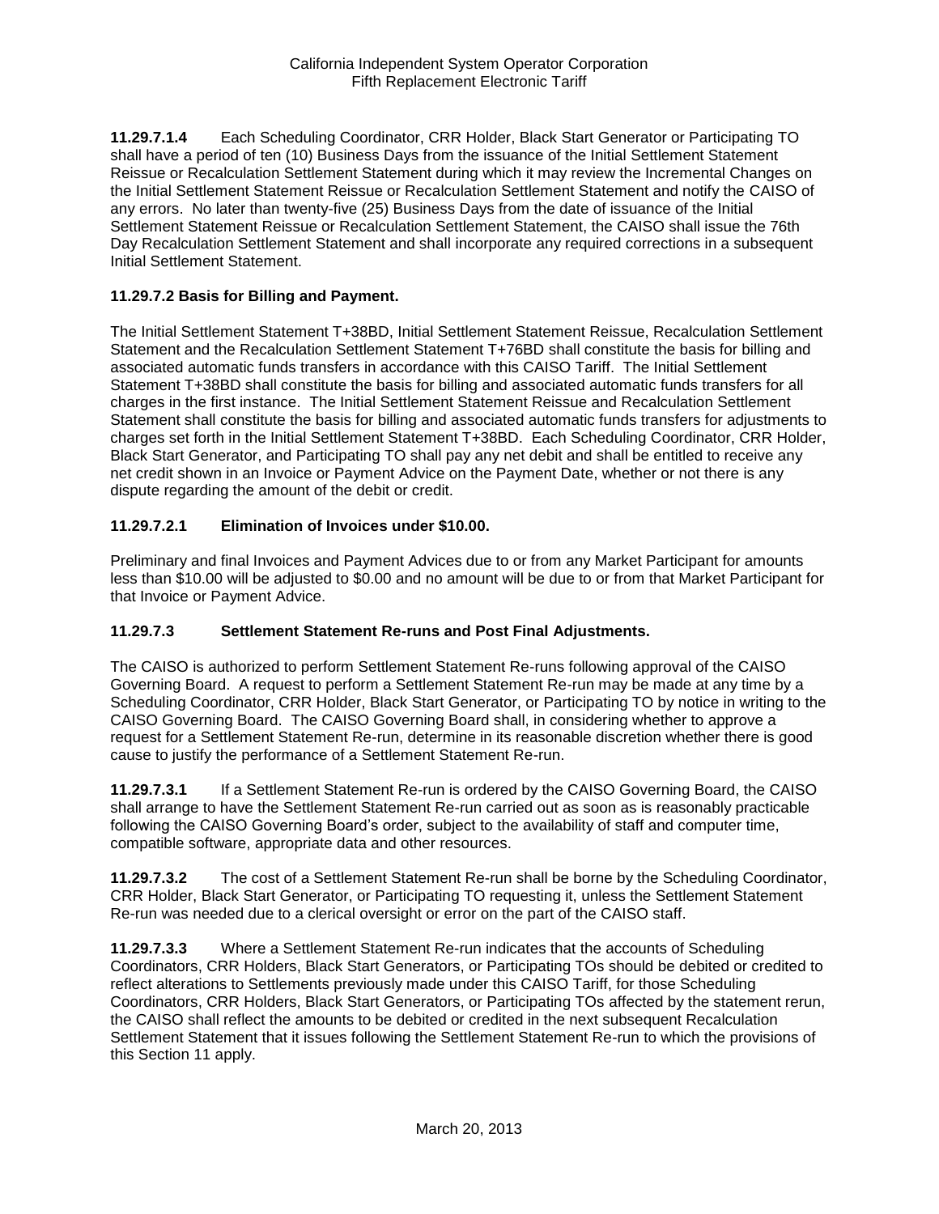**11.29.7.1.4** Each Scheduling Coordinator, CRR Holder, Black Start Generator or Participating TO shall have a period of ten (10) Business Days from the issuance of the Initial Settlement Statement Reissue or Recalculation Settlement Statement during which it may review the Incremental Changes on the Initial Settlement Statement Reissue or Recalculation Settlement Statement and notify the CAISO of any errors. No later than twenty-five (25) Business Days from the date of issuance of the Initial Settlement Statement Reissue or Recalculation Settlement Statement, the CAISO shall issue the 76th Day Recalculation Settlement Statement and shall incorporate any required corrections in a subsequent Initial Settlement Statement.

**11.29.7.2 Basis for Billing and Payment.**

The Initial Settlement Statement T+38BD, Initial Settlement Statement Reissue, Recalculation Settlement Statement and the Recalculation Settlement Statement T+76BD shall constitute the basis for billing and associated automatic funds transfers in accordance with this CAISO Tariff. The Initial Settlement Statement T+38BD shall constitute the basis for billing and associated automatic funds transfers for all charges in the first instance. The Initial Settlement Statement Reissue and Recalculation Settlement Statement shall constitute the basis for billing and associated automatic funds transfers for adjustments to charges set forth in the Initial Settlement Statement T+38BD. Each Scheduling Coordinator, CRR Holder, Black Start Generator, and Participating TO shall pay any net debit and shall be entitled to receive any net credit shown in an Invoice or Payment Advice on the Payment Date, whether or not there is any dispute regarding the amount of the debit or credit.

**11.29.7.2.1 Elimination of Invoices under $10.00.**

Preliminary and final Invoices and Payment Advices due to or from any Market Participant for amounts less than $10.00 will be adjusted to $0.00 and no amount will be due to or from that Market Participant for that Invoice or Payment Advice.

**11.29.7.3 Settlement Statement Re-runs and Post Final Adjustments.**

The CAISO is authorized to perform Settlement Statement Re-runs following approval of the CAISO Governing Board. A request to perform a Settlement Statement Re-run may be made at any time by a Scheduling Coordinator, CRR Holder, Black Start Generator, or Participating TO by notice in writing to the CAISO Governing Board. The CAISO Governing Board shall, in considering whether to approve a request for a Settlement Statement Re-run, determine in its reasonable discretion whether there is good cause to justify the performance of a Settlement Statement Re-run.

**11.29.7.3.1** If a Settlement Statement Re-run is ordered by the CAISO Governing Board, the CAISO shall arrange to have the Settlement Statement Re-run carried out as soon as is reasonably practicable following the CAISO Governing Board's order, subject to the availability of staff and computer time, compatible software, appropriate data and other resources.

**11.29.7.3.2** The cost of a Settlement Statement Re-run shall be borne by the Scheduling Coordinator, CRR Holder, Black Start Generator, or Participating TO requesting it, unless the Settlement Statement Re-run was needed due to a clerical oversight or error on the part of the CAISO staff.

**11.29.7.3.3** Where a Settlement Statement Re-run indicates that the accounts of Scheduling Coordinators, CRR Holders, Black Start Generators, or Participating TOs should be debited or credited to reflect alterations to Settlements previously made under this CAISO Tariff, for those Scheduling Coordinators, CRR Holders, Black Start Generators, or Participating TOs affected by the statement rerun, the CAISO shall reflect the amounts to be debited or credited in the next subsequent Recalculation Settlement Statement that it issues following the Settlement Statement Re-run to which the provisions of this Section 11 apply.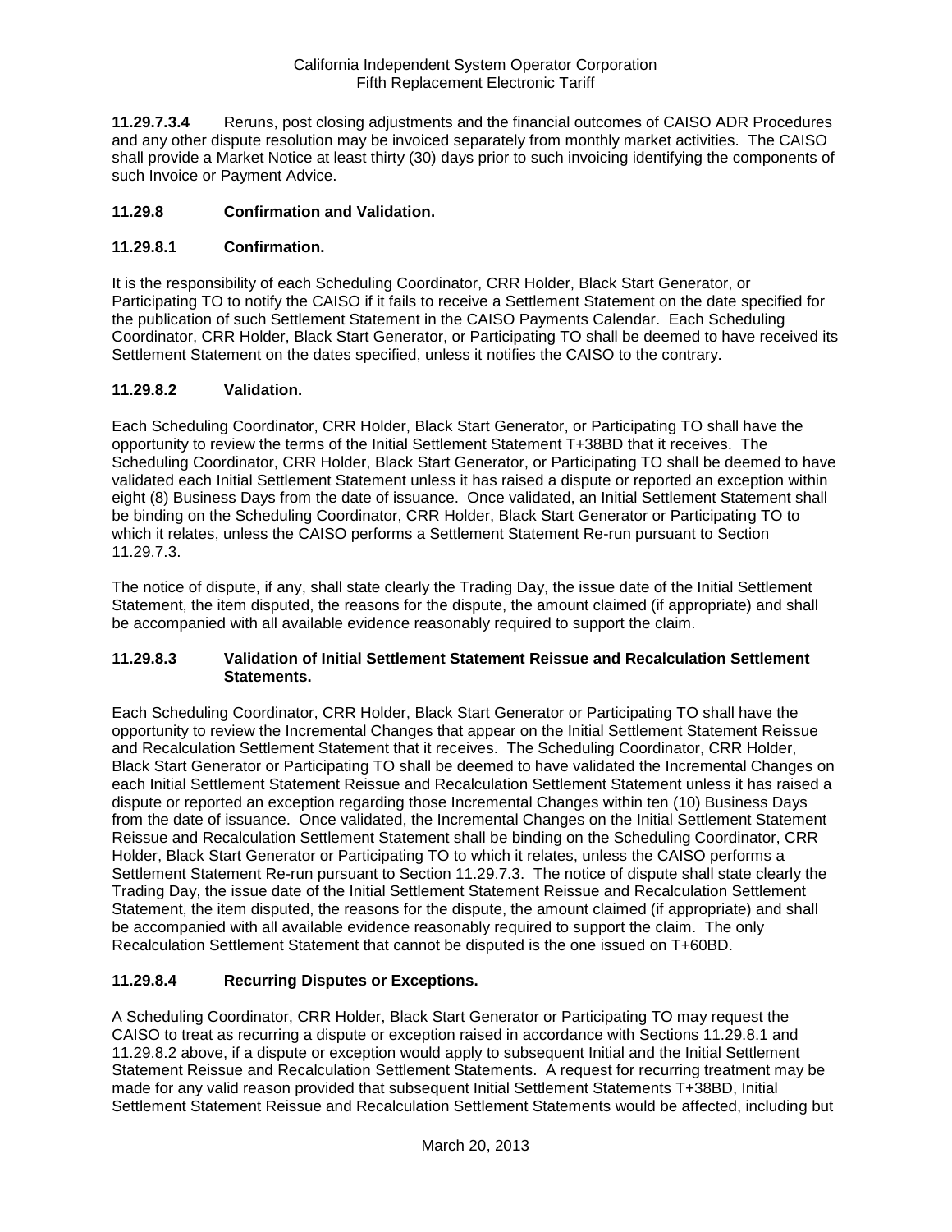**11.29.7.3.4** Reruns, post closing adjustments and the financial outcomes of CAISO ADR Procedures and any other dispute resolution may be invoiced separately from monthly market activities. The CAISO shall provide a Market Notice at least thirty (30) days prior to such invoicing identifying the components of such Invoice or Payment Advice.

### 11.29.8 Confirmation and Validation.

### 11.29.8.1 Confirmation.

It is the responsibility of each Scheduling Coordinator, CRR Holder, Black Start Generator, or Participating TO to notify the CAISO if it fails to receive a Settlement Statement on the date specified for the publication of such Settlement Statement in the CAISO Payments Calendar. Each Scheduling Coordinator, CRR Holder, Black Start Generator, or Participating TO shall be deemed to have received its Settlement Statement on the dates specified, unless it notifies the CAISO to the contrary.

### 11.29.8.2 Validation.

Each Scheduling Coordinator, CRR Holder, Black Start Generator, or Participating TO shall have the opportunity to review the terms of the Initial Settlement Statement T+38BD that it receives. The Scheduling Coordinator, CRR Holder, Black Start Generator, or Participating TO shall be deemed to have validated each Initial Settlement Statement unless it has raised a dispute or reported an exception within eight (8) Business Days from the date of issuance. Once validated, an Initial Settlement Statement shall be binding on the Scheduling Coordinator, CRR Holder, Black Start Generator or Participating TO to which it relates, unless the CAISO performs a Settlement Statement Re-run pursuant to Section 11.29.7.3.

The notice of dispute, if any, shall state clearly the Trading Day, the issue date of the Initial Settlement Statement, the item disputed, the reasons for the dispute, the amount claimed (if appropriate) and shall be accompanied with all available evidence reasonably required to support the claim.

### 11.29.8.3 Validation of Initial Settlement Statement Reissue and Recalculation Settlement Statements.

Each Scheduling Coordinator, CRR Holder, Black Start Generator or Participating TO shall have the opportunity to review the Incremental Changes that appear on the Initial Settlement Statement Reissue and Recalculation Settlement Statement that it receives. The Scheduling Coordinator, CRR Holder, Black Start Generator or Participating TO shall be deemed to have validated the Incremental Changes on each Initial Settlement Statement Reissue and Recalculation Settlement Statement unless it has raised a dispute or reported an exception regarding those Incremental Changes within ten (10) Business Days from the date of issuance. Once validated, the Incremental Changes on the Initial Settlement Statement Reissue and Recalculation Settlement Statement shall be binding on the Scheduling Coordinator, CRR Holder, Black Start Generator or Participating TO to which it relates, unless the CAISO performs a Settlement Statement Re-run pursuant to Section 11.29.7.3. The notice of dispute shall state clearly the Trading Day, the issue date of the Initial Settlement Statement Reissue and Recalculation Settlement Statement, the item disputed, the reasons for the dispute, the amount claimed (if appropriate) and shall be accompanied with all available evidence reasonably required to support the claim. The only Recalculation Settlement Statement that cannot be disputed is the one issued on T+60BD.

### 11.29.8.4 Recurring Disputes or Exceptions.

A Scheduling Coordinator, CRR Holder, Black Start Generator or Participating TO may request the CAISO to treat as recurring a dispute or exception raised in accordance with Sections 11.29.8.1 and 11.29.8.2 above, if a dispute or exception would apply to subsequent Initial and the Initial Settlement Statement Reissue and Recalculation Settlement Statements. A request for recurring treatment may be made for any valid reason provided that subsequent Initial Settlement Statements T+38BD, Initial Settlement Statement Reissue and Recalculation Settlement Statements would be affected, including but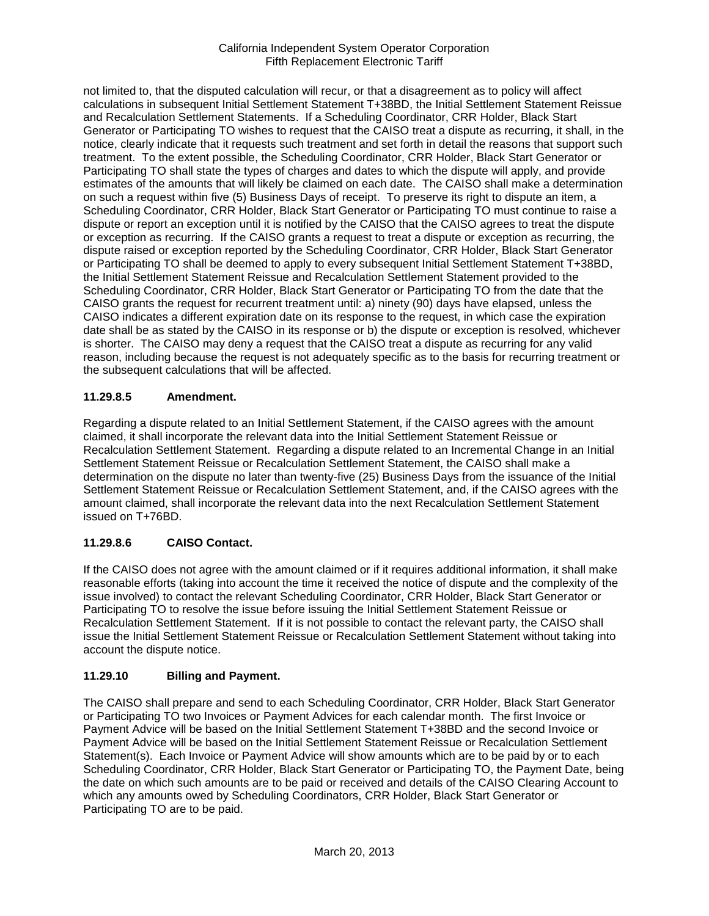not limited to, that the disputed calculation will recur, or that a disagreement as to policy will affect calculations in subsequent Initial Settlement Statement T+38BD, the Initial Settlement Statement Reissue and Recalculation Settlement Statements. If a Scheduling Coordinator, CRR Holder, Black Start Generator or Participating TO wishes to request that the CAISO treat a dispute as recurring, it shall, in the notice, clearly indicate that it requests such treatment and set forth in detail the reasons that support such treatment. To the extent possible, the Scheduling Coordinator, CRR Holder, Black Start Generator or Participating TO shall state the types of charges and dates to which the dispute will apply, and provide estimates of the amounts that will likely be claimed on each date. The CAISO shall make a determination on such a request within five (5) Business Days of receipt. To preserve its right to dispute an item, a Scheduling Coordinator, CRR Holder, Black Start Generator or Participating TO must continue to raise a dispute or report an exception until it is notified by the CAISO that the CAISO agrees to treat the dispute or exception as recurring. If the CAISO grants a request to treat a dispute or exception as recurring, the dispute raised or exception reported by the Scheduling Coordinator, CRR Holder, Black Start Generator or Participating TO shall be deemed to apply to every subsequent Initial Settlement Statement T+38BD, the Initial Settlement Statement Reissue and Recalculation Settlement Statement provided to the Scheduling Coordinator, CRR Holder, Black Start Generator or Participating TO from the date that the CAISO grants the request for recurrent treatment until: a) ninety (90) days have elapsed, unless the CAISO indicates a different expiration date on its response to the request, in which case the expiration date shall be as stated by the CAISO in its response or b) the dispute or exception is resolved, whichever is shorter. The CAISO may deny a request that the CAISO treat a dispute as recurring for any valid reason, including because the request is not adequately specific as to the basis for recurring treatment or the subsequent calculations that will be affected.

### 11.29.8.5 Amendment.

Regarding a dispute related to an Initial Settlement Statement, if the CAISO agrees with the amount claimed, it shall incorporate the relevant data into the Initial Settlement Statement Reissue or Recalculation Settlement Statement. Regarding a dispute related to an Incremental Change in an Initial Settlement Statement Reissue or Recalculation Settlement Statement, the CAISO shall make a determination on the dispute no later than twenty-five (25) Business Days from the issuance of the Initial Settlement Statement Reissue or Recalculation Settlement Statement, and, if the CAISO agrees with the amount claimed, shall incorporate the relevant data into the next Recalculation Settlement Statement issued on T+76BD.

### 11.29.8.6 CAISO Contact.

If the CAISO does not agree with the amount claimed or if it requires additional information, it shall make reasonable efforts (taking into account the time it received the notice of dispute and the complexity of the issue involved) to contact the relevant Scheduling Coordinator, CRR Holder, Black Start Generator or Participating TO to resolve the issue before issuing the Initial Settlement Statement Reissue or Recalculation Settlement Statement. If it is not possible to contact the relevant party, the CAISO shall issue the Initial Settlement Statement Reissue or Recalculation Settlement Statement without taking into account the dispute notice.

### 11.29.10 Billing and Payment.

The CAISO shall prepare and send to each Scheduling Coordinator, CRR Holder, Black Start Generator or Participating TO two Invoices or Payment Advices for each calendar month. The first Invoice or Payment Advice will be based on the Initial Settlement Statement T+38BD and the second Invoice or Payment Advice will be based on the Initial Settlement Statement Reissue or Recalculation Settlement Statement(s). Each Invoice or Payment Advice will show amounts which are to be paid by or to each Scheduling Coordinator, CRR Holder, Black Start Generator or Participating TO, the Payment Date, being the date on which such amounts are to be paid or received and details of the CAISO Clearing Account to which any amounts owed by Scheduling Coordinators, CRR Holder, Black Start Generator or Participating TO are to be paid.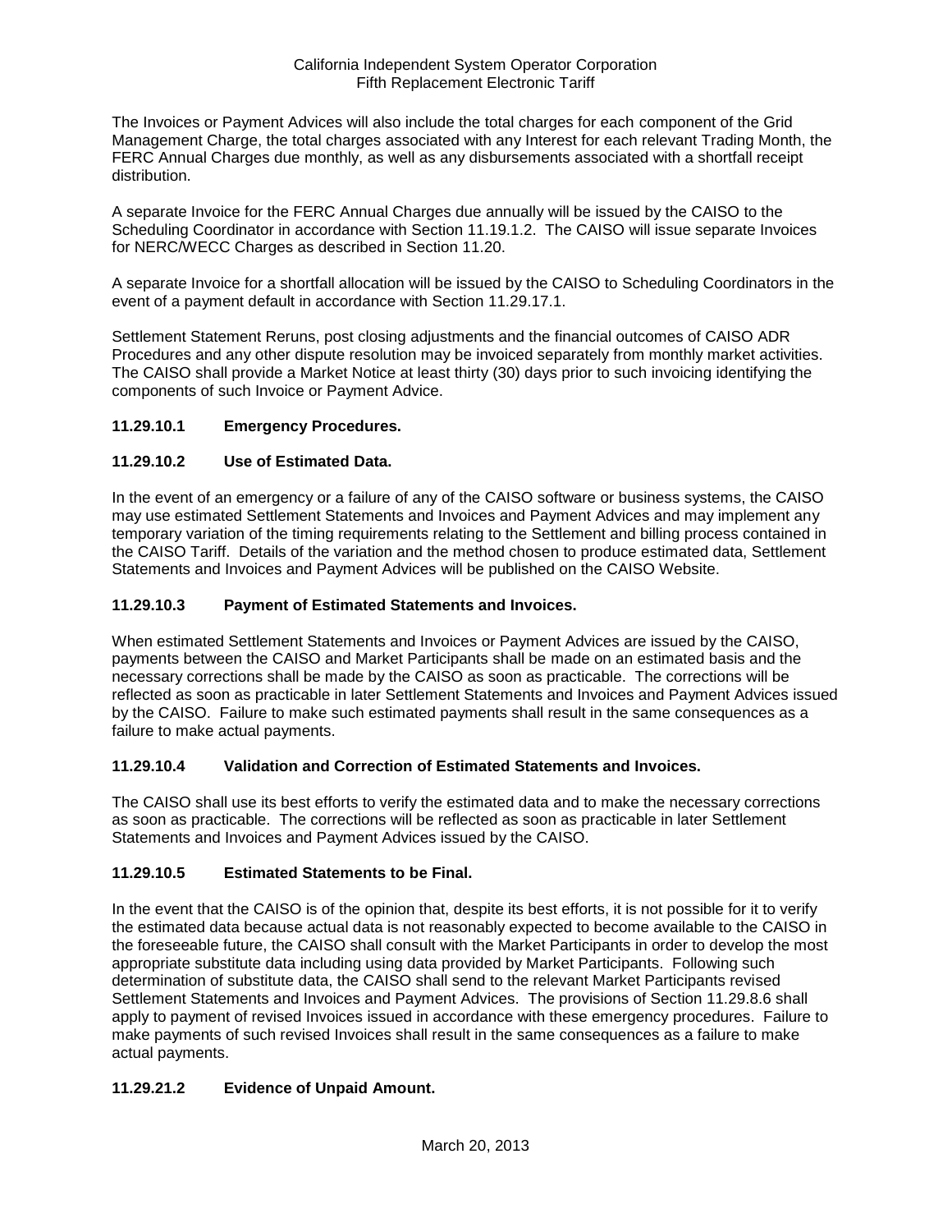The Invoices or Payment Advices will also include the total charges for each component of the Grid Management Charge, the total charges associated with any Interest for each relevant Trading Month, the FERC Annual Charges due monthly, as well as any disbursements associated with a shortfall receipt distribution.

A separate Invoice for the FERC Annual Charges due annually will be issued by the CAISO to the Scheduling Coordinator in accordance with Section 11.19.1.2. The CAISO will issue separate Invoices for NERC/WECC Charges as described in Section 11.20.

A separate Invoice for a shortfall allocation will be issued by the CAISO to Scheduling Coordinators in the event of a payment default in accordance with Section 11.29.17.1.

Settlement Statement Reruns, post closing adjustments and the financial outcomes of CAISO ADR Procedures and any other dispute resolution may be invoiced separately from monthly market activities. The CAISO shall provide a Market Notice at least thirty (30) days prior to such invoicing identifying the components of such Invoice or Payment Advice.

### 11.29.10.1 Emergency Procedures.

### 11.29.10.2 Use of Estimated Data.

In the event of an emergency or a failure of any of the CAISO software or business systems, the CAISO may use estimated Settlement Statements and Invoices and Payment Advices and may implement any temporary variation of the timing requirements relating to the Settlement and billing process contained in the CAISO Tariff. Details of the variation and the method chosen to produce estimated data, Settlement Statements and Invoices and Payment Advices will be published on the CAISO Website.

### 11.29.10.3 Payment of Estimated Statements and Invoices.

When estimated Settlement Statements and Invoices or Payment Advices are issued by the CAISO, payments between the CAISO and Market Participants shall be made on an estimated basis and the necessary corrections shall be made by the CAISO as soon as practicable. The corrections will be reflected as soon as practicable in later Settlement Statements and Invoices and Payment Advices issued by the CAISO. Failure to make such estimated payments shall result in the same consequences as a failure to make actual payments.

### 11.29.10.4 Validation and Correction of Estimated Statements and Invoices.

The CAISO shall use its best efforts to verify the estimated data and to make the necessary corrections as soon as practicable. The corrections will be reflected as soon as practicable in later Settlement Statements and Invoices and Payment Advices issued by the CAISO.

### 11.29.10.5 Estimated Statements to be Final.

In the event that the CAISO is of the opinion that, despite its best efforts, it is not possible for it to verify the estimated data because actual data is not reasonably expected to become available to the CAISO in the foreseeable future, the CAISO shall consult with the Market Participants in order to develop the most appropriate substitute data including using data provided by Market Participants. Following such determination of substitute data, the CAISO shall send to the relevant Market Participants revised Settlement Statements and Invoices and Payment Advices. The provisions of Section 11.29.8.6 shall apply to payment of revised Invoices issued in accordance with these emergency procedures. Failure to make payments of such revised Invoices shall result in the same consequences as a failure to make actual payments.

### 11.29.21.2 Evidence of Unpaid Amount.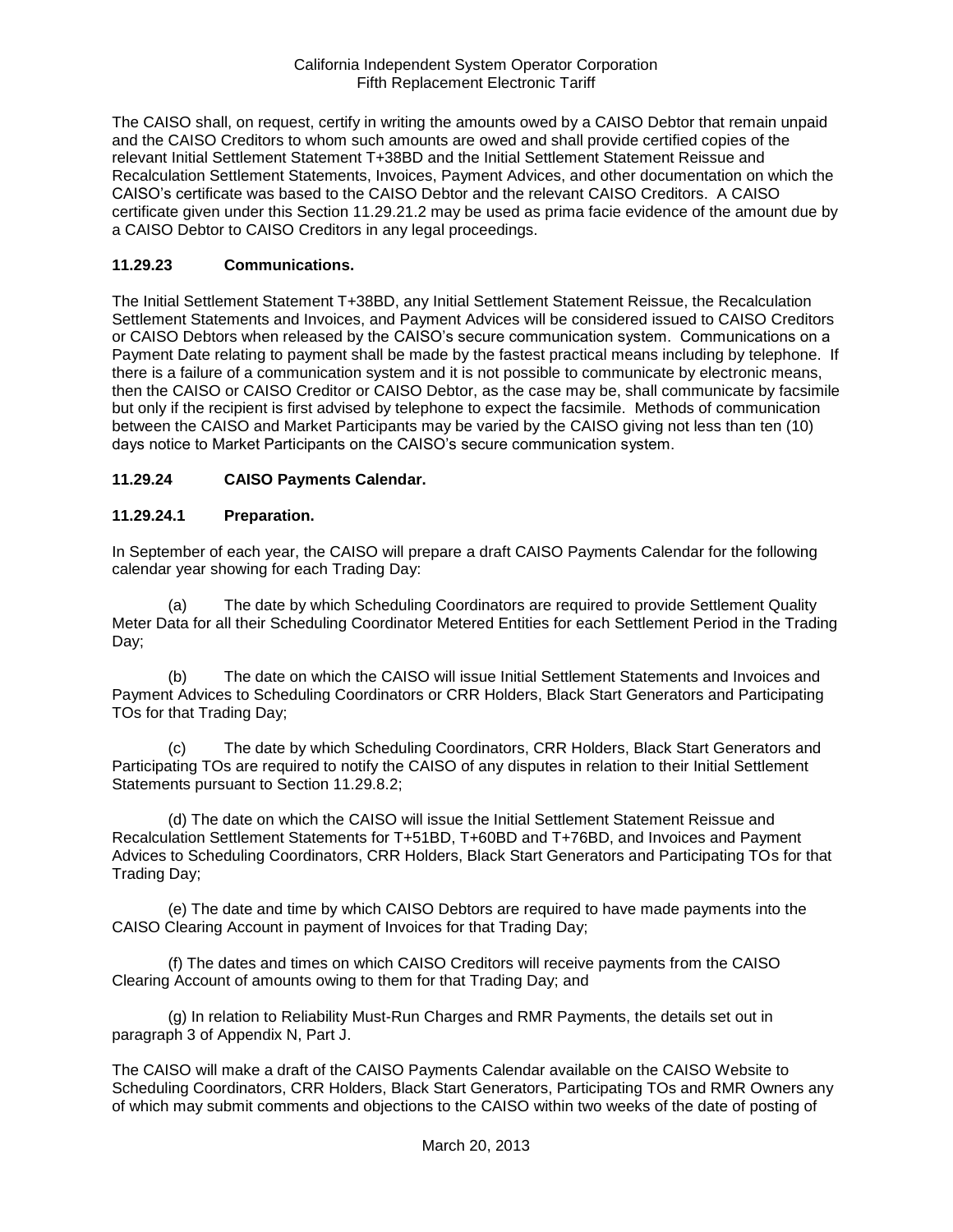The CAISO shall, on request, certify in writing the amounts owed by a CAISO Debtor that remain unpaid and the CAISO Creditors to whom such amounts are owed and shall provide certified copies of the relevant Initial Settlement Statement T+38BD and the Initial Settlement Statement Reissue and Recalculation Settlement Statements, Invoices, Payment Advices, and other documentation on which the CAISO's certificate was based to the CAISO Debtor and the relevant CAISO Creditors. A CAISO certificate given under this Section 11.29.21.2 may be used as prima facie evidence of the amount due by a CAISO Debtor to CAISO Creditors in any legal proceedings.

### 11.29.23 Communications.

The Initial Settlement Statement T+38BD, any Initial Settlement Statement Reissue, the Recalculation Settlement Statements and Invoices, and Payment Advices will be considered issued to CAISO Creditors or CAISO Debtors when released by the CAISO's secure communication system. Communications on a Payment Date relating to payment shall be made by the fastest practical means including by telephone. If there is a failure of a communication system and it is not possible to communicate by electronic means, then the CAISO or CAISO Creditor or CAISO Debtor, as the case may be, shall communicate by facsimile but only if the recipient is first advised by telephone to expect the facsimile. Methods of communication between the CAISO and Market Participants may be varied by the CAISO giving not less than ten (10) days notice to Market Participants on the CAISO's secure communication system.

### 11.29.24 CAISO Payments Calendar.

### 11.29.24.1 Preparation.

In September of each year, the CAISO will prepare a draft CAISO Payments Calendar for the following calendar year showing for each Trading Day:

(a) The date by which Scheduling Coordinators are required to provide Settlement Quality Meter Data for all their Scheduling Coordinator Metered Entities for each Settlement Period in the Trading Day;

(b) The date on which the CAISO will issue Initial Settlement Statements and Invoices and Payment Advices to Scheduling Coordinators or CRR Holders, Black Start Generators and Participating TOs for that Trading Day;

(c) The date by which Scheduling Coordinators, CRR Holders, Black Start Generators and Participating TOs are required to notify the CAISO of any disputes in relation to their Initial Settlement Statements pursuant to Section 11.29.8.2;

(d) The date on which the CAISO will issue the Initial Settlement Statement Reissue and Recalculation Settlement Statements for T+51BD, T+60BD and T+76BD, and Invoices and Payment Advices to Scheduling Coordinators, CRR Holders, Black Start Generators and Participating TOs for that Trading Day;

(e) The date and time by which CAISO Debtors are required to have made payments into the CAISO Clearing Account in payment of Invoices for that Trading Day;

(f) The dates and times on which CAISO Creditors will receive payments from the CAISO Clearing Account of amounts owing to them for that Trading Day; and

(g) In relation to Reliability Must-Run Charges and RMR Payments, the details set out in paragraph 3 of Appendix N, Part J.

The CAISO will make a draft of the CAISO Payments Calendar available on the CAISO Website to Scheduling Coordinators, CRR Holders, Black Start Generators, Participating TOs and RMR Owners any of which may submit comments and objections to the CAISO within two weeks of the date of posting of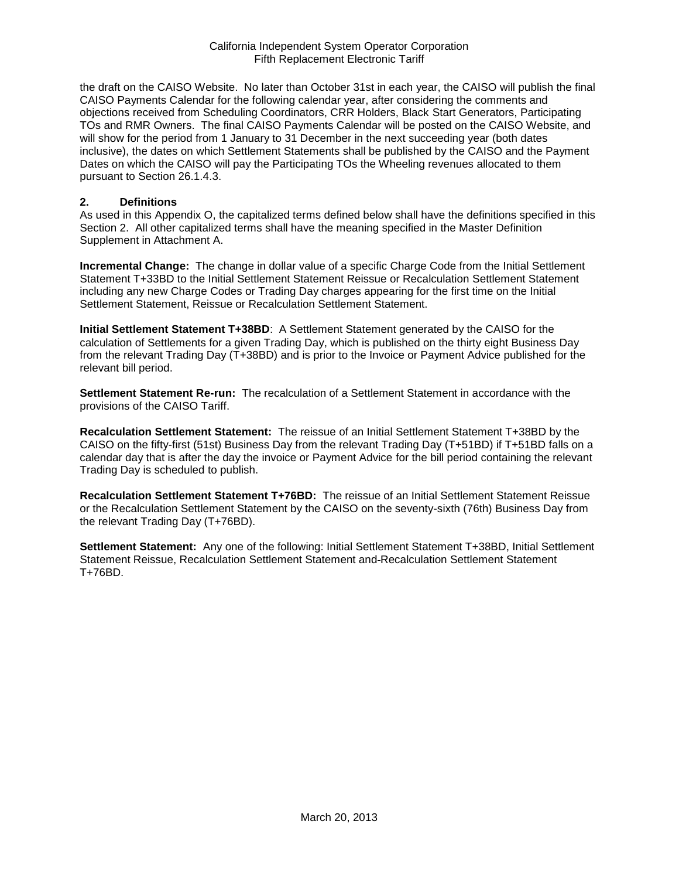the draft on the CAISO Website. No later than October 31st in each year, the CAISO will publish the final CAISO Payments Calendar for the following calendar year, after considering the comments and objections received from Scheduling Coordinators, CRR Holders, Black Start Generators, Participating TOs and RMR Owners. The final CAISO Payments Calendar will be posted on the CAISO Website, and will show for the period from 1 January to 31 December in the next succeeding year (both dates inclusive), the dates on which Settlement Statements shall be published by the CAISO and the Payment Dates on which the CAISO will pay the Participating TOs the Wheeling revenues allocated to them pursuant to Section 26.1.4.3.

## 2. Definitions

As used in this Appendix O, the capitalized terms defined below shall have the definitions specified in this Section 2. All other capitalized terms shall have the meaning specified in the Master Definition Supplement in Attachment A.

**Incremental Change:** The change in dollar value of a specific Charge Code from the Initial Settlement Statement T+33BD to the Initial Settlement Statement Reissue or Recalculation Settlement Statement including any new Charge Codes or Trading Day charges appearing for the first time on the Initial Settlement Statement, Reissue or Recalculation Settlement Statement.

**Initial Settlement Statement T+38BD**: A Settlement Statement generated by the CAISO for the calculation of Settlements for a given Trading Day, which is published on the thirty eight Business Day from the relevant Trading Day (T+38BD) and is prior to the Invoice or Payment Advice published for the relevant bill period.

**Settlement Statement Re-run:** The recalculation of a Settlement Statement in accordance with the provisions of the CAISO Tariff.

**Recalculation Settlement Statement:** The reissue of an Initial Settlement Statement T+38BD by the CAISO on the fifty-first (51st) Business Day from the relevant Trading Day (T+51BD) if T+51BD falls on a calendar day that is after the day the invoice or Payment Advice for the bill period containing the relevant Trading Day is scheduled to publish.

**Recalculation Settlement Statement T+76BD:** The reissue of an Initial Settlement Statement Reissue or the Recalculation Settlement Statement by the CAISO on the seventy-sixth (76th) Business Day from the relevant Trading Day (T+76BD).

**Settlement Statement:** Any one of the following: Initial Settlement Statement T+38BD, Initial Settlement Statement Reissue, Recalculation Settlement Statement and Recalculation Settlement Statement T+76BD.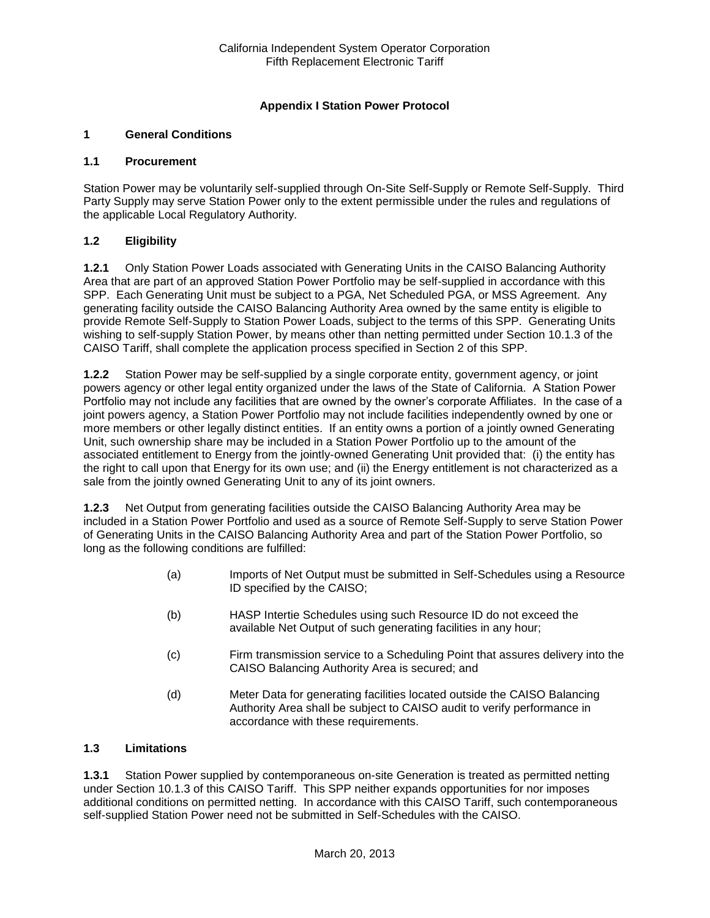## Appendix I Station Power Protocol

### 1 General Conditions

#### 1.1 Procurement

Station Power may be voluntarily self-supplied through On-Site Self-Supply or Remote Self-Supply. Third Party Supply may serve Station Power only to the extent permissible under the rules and regulations of the applicable Local Regulatory Authority.

#### 1.2 Eligibility

**1.2.1** Only Station Power Loads associated with Generating Units in the CAISO Balancing Authority Area that are part of an approved Station Power Portfolio may be self-supplied in accordance with this SPP. Each Generating Unit must be subject to a PGA, Net Scheduled PGA, or MSS Agreement. Any generating facility outside the CAISO Balancing Authority Area owned by the same entity is eligible to provide Remote Self-Supply to Station Power Loads, subject to the terms of this SPP. Generating Units wishing to self-supply Station Power, by means other than netting permitted under Section 10.1.3 of the CAISO Tariff, shall complete the application process specified in Section 2 of this SPP.

**1.2.2** Station Power may be self-supplied by a single corporate entity, government agency, or joint powers agency or other legal entity organized under the laws of the State of California. A Station Power Portfolio may not include any facilities that are owned by the owner's corporate Affiliates. In the case of a joint powers agency, a Station Power Portfolio may not include facilities independently owned by one or more members or other legally distinct entities. If an entity owns a portion of a jointly owned Generating Unit, such ownership share may be included in a Station Power Portfolio up to the amount of the associated entitlement to Energy from the jointly-owned Generating Unit provided that: (i) the entity has the right to call upon that Energy for its own use; and (ii) the Energy entitlement is not characterized as a sale from the jointly owned Generating Unit to any of its joint owners.

**1.2.3** Net Output from generating facilities outside the CAISO Balancing Authority Area may be included in a Station Power Portfolio and used as a source of Remote Self-Supply to serve Station Power of Generating Units in the CAISO Balancing Authority Area and part of the Station Power Portfolio, so long as the following conditions are fulfilled:

(a) Imports of Net Output must be submitted in Self-Schedules using a Resource ID specified by the CAISO;

(b) HASP Intertie Schedules using such Resource ID do not exceed the available Net Output of such generating facilities in any hour;

(c) Firm transmission service to a Scheduling Point that assures delivery into the CAISO Balancing Authority Area is secured; and

(d) Meter Data for generating facilities located outside the CAISO Balancing Authority Area shall be subject to CAISO audit to verify performance in accordance with these requirements.

#### 1.3 Limitations

**1.3.1** Station Power supplied by contemporaneous on-site Generation is treated as permitted netting under Section 10.1.3 of this CAISO Tariff. This SPP neither expands opportunities for nor imposes additional conditions on permitted netting. In accordance with this CAISO Tariff, such contemporaneous self-supplied Station Power need not be submitted in Self-Schedules with the CAISO.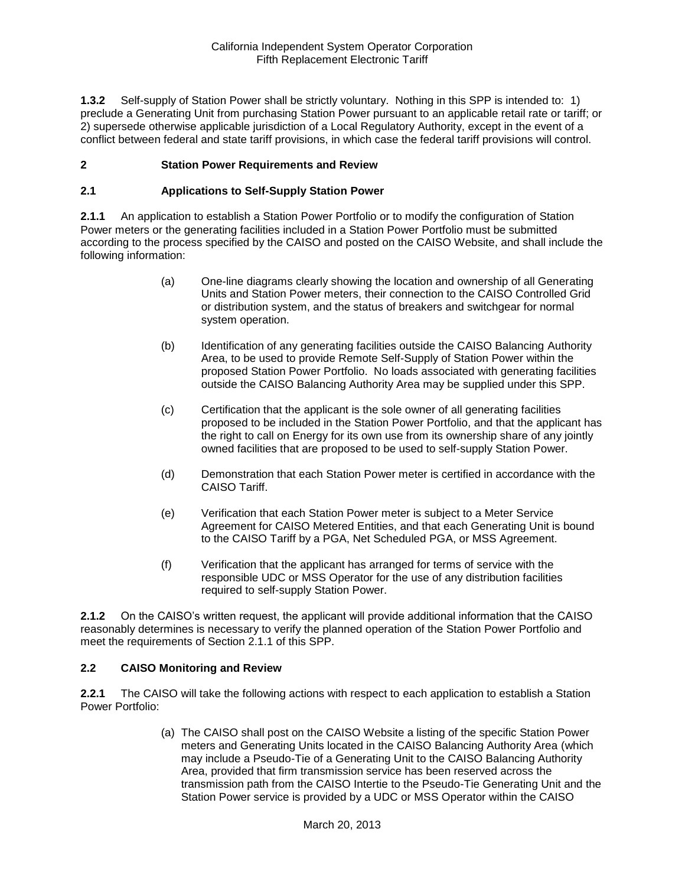**1.3.2** Self-supply of Station Power shall be strictly voluntary. Nothing in this SPP is intended to: 1) preclude a Generating Unit from purchasing Station Power pursuant to an applicable retail rate or tariff; or 2) supersede otherwise applicable jurisdiction of a Local Regulatory Authority, except in the event of a conflict between federal and state tariff provisions, in which case the federal tariff provisions will control.

## 2 Station Power Requirements and Review

### 2.1 Applications to Self-Supply Station Power

**2.1.1** An application to establish a Station Power Portfolio or to modify the configuration of Station Power meters or the generating facilities included in a Station Power Portfolio must be submitted according to the process specified by the CAISO and posted on the CAISO Website, and shall include the following information:

(a) One-line diagrams clearly showing the location and ownership of all Generating Units and Station Power meters, their connection to the CAISO Controlled Grid or distribution system, and the status of breakers and switchgear for normal system operation.

(b) Identification of any generating facilities outside the CAISO Balancing Authority Area, to be used to provide Remote Self-Supply of Station Power within the proposed Station Power Portfolio. No loads associated with generating facilities outside the CAISO Balancing Authority Area may be supplied under this SPP.

(c) Certification that the applicant is the sole owner of all generating facilities proposed to be included in the Station Power Portfolio, and that the applicant has the right to call on Energy for its own use from its ownership share of any jointly owned facilities that are proposed to be used to self-supply Station Power.

(d) Demonstration that each Station Power meter is certified in accordance with the CAISO Tariff.

(e) Verification that each Station Power meter is subject to a Meter Service Agreement for CAISO Metered Entities, and that each Generating Unit is bound to the CAISO Tariff by a PGA, Net Scheduled PGA, or MSS Agreement.

(f) Verification that the applicant has arranged for terms of service with the responsible UDC or MSS Operator for the use of any distribution facilities required to self-supply Station Power.

**2.1.2** On the CAISO's written request, the applicant will provide additional information that the CAISO reasonably determines is necessary to verify the planned operation of the Station Power Portfolio and meet the requirements of Section 2.1.1 of this SPP.

### 2.2 CAISO Monitoring and Review

**2.2.1** The CAISO will take the following actions with respect to each application to establish a Station Power Portfolio:

(a) The CAISO shall post on the CAISO Website a listing of the specific Station Power meters and Generating Units located in the CAISO Balancing Authority Area (which may include a Pseudo-Tie of a Generating Unit to the CAISO Balancing Authority Area, provided that firm transmission service has been reserved across the transmission path from the CAISO Intertie to the Pseudo-Tie Generating Unit and the Station Power service is provided by a UDC or MSS Operator within the CAISO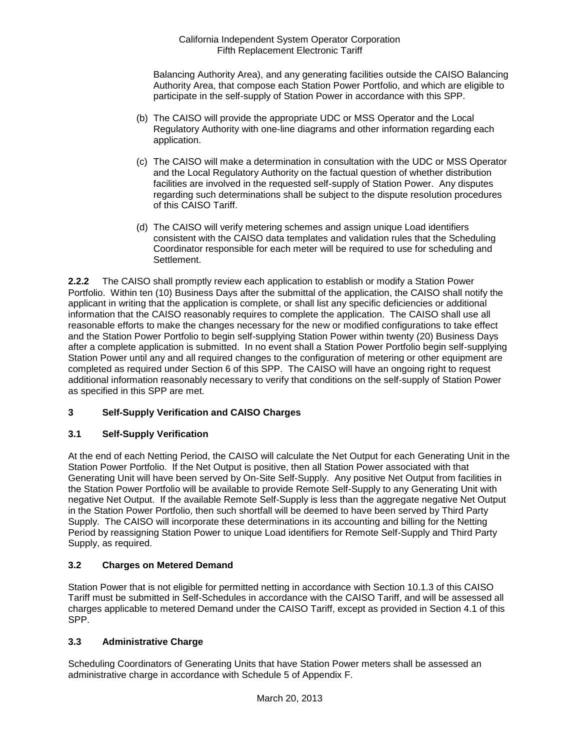Balancing Authority Area), and any generating facilities outside the CAISO Balancing Authority Area, that compose each Station Power Portfolio, and which are eligible to participate in the self-supply of Station Power in accordance with this SPP.

(b) The CAISO will provide the appropriate UDC or MSS Operator and the Local Regulatory Authority with one-line diagrams and other information regarding each application.

(c) The CAISO will make a determination in consultation with the UDC or MSS Operator and the Local Regulatory Authority on the factual question of whether distribution facilities are involved in the requested self-supply of Station Power. Any disputes regarding such determinations shall be subject to the dispute resolution procedures of this CAISO Tariff.

(d) The CAISO will verify metering schemes and assign unique Load identifiers consistent with the CAISO data templates and validation rules that the Scheduling Coordinator responsible for each meter will be required to use for scheduling and Settlement.

**2.2.2** The CAISO shall promptly review each application to establish or modify a Station Power Portfolio. Within ten (10) Business Days after the submittal of the application, the CAISO shall notify the applicant in writing that the application is complete, or shall list any specific deficiencies or additional information that the CAISO reasonably requires to complete the application. The CAISO shall use all reasonable efforts to make the changes necessary for the new or modified configurations to take effect and the Station Power Portfolio to begin self-supplying Station Power within twenty (20) Business Days after a complete application is submitted. In no event shall a Station Power Portfolio begin self-supplying Station Power until any and all required changes to the configuration of metering or other equipment are completed as required under Section 6 of this SPP. The CAISO will have an ongoing right to request additional information reasonably necessary to verify that conditions on the self-supply of Station Power as specified in this SPP are met.

## 3 Self-Supply Verification and CAISO Charges

### 3.1 Self-Supply Verification

At the end of each Netting Period, the CAISO will calculate the Net Output for each Generating Unit in the Station Power Portfolio. If the Net Output is positive, then all Station Power associated with that Generating Unit will have been served by On-Site Self-Supply. Any positive Net Output from facilities in the Station Power Portfolio will be available to provide Remote Self-Supply to any Generating Unit with negative Net Output. If the available Remote Self-Supply is less than the aggregate negative Net Output in the Station Power Portfolio, then such shortfall will be deemed to have been served by Third Party Supply. The CAISO will incorporate these determinations in its accounting and billing for the Netting Period by reassigning Station Power to unique Load identifiers for Remote Self-Supply and Third Party Supply, as required.

### 3.2 Charges on Metered Demand

Station Power that is not eligible for permitted netting in accordance with Section 10.1.3 of this CAISO Tariff must be submitted in Self-Schedules in accordance with the CAISO Tariff, and will be assessed all charges applicable to metered Demand under the CAISO Tariff, except as provided in Section 4.1 of this SPP.

### 3.3 Administrative Charge

Scheduling Coordinators of Generating Units that have Station Power meters shall be assessed an administrative charge in accordance with Schedule 5 of Appendix F.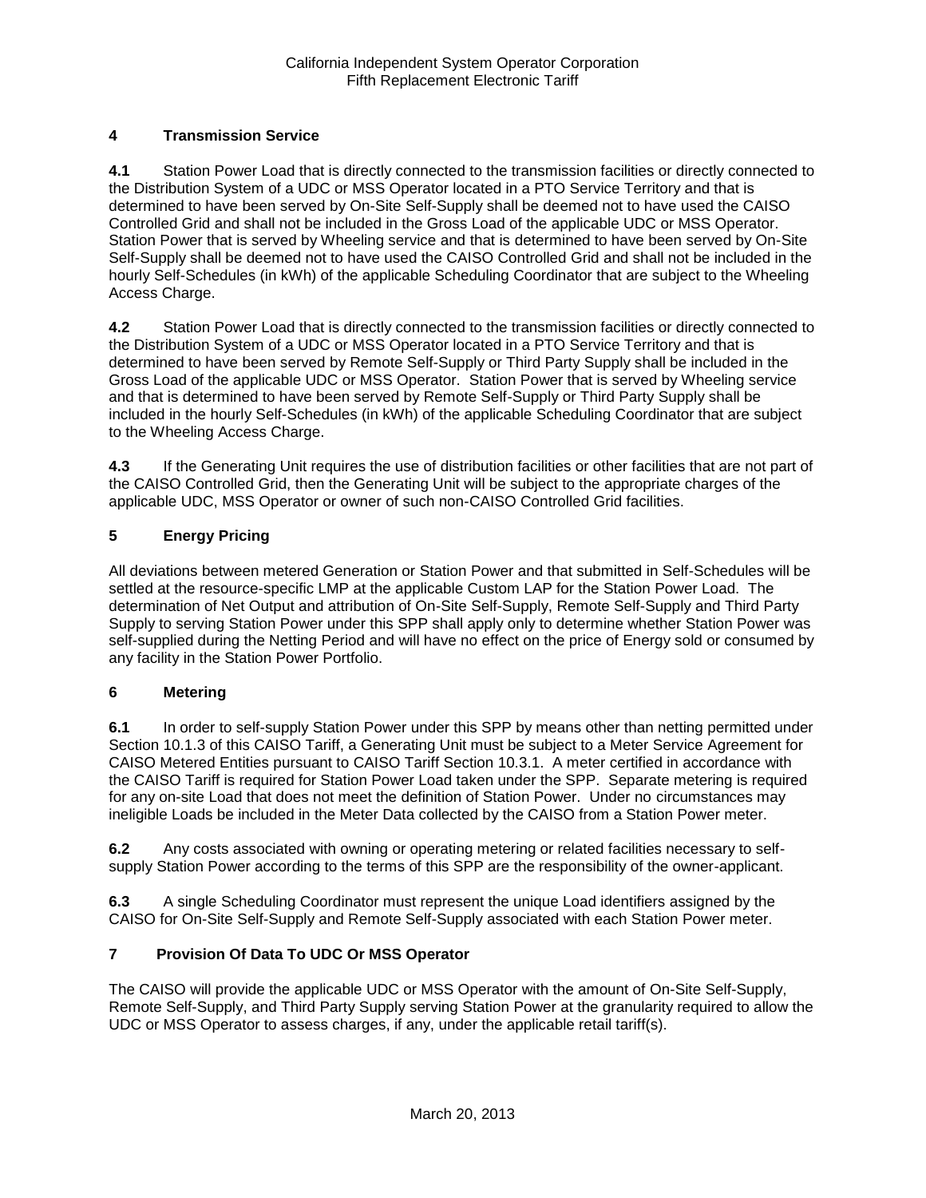## 4 Transmission Service

**4.1** Station Power Load that is directly connected to the transmission facilities or directly connected to the Distribution System of a UDC or MSS Operator located in a PTO Service Territory and that is determined to have been served by On-Site Self-Supply shall be deemed not to have used the CAISO Controlled Grid and shall not be included in the Gross Load of the applicable UDC or MSS Operator. Station Power that is served by Wheeling service and that is determined to have been served by On-Site Self-Supply shall be deemed not to have used the CAISO Controlled Grid and shall not be included in the hourly Self-Schedules (in kWh) of the applicable Scheduling Coordinator that are subject to the Wheeling Access Charge.

**4.2** Station Power Load that is directly connected to the transmission facilities or directly connected to the Distribution System of a UDC or MSS Operator located in a PTO Service Territory and that is determined to have been served by Remote Self-Supply or Third Party Supply shall be included in the Gross Load of the applicable UDC or MSS Operator. Station Power that is served by Wheeling service and that is determined to have been served by Remote Self-Supply or Third Party Supply shall be included in the hourly Self-Schedules (in kWh) of the applicable Scheduling Coordinator that are subject to the Wheeling Access Charge.

**4.3** If the Generating Unit requires the use of distribution facilities or other facilities that are not part of the CAISO Controlled Grid, then the Generating Unit will be subject to the appropriate charges of the applicable UDC, MSS Operator or owner of such non-CAISO Controlled Grid facilities.

## 5 Energy Pricing

All deviations between metered Generation or Station Power and that submitted in Self-Schedules will be settled at the resource-specific LMP at the applicable Custom LAP for the Station Power Load. The determination of Net Output and attribution of On-Site Self-Supply, Remote Self-Supply and Third Party Supply to serving Station Power under this SPP shall apply only to determine whether Station Power was self-supplied during the Netting Period and will have no effect on the price of Energy sold or consumed by any facility in the Station Power Portfolio.

## 6 Metering

**6.1** In order to self-supply Station Power under this SPP by means other than netting permitted under Section 10.1.3 of this CAISO Tariff, a Generating Unit must be subject to a Meter Service Agreement for CAISO Metered Entities pursuant to CAISO Tariff Section 10.3.1. A meter certified in accordance with the CAISO Tariff is required for Station Power Load taken under the SPP. Separate metering is required for any on-site Load that does not meet the definition of Station Power. Under no circumstances may ineligible Loads be included in the Meter Data collected by the CAISO from a Station Power meter.

**6.2** Any costs associated with owning or operating metering or related facilities necessary to self-supply Station Power according to the terms of this SPP are the responsibility of the owner-applicant.

**6.3** A single Scheduling Coordinator must represent the unique Load identifiers assigned by the CAISO for On-Site Self-Supply and Remote Self-Supply associated with each Station Power meter.

## 7 Provision Of Data To UDC Or MSS Operator

The CAISO will provide the applicable UDC or MSS Operator with the amount of On-Site Self-Supply, Remote Self-Supply, and Third Party Supply serving Station Power at the granularity required to allow the UDC or MSS Operator to assess charges, if any, under the applicable retail tariff(s).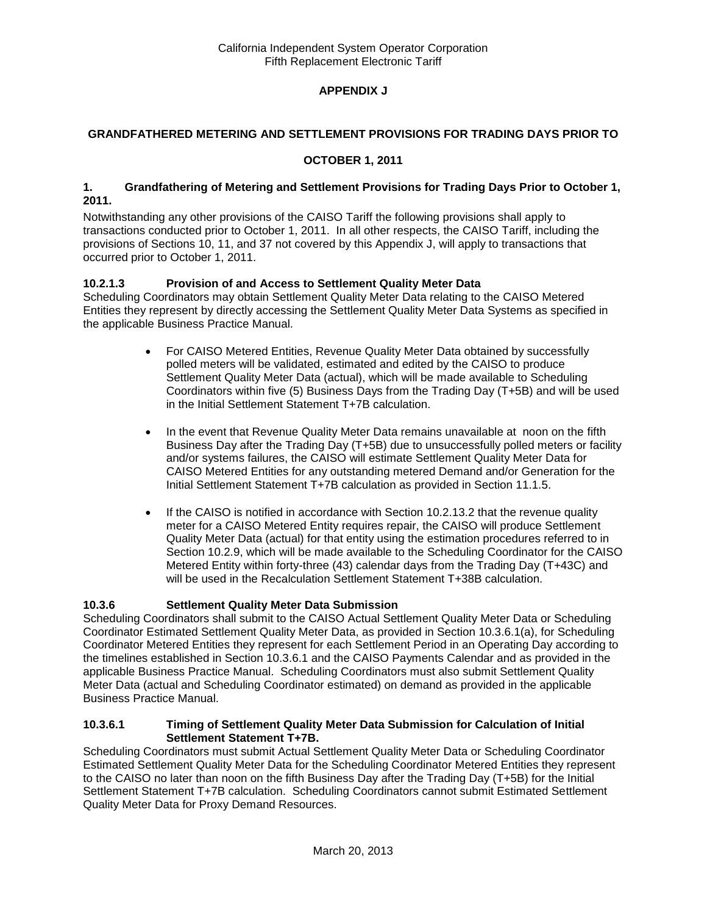**APPENDIX J**

**GRANDFATHERED METERING AND SETTLEMENT PROVISIONS FOR TRADING DAYS PRIOR TO OCTOBER 1, 2011**

**1. Grandfathering of Metering and Settlement Provisions for Trading Days Prior to October 1, 2011.**

Notwithstanding any other provisions of the CAISO Tariff the following provisions shall apply to transactions conducted prior to October 1, 2011. In all other respects, the CAISO Tariff, including the provisions of Sections 10, 11, and 37 not covered by this Appendix J, will apply to transactions that occurred prior to October 1, 2011.

**10.2.1.3 Provision of and Access to Settlement Quality Meter Data**

Scheduling Coordinators may obtain Settlement Quality Meter Data relating to the CAISO Metered Entities they represent by directly accessing the Settlement Quality Meter Data Systems as specified in the applicable Business Practice Manual.

- For CAISO Metered Entities, Revenue Quality Meter Data obtained by successfully polled meters will be validated, estimated and edited by the CAISO to produce Settlement Quality Meter Data (actual), which will be made available to Scheduling Coordinators within five (5) Business Days from the Trading Day (T+5B) and will be used in the Initial Settlement Statement T+7B calculation.
- In the event that Revenue Quality Meter Data remains unavailable at noon on the fifth Business Day after the Trading Day (T+5B) due to unsuccessfully polled meters or facility and/or systems failures, the CAISO will estimate Settlement Quality Meter Data for CAISO Metered Entities for any outstanding metered Demand and/or Generation for the Initial Settlement Statement T+7B calculation as provided in Section 11.1.5.
- If the CAISO is notified in accordance with Section 10.2.13.2 that the revenue quality meter for a CAISO Metered Entity requires repair, the CAISO will produce Settlement Quality Meter Data (actual) for that entity using the estimation procedures referred to in Section 10.2.9, which will be made available to the Scheduling Coordinator for the CAISO Metered Entity within forty-three (43) calendar days from the Trading Day (T+43C) and will be used in the Recalculation Settlement Statement T+38B calculation.

**10.3.6 Settlement Quality Meter Data Submission**

Scheduling Coordinators shall submit to the CAISO Actual Settlement Quality Meter Data or Scheduling Coordinator Estimated Settlement Quality Meter Data, as provided in Section 10.3.6.1(a), for Scheduling Coordinator Metered Entities they represent for each Settlement Period in an Operating Day according to the timelines established in Section 10.3.6.1 and the CAISO Payments Calendar and as provided in the applicable Business Practice Manual. Scheduling Coordinators must also submit Settlement Quality Meter Data (actual and Scheduling Coordinator estimated) on demand as provided in the applicable Business Practice Manual.

**10.3.6.1 Timing of Settlement Quality Meter Data Submission for Calculation of Initial Settlement Statement T+7B.**

Scheduling Coordinators must submit Actual Settlement Quality Meter Data or Scheduling Coordinator Estimated Settlement Quality Meter Data for the Scheduling Coordinator Metered Entities they represent to the CAISO no later than noon on the fifth Business Day after the Trading Day (T+5B) for the Initial Settlement Statement T+7B calculation. Scheduling Coordinators cannot submit Estimated Settlement Quality Meter Data for Proxy Demand Resources.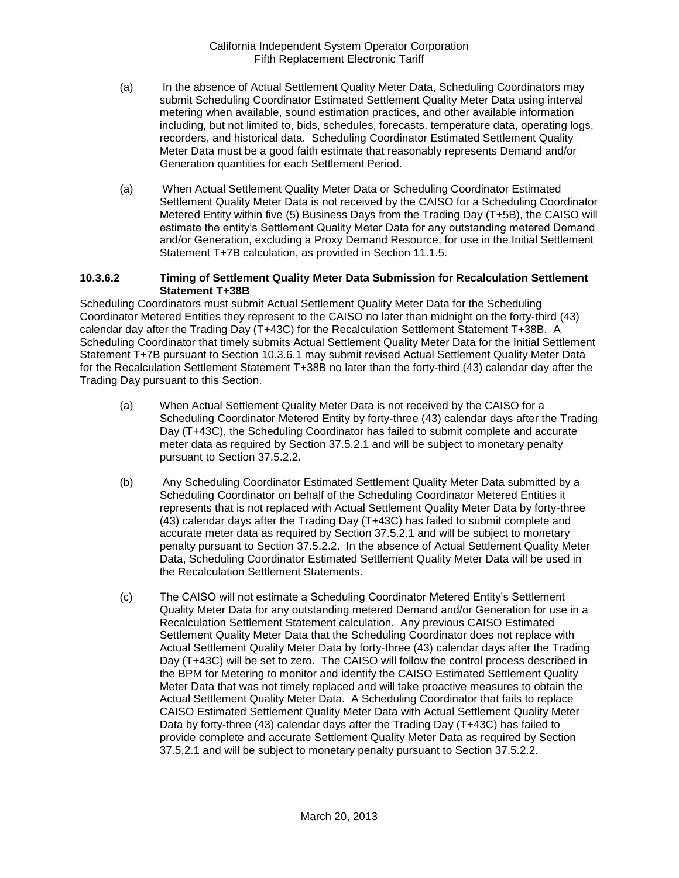(a) In the absence of Actual Settlement Quality Meter Data, Scheduling Coordinators may submit Scheduling Coordinator Estimated Settlement Quality Meter Data using interval metering when available, sound estimation practices, and other available information including, but not limited to, bids, schedules, forecasts, temperature data, operating logs, recorders, and historical data. Scheduling Coordinator Estimated Settlement Quality Meter Data must be a good faith estimate that reasonably represents Demand and/or Generation quantities for each Settlement Period.

(a) When Actual Settlement Quality Meter Data or Scheduling Coordinator Estimated Settlement Quality Meter Data is not received by the CAISO for a Scheduling Coordinator Metered Entity within five (5) Business Days from the Trading Day (T+5B), the CAISO will estimate the entity's Settlement Quality Meter Data for any outstanding metered Demand and/or Generation, excluding a Proxy Demand Resource, for use in the Initial Settlement Statement T+7B calculation, as provided in Section 11.1.5.

**10.3.6.2 Timing of Settlement Quality Meter Data Submission for Recalculation Settlement Statement T+38B**

Scheduling Coordinators must submit Actual Settlement Quality Meter Data for the Scheduling Coordinator Metered Entities they represent to the CAISO no later than midnight on the forty-third (43) calendar day after the Trading Day (T+43C) for the Recalculation Settlement Statement T+38B. A Scheduling Coordinator that timely submits Actual Settlement Quality Meter Data for the Initial Settlement Statement T+7B pursuant to Section 10.3.6.1 may submit revised Actual Settlement Quality Meter Data for the Recalculation Settlement Statement T+38B no later than the forty-third (43) calendar day after the Trading Day pursuant to this Section.

(a) When Actual Settlement Quality Meter Data is not received by the CAISO for a Scheduling Coordinator Metered Entity by forty-three (43) calendar days after the Trading Day (T+43C), the Scheduling Coordinator has failed to submit complete and accurate meter data as required by Section 37.5.2.1 and will be subject to monetary penalty pursuant to Section 37.5.2.2.

(b) Any Scheduling Coordinator Estimated Settlement Quality Meter Data submitted by a Scheduling Coordinator on behalf of the Scheduling Coordinator Metered Entities it represents that is not replaced with Actual Settlement Quality Meter Data by forty-three (43) calendar days after the Trading Day (T+43C) has failed to submit complete and accurate meter data as required by Section 37.5.2.1 and will be subject to monetary penalty pursuant to Section 37.5.2.2. In the absence of Actual Settlement Quality Meter Data, Scheduling Coordinator Estimated Settlement Quality Meter Data will be used in the Recalculation Settlement Statements.

(c) The CAISO will not estimate a Scheduling Coordinator Metered Entity's Settlement Quality Meter Data for any outstanding metered Demand and/or Generation for use in a Recalculation Settlement Statement calculation. Any previous CAISO Estimated Settlement Quality Meter Data that the Scheduling Coordinator does not replace with Actual Settlement Quality Meter Data by forty-three (43) calendar days after the Trading Day (T+43C) will be set to zero. The CAISO will follow the control process described in the BPM for Metering to monitor and identify the CAISO Estimated Settlement Quality Meter Data that was not timely replaced and will take proactive measures to obtain the Actual Settlement Quality Meter Data. A Scheduling Coordinator that fails to replace CAISO Estimated Settlement Quality Meter Data with Actual Settlement Quality Meter Data by forty-three (43) calendar days after the Trading Day (T+43C) has failed to provide complete and accurate Settlement Quality Meter Data as required by Section 37.5.2.1 and will be subject to monetary penalty pursuant to Section 37.5.2.2.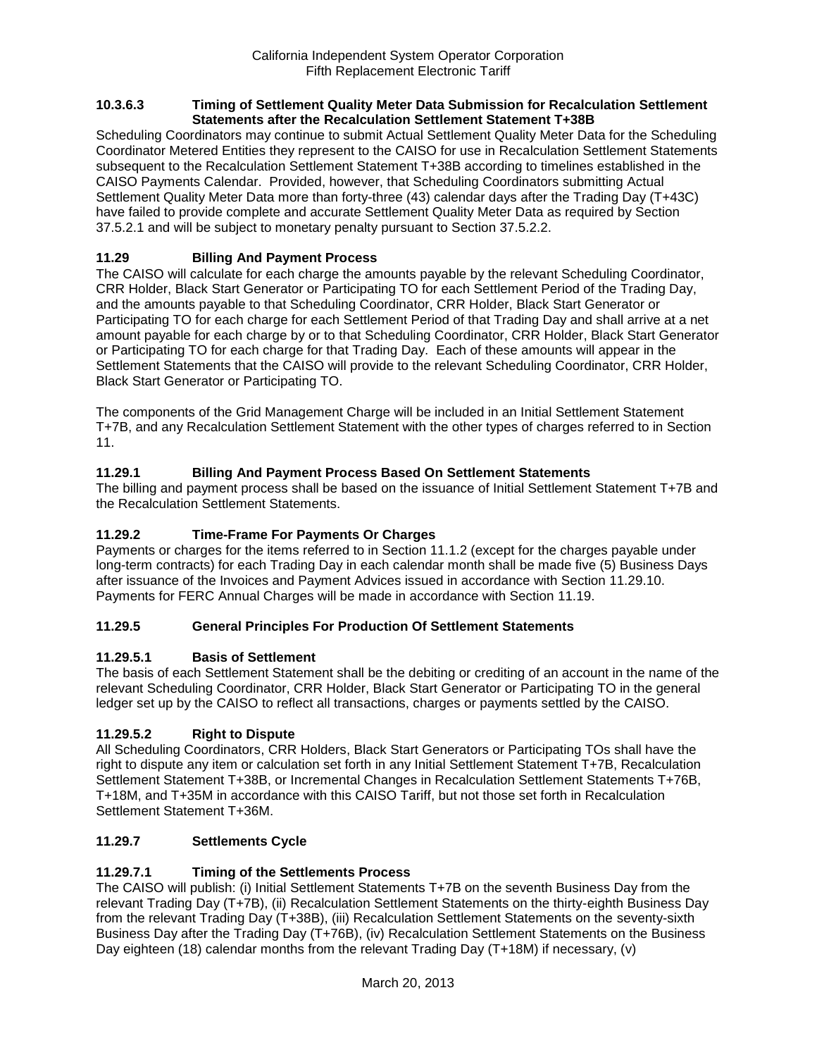### 10.3.6.3 Timing of Settlement Quality Meter Data Submission for Recalculation Settlement Statements after the Recalculation Settlement Statement T+38B

Scheduling Coordinators may continue to submit Actual Settlement Quality Meter Data for the Scheduling Coordinator Metered Entities they represent to the CAISO for use in Recalculation Settlement Statements subsequent to the Recalculation Settlement Statement T+38B according to timelines established in the CAISO Payments Calendar. Provided, however, that Scheduling Coordinators submitting Actual Settlement Quality Meter Data more than forty-three (43) calendar days after the Trading Day (T+43C) have failed to provide complete and accurate Settlement Quality Meter Data as required by Section 37.5.2.1 and will be subject to monetary penalty pursuant to Section 37.5.2.2.

### 11.29 Billing And Payment Process

The CAISO will calculate for each charge the amounts payable by the relevant Scheduling Coordinator, CRR Holder, Black Start Generator or Participating TO for each Settlement Period of the Trading Day, and the amounts payable to that Scheduling Coordinator, CRR Holder, Black Start Generator or Participating TO for each charge for each Settlement Period of that Trading Day and shall arrive at a net amount payable for each charge by or to that Scheduling Coordinator, CRR Holder, Black Start Generator or Participating TO for each charge for that Trading Day. Each of these amounts will appear in the Settlement Statements that the CAISO will provide to the relevant Scheduling Coordinator, CRR Holder, Black Start Generator or Participating TO.

The components of the Grid Management Charge will be included in an Initial Settlement Statement T+7B, and any Recalculation Settlement Statement with the other types of charges referred to in Section 11.

### 11.29.1 Billing And Payment Process Based On Settlement Statements

The billing and payment process shall be based on the issuance of Initial Settlement Statement T+7B and the Recalculation Settlement Statements.

### 11.29.2 Time-Frame For Payments Or Charges

Payments or charges for the items referred to in Section 11.1.2 (except for the charges payable under long-term contracts) for each Trading Day in each calendar month shall be made five (5) Business Days after issuance of the Invoices and Payment Advices issued in accordance with Section 11.29.10. Payments for FERC Annual Charges will be made in accordance with Section 11.19.

### 11.29.5 General Principles For Production Of Settlement Statements

### 11.29.5.1 Basis of Settlement

The basis of each Settlement Statement shall be the debiting or crediting of an account in the name of the relevant Scheduling Coordinator, CRR Holder, Black Start Generator or Participating TO in the general ledger set up by the CAISO to reflect all transactions, charges or payments settled by the CAISO.

### 11.29.5.2 Right to Dispute

All Scheduling Coordinators, CRR Holders, Black Start Generators or Participating TOs shall have the right to dispute any item or calculation set forth in any Initial Settlement Statement T+7B, Recalculation Settlement Statement T+38B, or Incremental Changes in Recalculation Settlement Statements T+76B, T+18M, and T+35M in accordance with this CAISO Tariff, but not those set forth in Recalculation Settlement Statement T+36M.

### 11.29.7 Settlements Cycle

### 11.29.7.1 Timing of the Settlements Process

The CAISO will publish: (i) Initial Settlement Statements T+7B on the seventh Business Day from the relevant Trading Day (T+7B), (ii) Recalculation Settlement Statements on the thirty-eighth Business Day from the relevant Trading Day (T+38B), (iii) Recalculation Settlement Statements on the seventy-sixth Business Day after the Trading Day (T+76B), (iv) Recalculation Settlement Statements on the Business Day eighteen (18) calendar months from the relevant Trading Day (T+18M) if necessary, (v)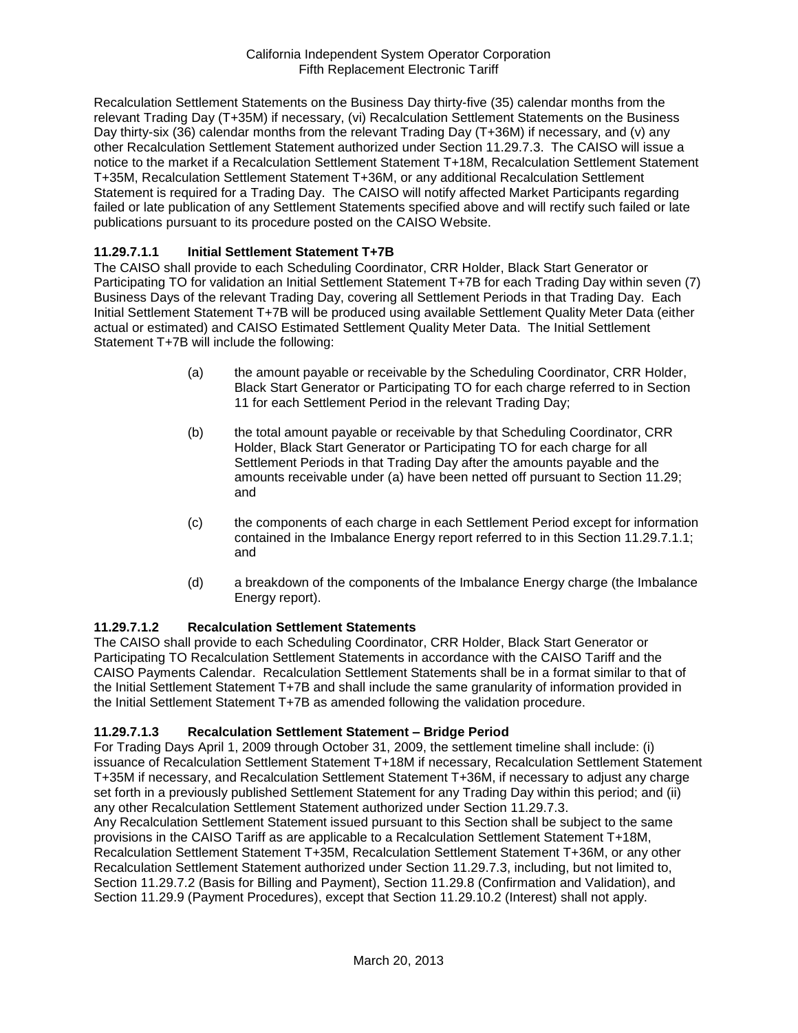Recalculation Settlement Statements on the Business Day thirty-five (35) calendar months from the relevant Trading Day (T+35M) if necessary, (vi) Recalculation Settlement Statements on the Business Day thirty-six (36) calendar months from the relevant Trading Day (T+36M) if necessary, and (v) any other Recalculation Settlement Statement authorized under Section 11.29.7.3. The CAISO will issue a notice to the market if a Recalculation Settlement Statement T+18M, Recalculation Settlement Statement T+35M, Recalculation Settlement Statement T+36M, or any additional Recalculation Settlement Statement is required for a Trading Day. The CAISO will notify affected Market Participants regarding failed or late publication of any Settlement Statements specified above and will rectify such failed or late publications pursuant to its procedure posted on the CAISO Website.

### 11.29.7.1.1 Initial Settlement Statement T+7B

The CAISO shall provide to each Scheduling Coordinator, CRR Holder, Black Start Generator or Participating TO for validation an Initial Settlement Statement T+7B for each Trading Day within seven (7) Business Days of the relevant Trading Day, covering all Settlement Periods in that Trading Day. Each Initial Settlement Statement T+7B will be produced using available Settlement Quality Meter Data (either actual or estimated) and CAISO Estimated Settlement Quality Meter Data. The Initial Settlement Statement T+7B will include the following:

(a) the amount payable or receivable by the Scheduling Coordinator, CRR Holder, Black Start Generator or Participating TO for each charge referred to in Section 11 for each Settlement Period in the relevant Trading Day;

(b) the total amount payable or receivable by that Scheduling Coordinator, CRR Holder, Black Start Generator or Participating TO for each charge for all Settlement Periods in that Trading Day after the amounts payable and the amounts receivable under (a) have been netted off pursuant to Section 11.29; and

(c) the components of each charge in each Settlement Period except for information contained in the Imbalance Energy report referred to in this Section 11.29.7.1.1; and

(d) a breakdown of the components of the Imbalance Energy charge (the Imbalance Energy report).

### 11.29.7.1.2 Recalculation Settlement Statements

The CAISO shall provide to each Scheduling Coordinator, CRR Holder, Black Start Generator or Participating TO Recalculation Settlement Statements in accordance with the CAISO Tariff and the CAISO Payments Calendar. Recalculation Settlement Statements shall be in a format similar to that of the Initial Settlement Statement T+7B and shall include the same granularity of information provided in the Initial Settlement Statement T+7B as amended following the validation procedure.

### 11.29.7.1.3 Recalculation Settlement Statement – Bridge Period

For Trading Days April 1, 2009 through October 31, 2009, the settlement timeline shall include: (i) issuance of Recalculation Settlement Statement T+18M if necessary, Recalculation Settlement Statement T+35M if necessary, and Recalculation Settlement Statement T+36M, if necessary to adjust any charge set forth in a previously published Settlement Statement for any Trading Day within this period; and (ii) any other Recalculation Settlement Statement authorized under Section 11.29.7.3.

Any Recalculation Settlement Statement issued pursuant to this Section shall be subject to the same provisions in the CAISO Tariff as are applicable to a Recalculation Settlement Statement T+18M, Recalculation Settlement Statement T+35M, Recalculation Settlement Statement T+36M, or any other Recalculation Settlement Statement authorized under Section 11.29.7.3, including, but not limited to, Section 11.29.7.2 (Basis for Billing and Payment), Section 11.29.8 (Confirmation and Validation), and Section 11.29.9 (Payment Procedures), except that Section 11.29.10.2 (Interest) shall not apply.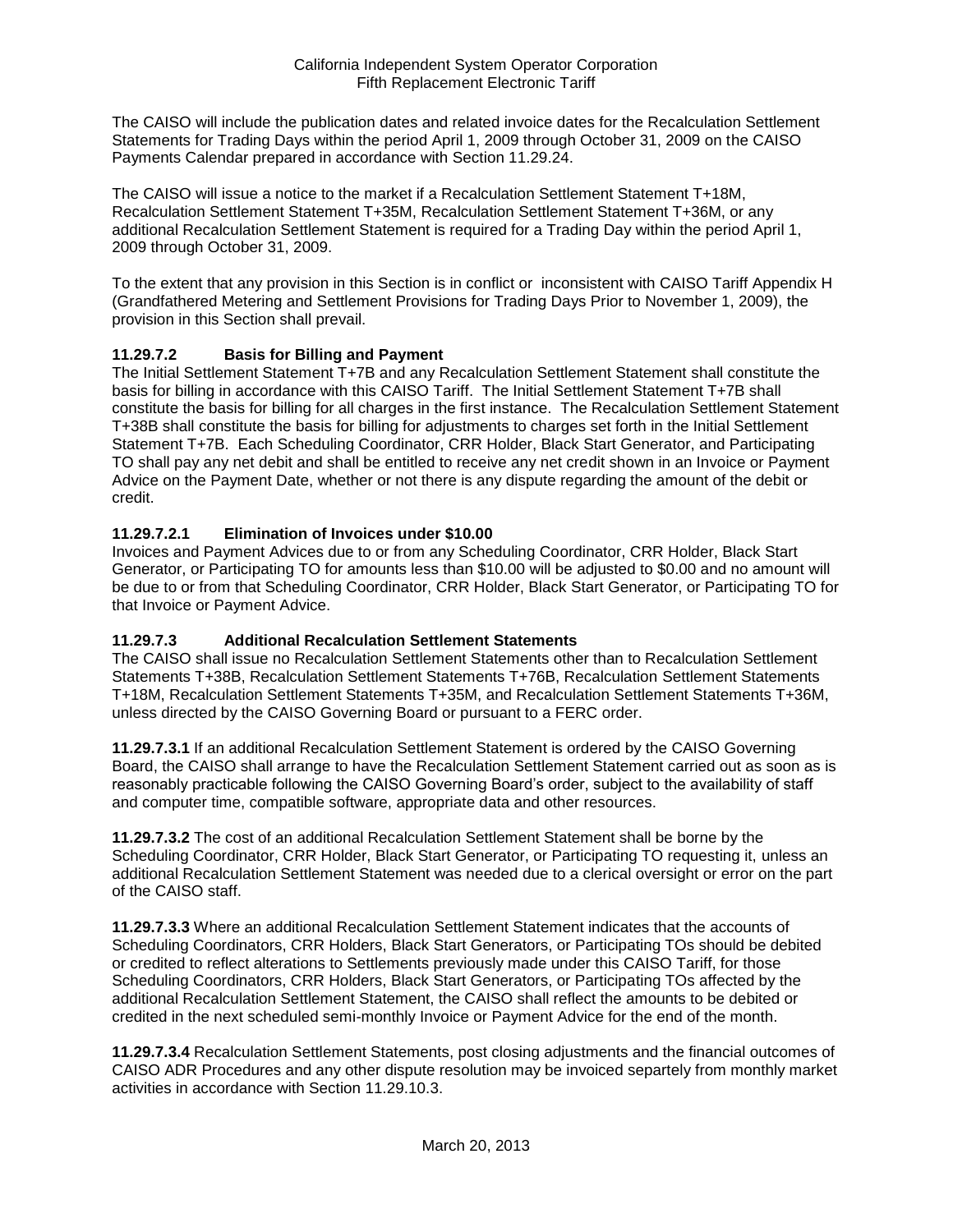The CAISO will include the publication dates and related invoice dates for the Recalculation Settlement Statements for Trading Days within the period April 1, 2009 through October 31, 2009 on the CAISO Payments Calendar prepared in accordance with Section 11.29.24.

The CAISO will issue a notice to the market if a Recalculation Settlement Statement T+18M, Recalculation Settlement Statement T+35M, Recalculation Settlement Statement T+36M, or any additional Recalculation Settlement Statement is required for a Trading Day within the period April 1, 2009 through October 31, 2009.

To the extent that any provision in this Section is in conflict or inconsistent with CAISO Tariff Appendix H (Grandfathered Metering and Settlement Provisions for Trading Days Prior to November 1, 2009), the provision in this Section shall prevail.

#### 11.29.7.2 Basis for Billing and Payment

The Initial Settlement Statement T+7B and any Recalculation Settlement Statement shall constitute the basis for billing in accordance with this CAISO Tariff. The Initial Settlement Statement T+7B shall constitute the basis for billing for all charges in the first instance. The Recalculation Settlement Statement T+38B shall constitute the basis for billing for adjustments to charges set forth in the Initial Settlement Statement T+7B. Each Scheduling Coordinator, CRR Holder, Black Start Generator, and Participating TO shall pay any net debit and shall be entitled to receive any net credit shown in an Invoice or Payment Advice on the Payment Date, whether or not there is any dispute regarding the amount of the debit or credit.

#### 11.29.7.2.1 Elimination of Invoices under $10.00

Invoices and Payment Advices due to or from any Scheduling Coordinator, CRR Holder, Black Start Generator, or Participating TO for amounts less than $10.00 will be adjusted to $0.00 and no amount will be due to or from that Scheduling Coordinator, CRR Holder, Black Start Generator, or Participating TO for that Invoice or Payment Advice.

#### 11.29.7.3 Additional Recalculation Settlement Statements

The CAISO shall issue no Recalculation Settlement Statements other than to Recalculation Settlement Statements T+38B, Recalculation Settlement Statements T+76B, Recalculation Settlement Statements T+18M, Recalculation Settlement Statements T+35M, and Recalculation Settlement Statements T+36M, unless directed by the CAISO Governing Board or pursuant to a FERC order.

**11.29.7.3.1** If an additional Recalculation Settlement Statement is ordered by the CAISO Governing Board, the CAISO shall arrange to have the Recalculation Settlement Statement carried out as soon as is reasonably practicable following the CAISO Governing Board's order, subject to the availability of staff and computer time, compatible software, appropriate data and other resources.

**11.29.7.3.2** The cost of an additional Recalculation Settlement Statement shall be borne by the Scheduling Coordinator, CRR Holder, Black Start Generator, or Participating TO requesting it, unless an additional Recalculation Settlement Statement was needed due to a clerical oversight or error on the part of the CAISO staff.

**11.29.7.3.3** Where an additional Recalculation Settlement Statement indicates that the accounts of Scheduling Coordinators, CRR Holders, Black Start Generators, or Participating TOs should be debited or credited to reflect alterations to Settlements previously made under this CAISO Tariff, for those Scheduling Coordinators, CRR Holders, Black Start Generators, or Participating TOs affected by the additional Recalculation Settlement Statement, the CAISO shall reflect the amounts to be debited or credited in the next scheduled semi-monthly Invoice or Payment Advice for the end of the month.

**11.29.7.3.4** Recalculation Settlement Statements, post closing adjustments and the financial outcomes of CAISO ADR Procedures and any other dispute resolution may be invoiced separtely from monthly market activities in accordance with Section 11.29.10.3.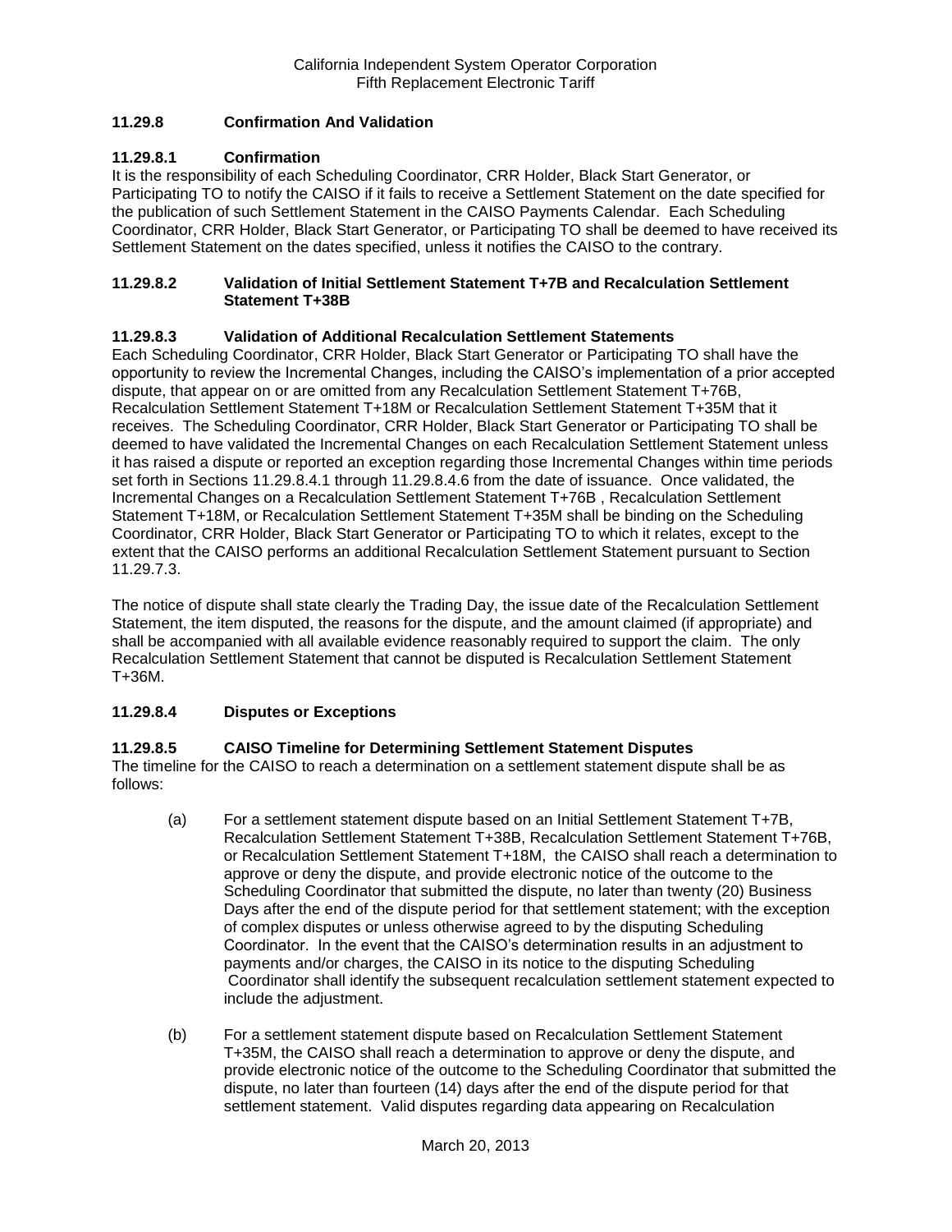### 11.29.8 Confirmation And Validation

#### 11.29.8.1 Confirmation

It is the responsibility of each Scheduling Coordinator, CRR Holder, Black Start Generator, or Participating TO to notify the CAISO if it fails to receive a Settlement Statement on the date specified for the publication of such Settlement Statement in the CAISO Payments Calendar. Each Scheduling Coordinator, CRR Holder, Black Start Generator, or Participating TO shall be deemed to have received its Settlement Statement on the dates specified, unless it notifies the CAISO to the contrary.

#### 11.29.8.2 Validation of Initial Settlement Statement T+7B and Recalculation Settlement Statement T+38B

#### 11.29.8.3 Validation of Additional Recalculation Settlement Statements

Each Scheduling Coordinator, CRR Holder, Black Start Generator or Participating TO shall have the opportunity to review the Incremental Changes, including the CAISO's implementation of a prior accepted dispute, that appear on or are omitted from any Recalculation Settlement Statement T+76B, Recalculation Settlement Statement T+18M or Recalculation Settlement Statement T+35M that it receives. The Scheduling Coordinator, CRR Holder, Black Start Generator or Participating TO shall be deemed to have validated the Incremental Changes on each Recalculation Settlement Statement unless it has raised a dispute or reported an exception regarding those Incremental Changes within time periods set forth in Sections 11.29.8.4.1 through 11.29.8.4.6 from the date of issuance. Once validated, the Incremental Changes on a Recalculation Settlement Statement T+76B , Recalculation Settlement Statement T+18M, or Recalculation Settlement Statement T+35M shall be binding on the Scheduling Coordinator, CRR Holder, Black Start Generator or Participating TO to which it relates, except to the extent that the CAISO performs an additional Recalculation Settlement Statement pursuant to Section 11.29.7.3.

The notice of dispute shall state clearly the Trading Day, the issue date of the Recalculation Settlement Statement, the item disputed, the reasons for the dispute, and the amount claimed (if appropriate) and shall be accompanied with all available evidence reasonably required to support the claim. The only Recalculation Settlement Statement that cannot be disputed is Recalculation Settlement Statement T+36M.

#### 11.29.8.4 Disputes or Exceptions

#### 11.29.8.5 CAISO Timeline for Determining Settlement Statement Disputes

The timeline for the CAISO to reach a determination on a settlement statement dispute shall be as follows:

(a) For a settlement statement dispute based on an Initial Settlement Statement T+7B, Recalculation Settlement Statement T+38B, Recalculation Settlement Statement T+76B, or Recalculation Settlement Statement T+18M, the CAISO shall reach a determination to approve or deny the dispute, and provide electronic notice of the outcome to the Scheduling Coordinator that submitted the dispute, no later than twenty (20) Business Days after the end of the dispute period for that settlement statement; with the exception of complex disputes or unless otherwise agreed to by the disputing Scheduling Coordinator. In the event that the CAISO's determination results in an adjustment to payments and/or charges, the CAISO in its notice to the disputing Scheduling Coordinator shall identify the subsequent recalculation settlement statement expected to include the adjustment.

(b) For a settlement statement dispute based on Recalculation Settlement Statement T+35M, the CAISO shall reach a determination to approve or deny the dispute, and provide electronic notice of the outcome to the Scheduling Coordinator that submitted the dispute, no later than fourteen (14) days after the end of the dispute period for that settlement statement. Valid disputes regarding data appearing on Recalculation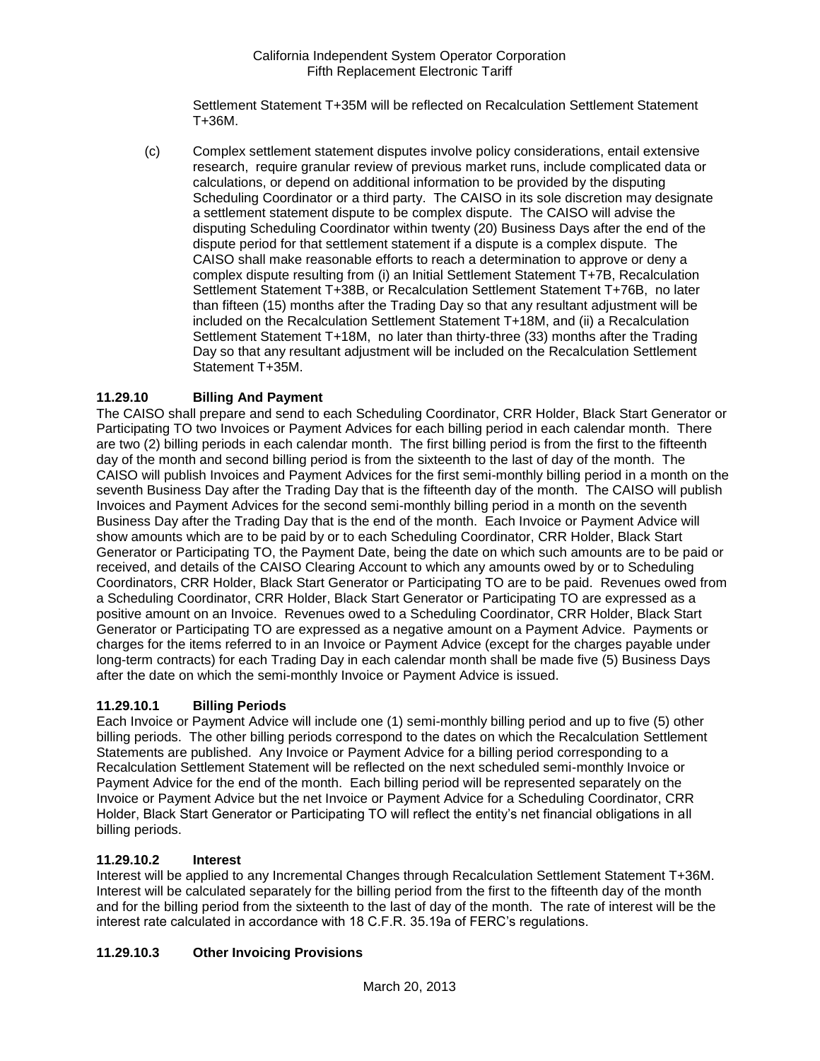Settlement Statement T+35M will be reflected on Recalculation Settlement Statement T+36M.

(c) Complex settlement statement disputes involve policy considerations, entail extensive research, require granular review of previous market runs, include complicated data or calculations, or depend on additional information to be provided by the disputing Scheduling Coordinator or a third party. The CAISO in its sole discretion may designate a settlement statement dispute to be complex dispute. The CAISO will advise the disputing Scheduling Coordinator within twenty (20) Business Days after the end of the dispute period for that settlement statement if a dispute is a complex dispute. The CAISO shall make reasonable efforts to reach a determination to approve or deny a complex dispute resulting from (i) an Initial Settlement Statement T+7B, Recalculation Settlement Statement T+38B, or Recalculation Settlement Statement T+76B, no later than fifteen (15) months after the Trading Day so that any resultant adjustment will be included on the Recalculation Settlement Statement T+18M, and (ii) a Recalculation Settlement Statement T+18M, no later than thirty-three (33) months after the Trading Day so that any resultant adjustment will be included on the Recalculation Settlement Statement T+35M.

### 11.29.10 Billing And Payment

The CAISO shall prepare and send to each Scheduling Coordinator, CRR Holder, Black Start Generator or Participating TO two Invoices or Payment Advices for each billing period in each calendar month. There are two (2) billing periods in each calendar month. The first billing period is from the first to the fifteenth day of the month and second billing period is from the sixteenth to the last of day of the month. The CAISO will publish Invoices and Payment Advices for the first semi-monthly billing period in a month on the seventh Business Day after the Trading Day that is the fifteenth day of the month. The CAISO will publish Invoices and Payment Advices for the second semi-monthly billing period in a month on the seventh Business Day after the Trading Day that is the end of the month. Each Invoice or Payment Advice will show amounts which are to be paid by or to each Scheduling Coordinator, CRR Holder, Black Start Generator or Participating TO, the Payment Date, being the date on which such amounts are to be paid or received, and details of the CAISO Clearing Account to which any amounts owed by or to Scheduling Coordinators, CRR Holder, Black Start Generator or Participating TO are to be paid. Revenues owed from a Scheduling Coordinator, CRR Holder, Black Start Generator or Participating TO are expressed as a positive amount on an Invoice. Revenues owed to a Scheduling Coordinator, CRR Holder, Black Start Generator or Participating TO are expressed as a negative amount on a Payment Advice. Payments or charges for the items referred to in an Invoice or Payment Advice (except for the charges payable under long-term contracts) for each Trading Day in each calendar month shall be made five (5) Business Days after the date on which the semi-monthly Invoice or Payment Advice is issued.

### 11.29.10.1 Billing Periods

Each Invoice or Payment Advice will include one (1) semi-monthly billing period and up to five (5) other billing periods. The other billing periods correspond to the dates on which the Recalculation Settlement Statements are published. Any Invoice or Payment Advice for a billing period corresponding to a Recalculation Settlement Statement will be reflected on the next scheduled semi-monthly Invoice or Payment Advice for the end of the month. Each billing period will be represented separately on the Invoice or Payment Advice but the net Invoice or Payment Advice for a Scheduling Coordinator, CRR Holder, Black Start Generator or Participating TO will reflect the entity's net financial obligations in all billing periods.

### 11.29.10.2 Interest

Interest will be applied to any Incremental Changes through Recalculation Settlement Statement T+36M. Interest will be calculated separately for the billing period from the first to the fifteenth day of the month and for the billing period from the sixteenth to the last of day of the month. The rate of interest will be the interest rate calculated in accordance with 18 C.F.R. 35.19a of FERC's regulations.

### 11.29.10.3 Other Invoicing Provisions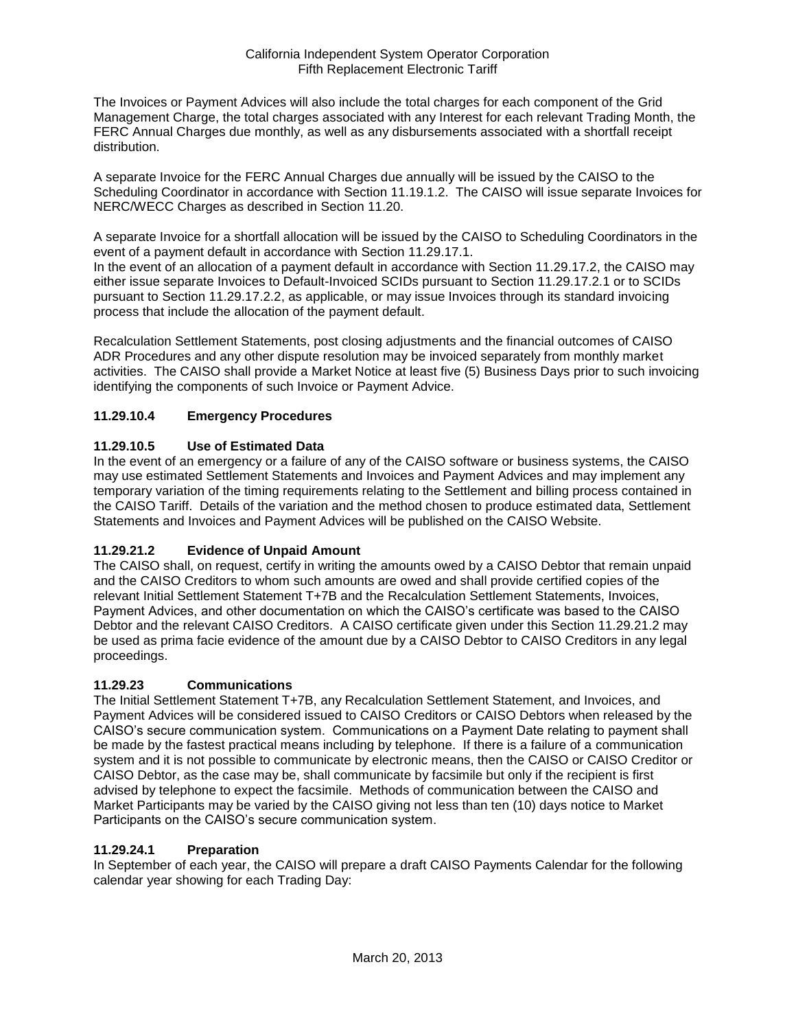The Invoices or Payment Advices will also include the total charges for each component of the Grid Management Charge, the total charges associated with any Interest for each relevant Trading Month, the FERC Annual Charges due monthly, as well as any disbursements associated with a shortfall receipt distribution.

A separate Invoice for the FERC Annual Charges due annually will be issued by the CAISO to the Scheduling Coordinator in accordance with Section 11.19.1.2. The CAISO will issue separate Invoices for NERC/WECC Charges as described in Section 11.20.

A separate Invoice for a shortfall allocation will be issued by the CAISO to Scheduling Coordinators in the event of a payment default in accordance with Section 11.29.17.1.
In the event of an allocation of a payment default in accordance with Section 11.29.17.2, the CAISO may either issue separate Invoices to Default-Invoiced SCIDs pursuant to Section 11.29.17.2.1 or to SCIDs pursuant to Section 11.29.17.2.2, as applicable, or may issue Invoices through its standard invoicing process that include the allocation of the payment default.

Recalculation Settlement Statements, post closing adjustments and the financial outcomes of CAISO ADR Procedures and any other dispute resolution may be invoiced separately from monthly market activities. The CAISO shall provide a Market Notice at least five (5) Business Days prior to such invoicing identifying the components of such Invoice or Payment Advice.

### 11.29.10.4 Emergency Procedures

### 11.29.10.5 Use of Estimated Data

In the event of an emergency or a failure of any of the CAISO software or business systems, the CAISO may use estimated Settlement Statements and Invoices and Payment Advices and may implement any temporary variation of the timing requirements relating to the Settlement and billing process contained in the CAISO Tariff. Details of the variation and the method chosen to produce estimated data, Settlement Statements and Invoices and Payment Advices will be published on the CAISO Website.

### 11.29.21.2 Evidence of Unpaid Amount

The CAISO shall, on request, certify in writing the amounts owed by a CAISO Debtor that remain unpaid and the CAISO Creditors to whom such amounts are owed and shall provide certified copies of the relevant Initial Settlement Statement T+7B and the Recalculation Settlement Statements, Invoices, Payment Advices, and other documentation on which the CAISO's certificate was based to the CAISO Debtor and the relevant CAISO Creditors. A CAISO certificate given under this Section 11.29.21.2 may be used as prima facie evidence of the amount due by a CAISO Debtor to CAISO Creditors in any legal proceedings.

### 11.29.23 Communications

The Initial Settlement Statement T+7B, any Recalculation Settlement Statement, and Invoices, and Payment Advices will be considered issued to CAISO Creditors or CAISO Debtors when released by the CAISO's secure communication system. Communications on a Payment Date relating to payment shall be made by the fastest practical means including by telephone. If there is a failure of a communication system and it is not possible to communicate by electronic means, then the CAISO or CAISO Creditor or CAISO Debtor, as the case may be, shall communicate by facsimile but only if the recipient is first advised by telephone to expect the facsimile. Methods of communication between the CAISO and Market Participants may be varied by the CAISO giving not less than ten (10) days notice to Market Participants on the CAISO's secure communication system.

### 11.29.24.1 Preparation

In September of each year, the CAISO will prepare a draft CAISO Payments Calendar for the following calendar year showing for each Trading Day: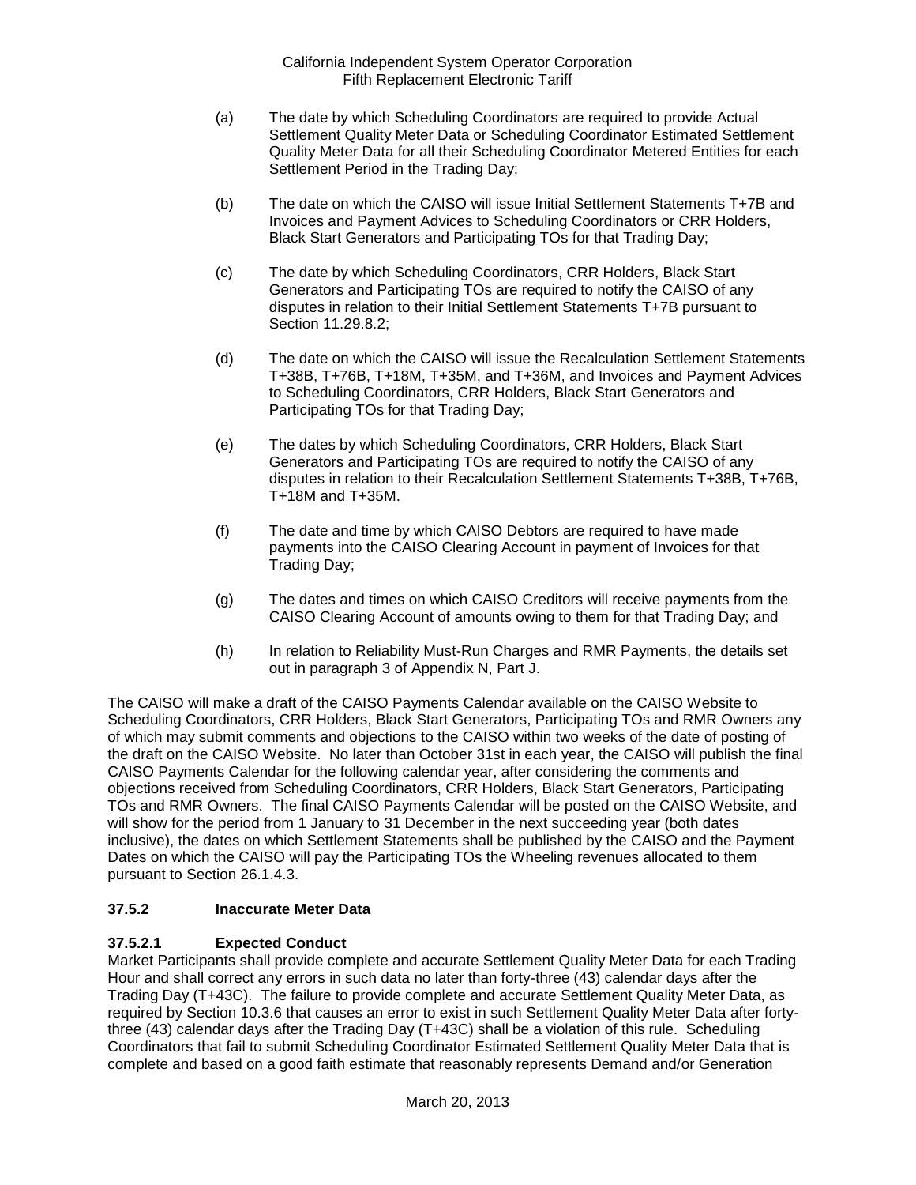(a) The date by which Scheduling Coordinators are required to provide Actual Settlement Quality Meter Data or Scheduling Coordinator Estimated Settlement Quality Meter Data for all their Scheduling Coordinator Metered Entities for each Settlement Period in the Trading Day;

(b) The date on which the CAISO will issue Initial Settlement Statements T+7B and Invoices and Payment Advices to Scheduling Coordinators or CRR Holders, Black Start Generators and Participating TOs for that Trading Day;

(c) The date by which Scheduling Coordinators, CRR Holders, Black Start Generators and Participating TOs are required to notify the CAISO of any disputes in relation to their Initial Settlement Statements T+7B pursuant to Section 11.29.8.2;

(d) The date on which the CAISO will issue the Recalculation Settlement Statements T+38B, T+76B, T+18M, T+35M, and T+36M, and Invoices and Payment Advices to Scheduling Coordinators, CRR Holders, Black Start Generators and Participating TOs for that Trading Day;

(e) The dates by which Scheduling Coordinators, CRR Holders, Black Start Generators and Participating TOs are required to notify the CAISO of any disputes in relation to their Recalculation Settlement Statements T+38B, T+76B, T+18M and T+35M.

(f) The date and time by which CAISO Debtors are required to have made payments into the CAISO Clearing Account in payment of Invoices for that Trading Day;

(g) The dates and times on which CAISO Creditors will receive payments from the CAISO Clearing Account of amounts owing to them for that Trading Day; and

(h) In relation to Reliability Must-Run Charges and RMR Payments, the details set out in paragraph 3 of Appendix N, Part J.

The CAISO will make a draft of the CAISO Payments Calendar available on the CAISO Website to Scheduling Coordinators, CRR Holders, Black Start Generators, Participating TOs and RMR Owners any of which may submit comments and objections to the CAISO within two weeks of the date of posting of the draft on the CAISO Website. No later than October 31st in each year, the CAISO will publish the final CAISO Payments Calendar for the following calendar year, after considering the comments and objections received from Scheduling Coordinators, CRR Holders, Black Start Generators, Participating TOs and RMR Owners. The final CAISO Payments Calendar will be posted on the CAISO Website, and will show for the period from 1 January to 31 December in the next succeeding year (both dates inclusive), the dates on which Settlement Statements shall be published by the CAISO and the Payment Dates on which the CAISO will pay the Participating TOs the Wheeling revenues allocated to them pursuant to Section 26.1.4.3.

### 37.5.2 Inaccurate Meter Data

#### 37.5.2.1 Expected Conduct

Market Participants shall provide complete and accurate Settlement Quality Meter Data for each Trading Hour and shall correct any errors in such data no later than forty-three (43) calendar days after the Trading Day (T+43C). The failure to provide complete and accurate Settlement Quality Meter Data, as required by Section 10.3.6 that causes an error to exist in such Settlement Quality Meter Data after forty-three (43) calendar days after the Trading Day (T+43C) shall be a violation of this rule. Scheduling Coordinators that fail to submit Scheduling Coordinator Estimated Settlement Quality Meter Data that is complete and based on a good faith estimate that reasonably represents Demand and/or Generation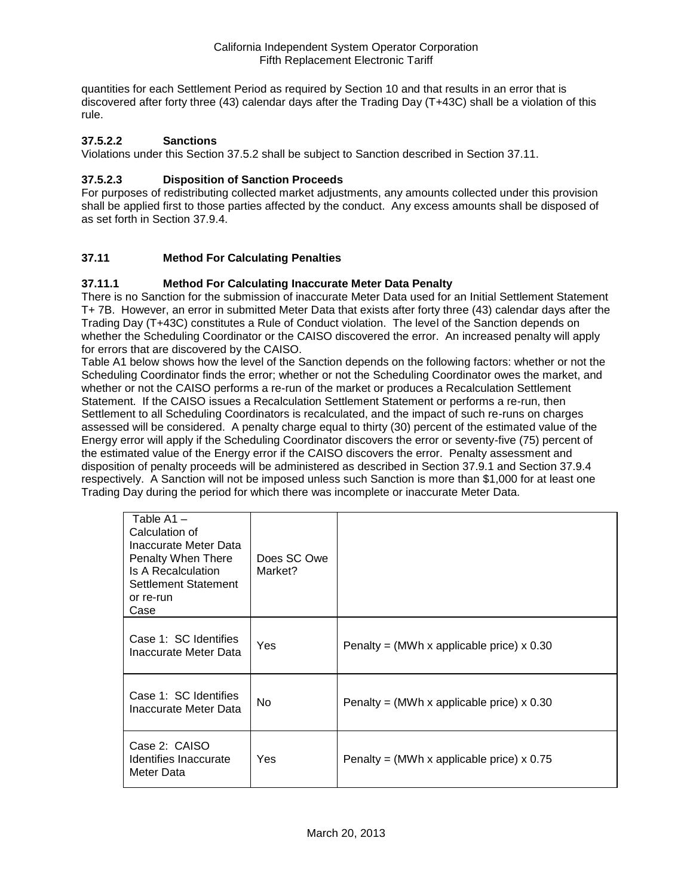quantities for each Settlement Period as required by Section 10 and that results in an error that is discovered after forty three (43) calendar days after the Trading Day (T+43C) shall be a violation of this rule.

### 37.5.2.2 Sanctions

Violations under this Section 37.5.2 shall be subject to Sanction described in Section 37.11.

### 37.5.2.3 Disposition of Sanction Proceeds

For purposes of redistributing collected market adjustments, any amounts collected under this provision shall be applied first to those parties affected by the conduct. Any excess amounts shall be disposed of as set forth in Section 37.9.4.

## 37.11 Method For Calculating Penalties

### 37.11.1 Method For Calculating Inaccurate Meter Data Penalty

There is no Sanction for the submission of inaccurate Meter Data used for an Initial Settlement Statement T+ 7B. However, an error in submitted Meter Data that exists after forty three (43) calendar days after the Trading Day (T+43C) constitutes a Rule of Conduct violation. The level of the Sanction depends on whether the Scheduling Coordinator or the CAISO discovered the error. An increased penalty will apply for errors that are discovered by the CAISO.

Table A1 below shows how the level of the Sanction depends on the following factors: whether or not the Scheduling Coordinator finds the error; whether or not the Scheduling Coordinator owes the market, and whether or not the CAISO performs a re-run of the market or produces a Recalculation Settlement Statement. If the CAISO issues a Recalculation Settlement Statement or performs a re-run, then Settlement to all Scheduling Coordinators is recalculated, and the impact of such re-runs on charges assessed will be considered. A penalty charge equal to thirty (30) percent of the estimated value of the Energy error will apply if the Scheduling Coordinator discovers the error or seventy-five (75) percent of the estimated value of the Energy error if the CAISO discovers the error. Penalty assessment and disposition of penalty proceeds will be administered as described in Section 37.9.1 and Section 37.9.4 respectively. A Sanction will not be imposed unless such Sanction is more than $1,000 for at least one Trading Day during the period for which there was incomplete or inaccurate Meter Data.

| Table A1 – Calculation of Inaccurate Meter Data Penalty When There Is A Recalculation Settlement Statement or re-run Case | Does SC Owe Market? | |
|---|---|---|
| Case 1: SC Identifies Inaccurate Meter Data | Yes | Penalty = (MWh x applicable price) x 0.30 |
| Case 1: SC Identifies Inaccurate Meter Data | No | Penalty = (MWh x applicable price) x 0.30 |
| Case 2: CAISO Identifies Inaccurate Meter Data | Yes | Penalty = (MWh x applicable price) x 0.75 |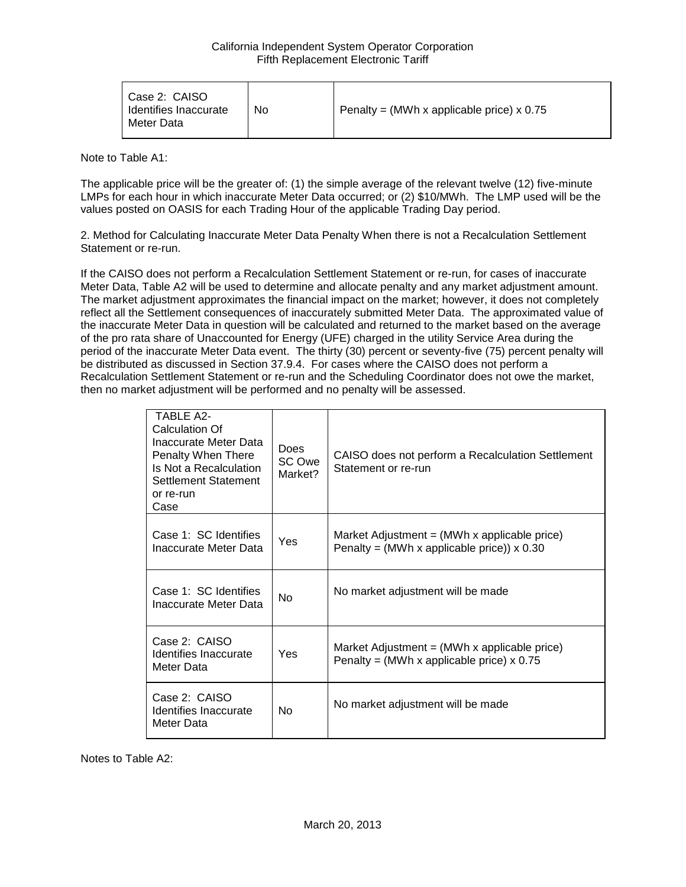| Case 2: CAISO Identifies Inaccurate Meter Data | No | Penalty = (MWh x applicable price) x 0.75 |
|---|---|---|

Note to Table A1:

The applicable price will be the greater of: (1) the simple average of the relevant twelve (12) five-minute LMPs for each hour in which inaccurate Meter Data occurred; or (2) \$10/MWh. The LMP used will be the values posted on OASIS for each Trading Hour of the applicable Trading Day period.

2. Method for Calculating Inaccurate Meter Data Penalty When there is not a Recalculation Settlement Statement or re-run.

If the CAISO does not perform a Recalculation Settlement Statement or re-run, for cases of inaccurate Meter Data, Table A2 will be used to determine and allocate penalty and any market adjustment amount. The market adjustment approximates the financial impact on the market; however, it does not completely reflect all the Settlement consequences of inaccurately submitted Meter Data. The approximated value of the inaccurate Meter Data in question will be calculated and returned to the market based on the average of the pro rata share of Unaccounted for Energy (UFE) charged in the utility Service Area during the period of the inaccurate Meter Data event. The thirty (30) percent or seventy-five (75) percent penalty will be distributed as discussed in Section 37.9.4. For cases where the CAISO does not perform a Recalculation Settlement Statement or re-run and the Scheduling Coordinator does not owe the market, then no market adjustment will be performed and no penalty will be assessed.

| TABLE A2- Calculation Of Inaccurate Meter Data Penalty When There Is Not a Recalculation Settlement Statement or re-run Case | Does SC Owe Market? | CAISO does not perform a Recalculation Settlement Statement or re-run |
|---|---|---|
| Case 1: SC Identifies Inaccurate Meter Data | Yes | Market Adjustment = (MWh x applicable price)<br>Penalty = (MWh x applicable price)) x 0.30 |
| Case 1: SC Identifies Inaccurate Meter Data | No | No market adjustment will be made |
| Case 2: CAISO Identifies Inaccurate Meter Data | Yes | Market Adjustment = (MWh x applicable price)<br>Penalty = (MWh x applicable price) x 0.75 |
| Case 2: CAISO Identifies Inaccurate Meter Data | No | No market adjustment will be made |

Notes to Table A2: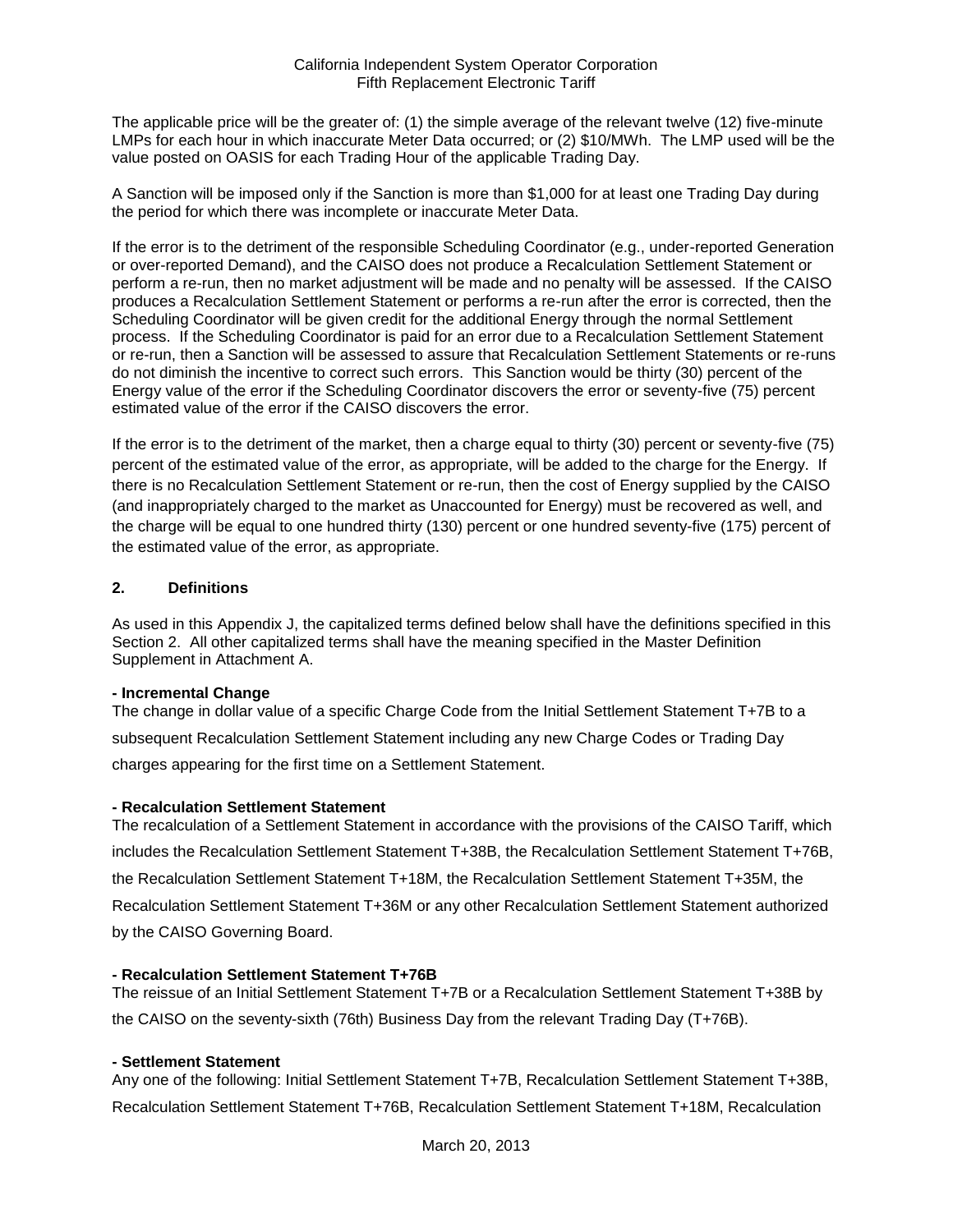The applicable price will be the greater of: (1) the simple average of the relevant twelve (12) five-minute LMPs for each hour in which inaccurate Meter Data occurred; or (2) $10/MWh. The LMP used will be the value posted on OASIS for each Trading Hour of the applicable Trading Day.

A Sanction will be imposed only if the Sanction is more than $1,000 for at least one Trading Day during the period for which there was incomplete or inaccurate Meter Data.

If the error is to the detriment of the responsible Scheduling Coordinator (e.g., under-reported Generation or over-reported Demand), and the CAISO does not produce a Recalculation Settlement Statement or perform a re-run, then no market adjustment will be made and no penalty will be assessed. If the CAISO produces a Recalculation Settlement Statement or performs a re-run after the error is corrected, then the Scheduling Coordinator will be given credit for the additional Energy through the normal Settlement process. If the Scheduling Coordinator is paid for an error due to a Recalculation Settlement Statement or re-run, then a Sanction will be assessed to assure that Recalculation Settlement Statements or re-runs do not diminish the incentive to correct such errors. This Sanction would be thirty (30) percent of the Energy value of the error if the Scheduling Coordinator discovers the error or seventy-five (75) percent estimated value of the error if the CAISO discovers the error.

If the error is to the detriment of the market, then a charge equal to thirty (30) percent or seventy-five (75) percent of the estimated value of the error, as appropriate, will be added to the charge for the Energy. If there is no Recalculation Settlement Statement or re-run, then the cost of Energy supplied by the CAISO (and inappropriately charged to the market as Unaccounted for Energy) must be recovered as well, and the charge will be equal to one hundred thirty (130) percent or one hundred seventy-five (175) percent of the estimated value of the error, as appropriate.

## 2. Definitions

As used in this Appendix J, the capitalized terms defined below shall have the definitions specified in this Section 2. All other capitalized terms shall have the meaning specified in the Master Definition Supplement in Attachment A.

**- Incremental Change**

The change in dollar value of a specific Charge Code from the Initial Settlement Statement T+7B to a subsequent Recalculation Settlement Statement including any new Charge Codes or Trading Day charges appearing for the first time on a Settlement Statement.

**- Recalculation Settlement Statement**

The recalculation of a Settlement Statement in accordance with the provisions of the CAISO Tariff, which includes the Recalculation Settlement Statement T+38B, the Recalculation Settlement Statement T+76B, the Recalculation Settlement Statement T+18M, the Recalculation Settlement Statement T+35M, the Recalculation Settlement Statement T+36M or any other Recalculation Settlement Statement authorized by the CAISO Governing Board.

**- Recalculation Settlement Statement T+76B**

The reissue of an Initial Settlement Statement T+7B or a Recalculation Settlement Statement T+38B by the CAISO on the seventy-sixth (76th) Business Day from the relevant Trading Day (T+76B).

**- Settlement Statement**

Any one of the following: Initial Settlement Statement T+7B, Recalculation Settlement Statement T+38B, Recalculation Settlement Statement T+76B, Recalculation Settlement Statement T+18M, Recalculation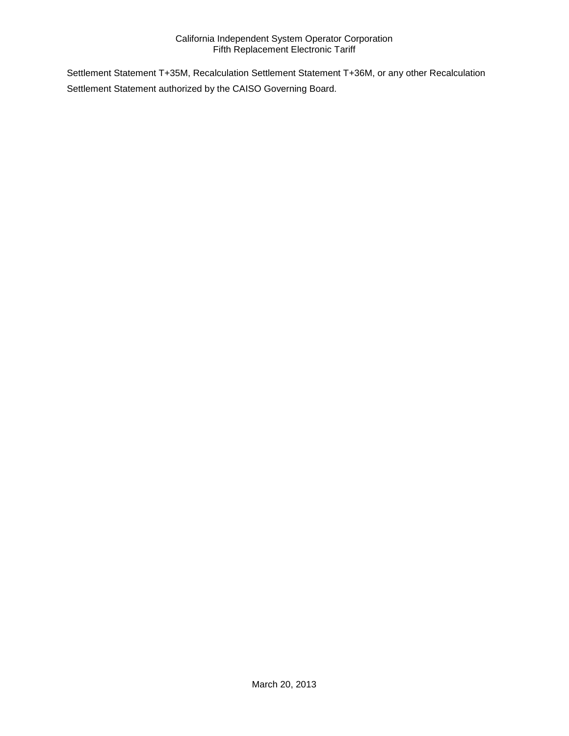Settlement Statement T+35M, Recalculation Settlement Statement T+36M, or any other Recalculation Settlement Statement authorized by the CAISO Governing Board.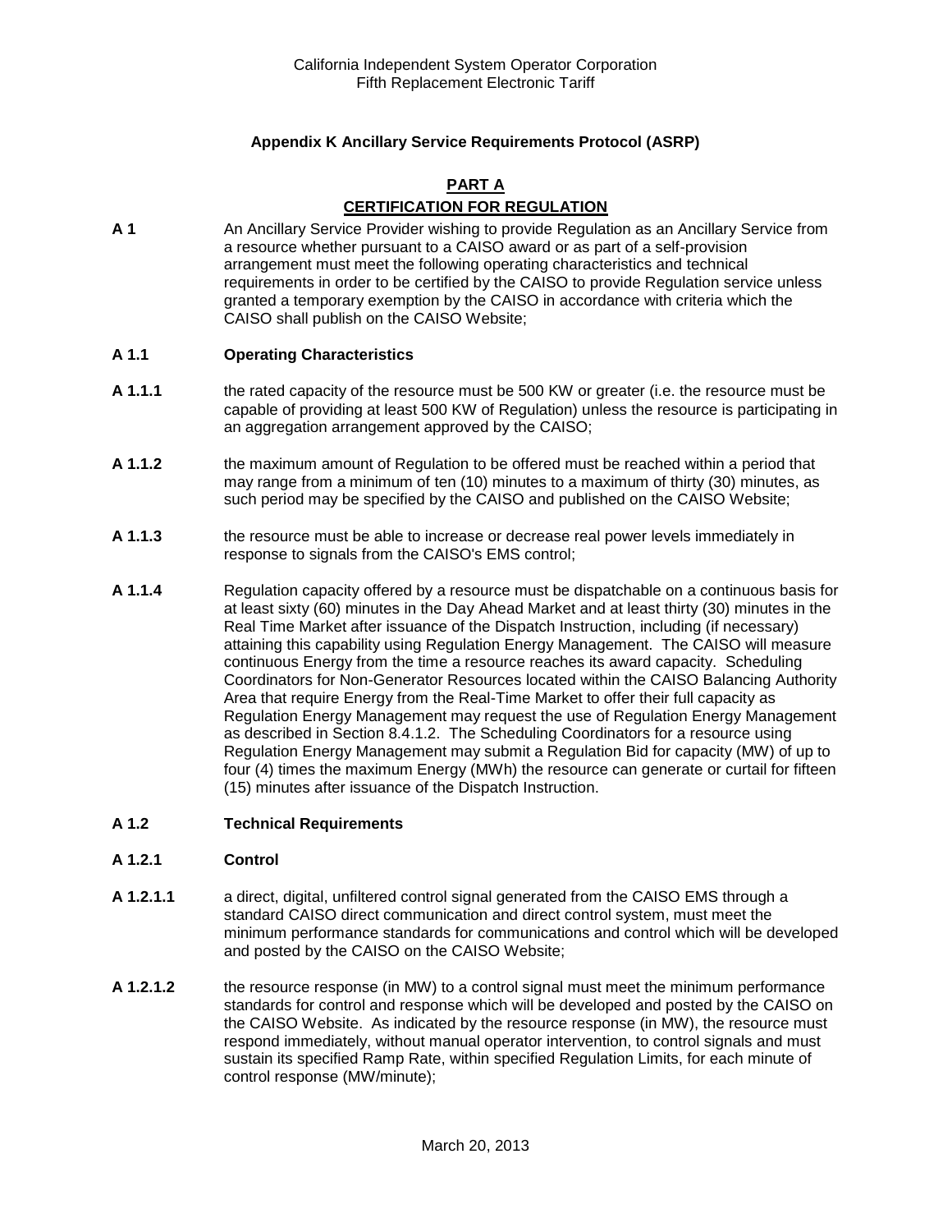**Appendix K Ancillary Service Requirements Protocol (ASRP)**

## PART A
## CERTIFICATION FOR REGULATION

**A 1** An Ancillary Service Provider wishing to provide Regulation as an Ancillary Service from a resource whether pursuant to a CAISO award or as part of a self-provision arrangement must meet the following operating characteristics and technical requirements in order to be certified by the CAISO to provide Regulation service unless granted a temporary exemption by the CAISO in accordance with criteria which the CAISO shall publish on the CAISO Website;

**A 1.1 Operating Characteristics**

**A 1.1.1** the rated capacity of the resource must be 500 KW or greater (i.e. the resource must be capable of providing at least 500 KW of Regulation) unless the resource is participating in an aggregation arrangement approved by the CAISO;

**A 1.1.2** the maximum amount of Regulation to be offered must be reached within a period that may range from a minimum of ten (10) minutes to a maximum of thirty (30) minutes, as such period may be specified by the CAISO and published on the CAISO Website;

**A 1.1.3** the resource must be able to increase or decrease real power levels immediately in response to signals from the CAISO's EMS control;

**A 1.1.4** Regulation capacity offered by a resource must be dispatchable on a continuous basis for at least sixty (60) minutes in the Day Ahead Market and at least thirty (30) minutes in the Real Time Market after issuance of the Dispatch Instruction, including (if necessary) attaining this capability using Regulation Energy Management. The CAISO will measure continuous Energy from the time a resource reaches its award capacity. Scheduling Coordinators for Non-Generator Resources located within the CAISO Balancing Authority Area that require Energy from the Real-Time Market to offer their full capacity as Regulation Energy Management may request the use of Regulation Energy Management as described in Section 8.4.1.2. The Scheduling Coordinators for a resource using Regulation Energy Management may submit a Regulation Bid for capacity (MW) of up to four (4) times the maximum Energy (MWh) the resource can generate or curtail for fifteen (15) minutes after issuance of the Dispatch Instruction.

**A 1.2 Technical Requirements**

**A 1.2.1 Control**

**A 1.2.1.1** a direct, digital, unfiltered control signal generated from the CAISO EMS through a standard CAISO direct communication and direct control system, must meet the minimum performance standards for communications and control which will be developed and posted by the CAISO on the CAISO Website;

**A 1.2.1.2** the resource response (in MW) to a control signal must meet the minimum performance standards for control and response which will be developed and posted by the CAISO on the CAISO Website. As indicated by the resource response (in MW), the resource must respond immediately, without manual operator intervention, to control signals and must sustain its specified Ramp Rate, within specified Regulation Limits, for each minute of control response (MW/minute);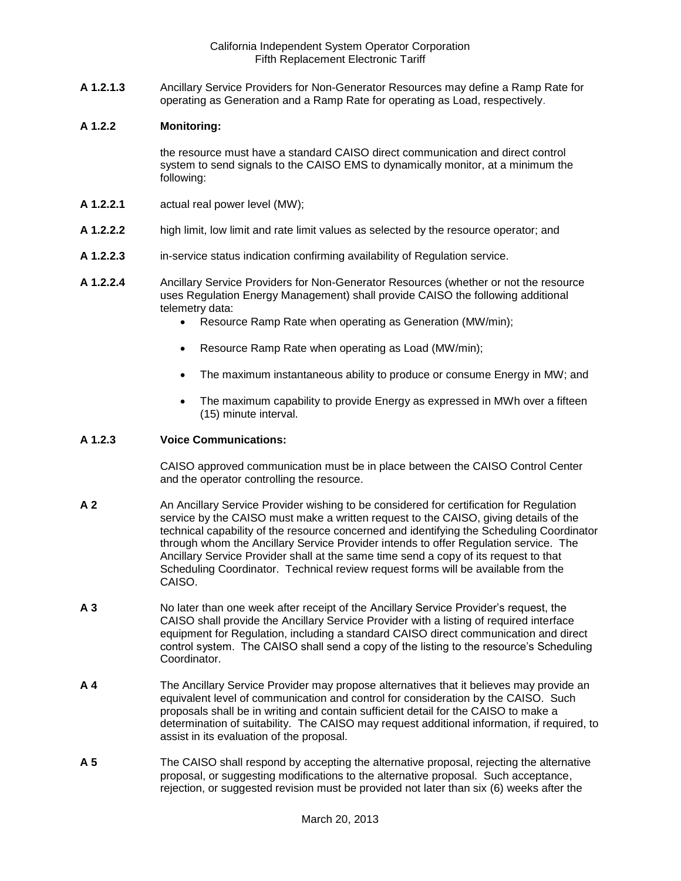**A 1.2.1.3** Ancillary Service Providers for Non-Generator Resources may define a Ramp Rate for operating as Generation and a Ramp Rate for operating as Load, respectively.

**A 1.2.2 Monitoring:**

the resource must have a standard CAISO direct communication and direct control system to send signals to the CAISO EMS to dynamically monitor, at a minimum the following:

**A 1.2.2.1** actual real power level (MW);

**A 1.2.2.2** high limit, low limit and rate limit values as selected by the resource operator; and

**A 1.2.2.3** in-service status indication confirming availability of Regulation service.

**A 1.2.2.4** Ancillary Service Providers for Non-Generator Resources (whether or not the resource uses Regulation Energy Management) shall provide CAISO the following additional telemetry data:

- Resource Ramp Rate when operating as Generation (MW/min);
- Resource Ramp Rate when operating as Load (MW/min);
- The maximum instantaneous ability to produce or consume Energy in MW; and
- The maximum capability to provide Energy as expressed in MWh over a fifteen (15) minute interval.

**A 1.2.3 Voice Communications:**

CAISO approved communication must be in place between the CAISO Control Center and the operator controlling the resource.

**A 2** An Ancillary Service Provider wishing to be considered for certification for Regulation service by the CAISO must make a written request to the CAISO, giving details of the technical capability of the resource concerned and identifying the Scheduling Coordinator through whom the Ancillary Service Provider intends to offer Regulation service. The Ancillary Service Provider shall at the same time send a copy of its request to that Scheduling Coordinator. Technical review request forms will be available from the CAISO.

**A 3** No later than one week after receipt of the Ancillary Service Provider's request, the CAISO shall provide the Ancillary Service Provider with a listing of required interface equipment for Regulation, including a standard CAISO direct communication and direct control system. The CAISO shall send a copy of the listing to the resource's Scheduling Coordinator.

**A 4** The Ancillary Service Provider may propose alternatives that it believes may provide an equivalent level of communication and control for consideration by the CAISO. Such proposals shall be in writing and contain sufficient detail for the CAISO to make a determination of suitability. The CAISO may request additional information, if required, to assist in its evaluation of the proposal.

**A 5** The CAISO shall respond by accepting the alternative proposal, rejecting the alternative proposal, or suggesting modifications to the alternative proposal. Such acceptance, rejection, or suggested revision must be provided not later than six (6) weeks after the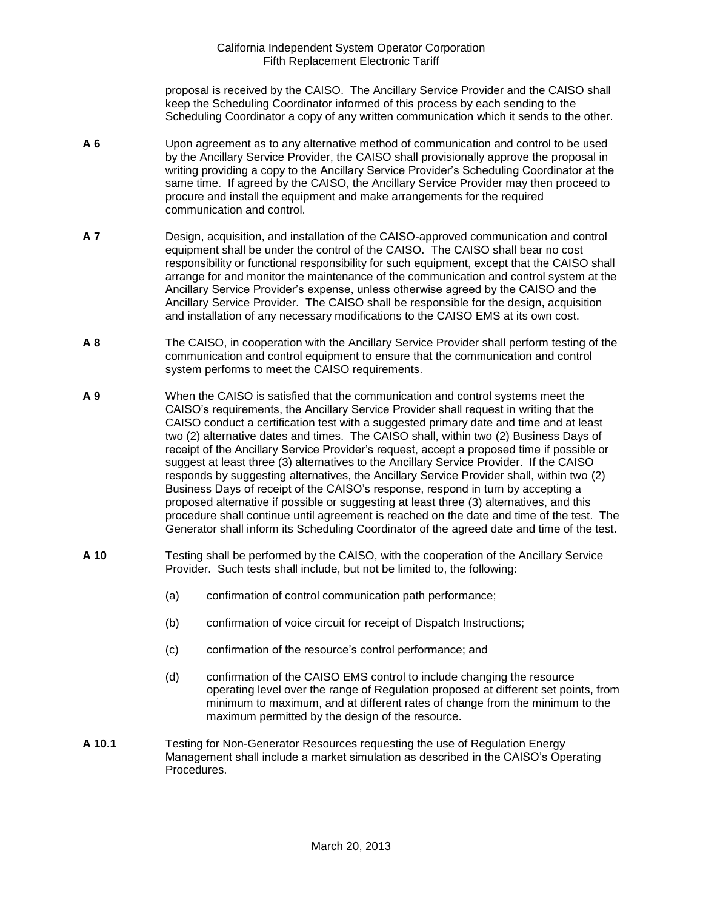proposal is received by the CAISO. The Ancillary Service Provider and the CAISO shall keep the Scheduling Coordinator informed of this process by each sending to the Scheduling Coordinator a copy of any written communication which it sends to the other.

**A 6** Upon agreement as to any alternative method of communication and control to be used by the Ancillary Service Provider, the CAISO shall provisionally approve the proposal in writing providing a copy to the Ancillary Service Provider's Scheduling Coordinator at the same time. If agreed by the CAISO, the Ancillary Service Provider may then proceed to procure and install the equipment and make arrangements for the required communication and control.

**A 7** Design, acquisition, and installation of the CAISO-approved communication and control equipment shall be under the control of the CAISO. The CAISO shall bear no cost responsibility or functional responsibility for such equipment, except that the CAISO shall arrange for and monitor the maintenance of the communication and control system at the Ancillary Service Provider's expense, unless otherwise agreed by the CAISO and the Ancillary Service Provider. The CAISO shall be responsible for the design, acquisition and installation of any necessary modifications to the CAISO EMS at its own cost.

**A 8** The CAISO, in cooperation with the Ancillary Service Provider shall perform testing of the communication and control equipment to ensure that the communication and control system performs to meet the CAISO requirements.

**A 9** When the CAISO is satisfied that the communication and control systems meet the CAISO's requirements, the Ancillary Service Provider shall request in writing that the CAISO conduct a certification test with a suggested primary date and time and at least two (2) alternative dates and times. The CAISO shall, within two (2) Business Days of receipt of the Ancillary Service Provider's request, accept a proposed time if possible or suggest at least three (3) alternatives to the Ancillary Service Provider. If the CAISO responds by suggesting alternatives, the Ancillary Service Provider shall, within two (2) Business Days of receipt of the CAISO's response, respond in turn by accepting a proposed alternative if possible or suggesting at least three (3) alternatives, and this procedure shall continue until agreement is reached on the date and time of the test. The Generator shall inform its Scheduling Coordinator of the agreed date and time of the test.

**A 10** Testing shall be performed by the CAISO, with the cooperation of the Ancillary Service Provider. Such tests shall include, but not be limited to, the following:

(a) confirmation of control communication path performance;

(b) confirmation of voice circuit for receipt of Dispatch Instructions;

(c) confirmation of the resource's control performance; and

(d) confirmation of the CAISO EMS control to include changing the resource operating level over the range of Regulation proposed at different set points, from minimum to maximum, and at different rates of change from the minimum to the maximum permitted by the design of the resource.

**A 10.1** Testing for Non-Generator Resources requesting the use of Regulation Energy Management shall include a market simulation as described in the CAISO's Operating Procedures.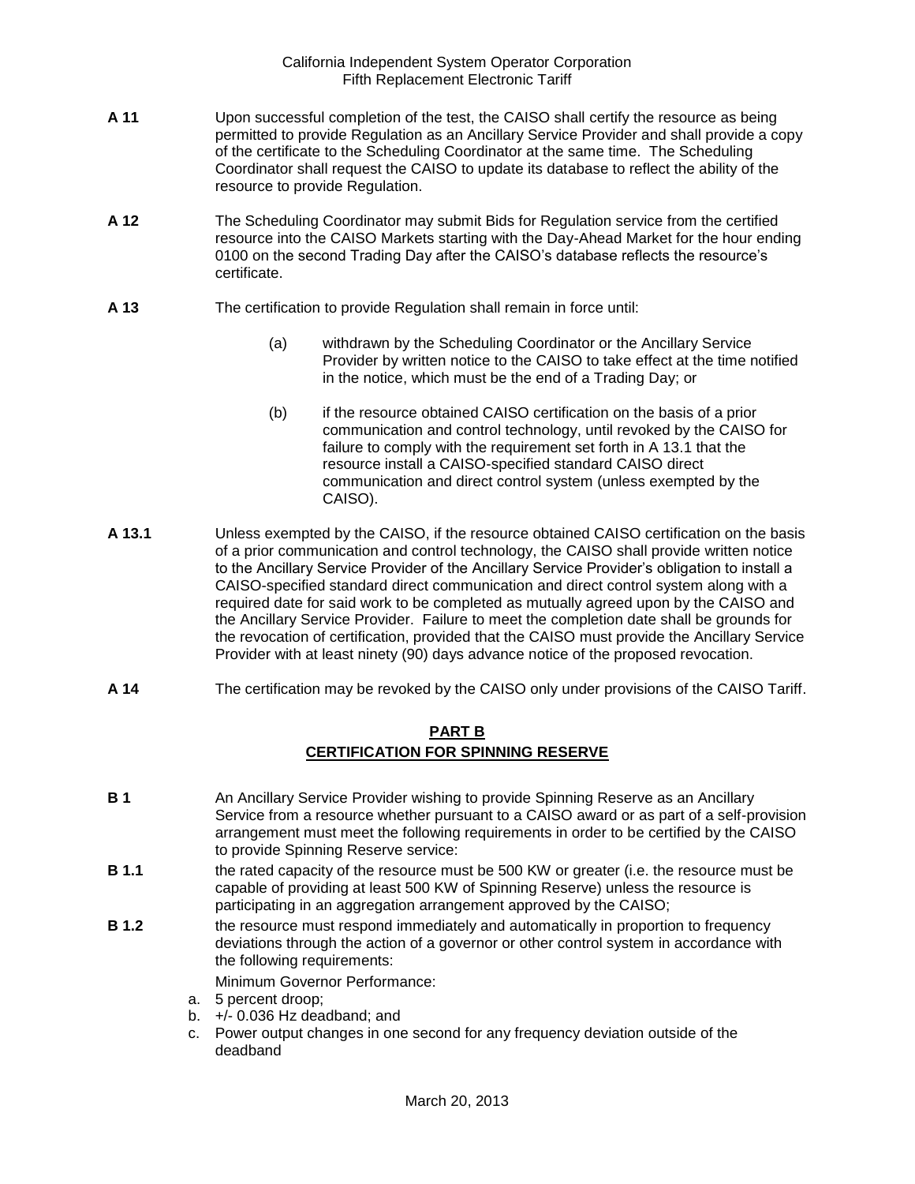**A 11** Upon successful completion of the test, the CAISO shall certify the resource as being permitted to provide Regulation as an Ancillary Service Provider and shall provide a copy of the certificate to the Scheduling Coordinator at the same time. The Scheduling Coordinator shall request the CAISO to update its database to reflect the ability of the resource to provide Regulation.

**A 12** The Scheduling Coordinator may submit Bids for Regulation service from the certified resource into the CAISO Markets starting with the Day-Ahead Market for the hour ending 0100 on the second Trading Day after the CAISO's database reflects the resource's certificate.

**A 13** The certification to provide Regulation shall remain in force until:

(a) withdrawn by the Scheduling Coordinator or the Ancillary Service Provider by written notice to the CAISO to take effect at the time notified in the notice, which must be the end of a Trading Day; or

(b) if the resource obtained CAISO certification on the basis of a prior communication and control technology, until revoked by the CAISO for failure to comply with the requirement set forth in A 13.1 that the resource install a CAISO-specified standard CAISO direct communication and direct control system (unless exempted by the CAISO).

**A 13.1** Unless exempted by the CAISO, if the resource obtained CAISO certification on the basis of a prior communication and control technology, the CAISO shall provide written notice to the Ancillary Service Provider of the Ancillary Service Provider's obligation to install a CAISO-specified standard direct communication and direct control system along with a required date for said work to be completed as mutually agreed upon by the CAISO and the Ancillary Service Provider. Failure to meet the completion date shall be grounds for the revocation of certification, provided that the CAISO must provide the Ancillary Service Provider with at least ninety (90) days advance notice of the proposed revocation.

**A 14** The certification may be revoked by the CAISO only under provisions of the CAISO Tariff.

## PART B
## CERTIFICATION FOR SPINNING RESERVE

**B 1** An Ancillary Service Provider wishing to provide Spinning Reserve as an Ancillary Service from a resource whether pursuant to a CAISO award or as part of a self-provision arrangement must meet the following requirements in order to be certified by the CAISO to provide Spinning Reserve service:

**B 1.1** the rated capacity of the resource must be 500 KW or greater (i.e. the resource must be capable of providing at least 500 KW of Spinning Reserve) unless the resource is participating in an aggregation arrangement approved by the CAISO;

**B 1.2** the resource must respond immediately and automatically in proportion to frequency deviations through the action of a governor or other control system in accordance with the following requirements:

Minimum Governor Performance:

a. 5 percent droop;
b. +/- 0.036 Hz deadband; and
c. Power output changes in one second for any frequency deviation outside of the deadband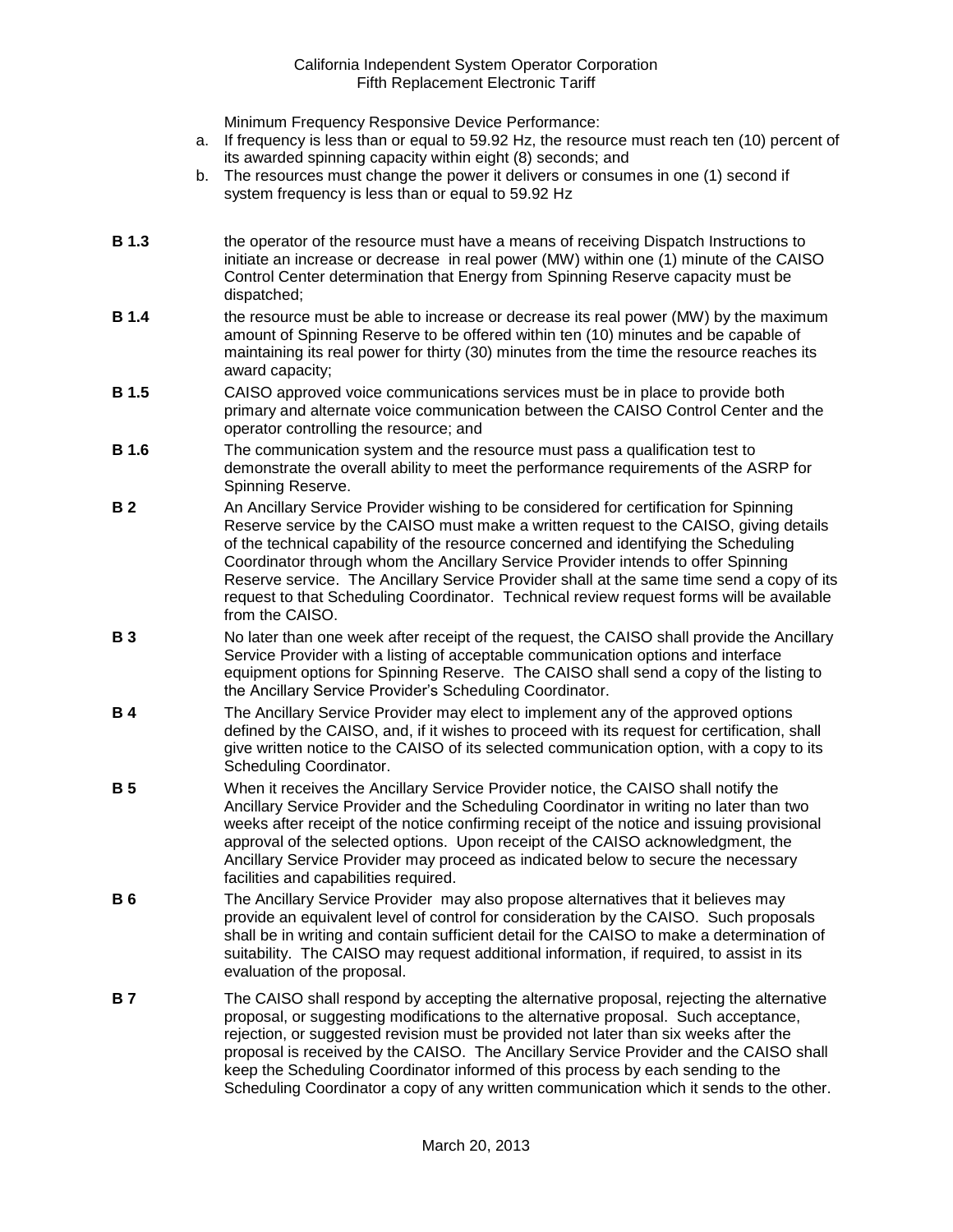Minimum Frequency Responsive Device Performance:

a. If frequency is less than or equal to 59.92 Hz, the resource must reach ten (10) percent of its awarded spinning capacity within eight (8) seconds; and
b. The resources must change the power it delivers or consumes in one (1) second if system frequency is less than or equal to 59.92 Hz

**B 1.3** the operator of the resource must have a means of receiving Dispatch Instructions to initiate an increase or decrease in real power (MW) within one (1) minute of the CAISO Control Center determination that Energy from Spinning Reserve capacity must be dispatched;

**B 1.4** the resource must be able to increase or decrease its real power (MW) by the maximum amount of Spinning Reserve to be offered within ten (10) minutes and be capable of maintaining its real power for thirty (30) minutes from the time the resource reaches its award capacity;

**B 1.5** CAISO approved voice communications services must be in place to provide both primary and alternate voice communication between the CAISO Control Center and the operator controlling the resource; and

**B 1.6** The communication system and the resource must pass a qualification test to demonstrate the overall ability to meet the performance requirements of the ASRP for Spinning Reserve.

**B 2** An Ancillary Service Provider wishing to be considered for certification for Spinning Reserve service by the CAISO must make a written request to the CAISO, giving details of the technical capability of the resource concerned and identifying the Scheduling Coordinator through whom the Ancillary Service Provider intends to offer Spinning Reserve service. The Ancillary Service Provider shall at the same time send a copy of its request to that Scheduling Coordinator. Technical review request forms will be available from the CAISO.

**B 3** No later than one week after receipt of the request, the CAISO shall provide the Ancillary Service Provider with a listing of acceptable communication options and interface equipment options for Spinning Reserve. The CAISO shall send a copy of the listing to the Ancillary Service Provider's Scheduling Coordinator.

**B 4** The Ancillary Service Provider may elect to implement any of the approved options defined by the CAISO, and, if it wishes to proceed with its request for certification, shall give written notice to the CAISO of its selected communication option, with a copy to its Scheduling Coordinator.

**B 5** When it receives the Ancillary Service Provider notice, the CAISO shall notify the Ancillary Service Provider and the Scheduling Coordinator in writing no later than two weeks after receipt of the notice confirming receipt of the notice and issuing provisional approval of the selected options. Upon receipt of the CAISO acknowledgment, the Ancillary Service Provider may proceed as indicated below to secure the necessary facilities and capabilities required.

**B 6** The Ancillary Service Provider may also propose alternatives that it believes may provide an equivalent level of control for consideration by the CAISO. Such proposals shall be in writing and contain sufficient detail for the CAISO to make a determination of suitability. The CAISO may request additional information, if required, to assist in its evaluation of the proposal.

**B 7** The CAISO shall respond by accepting the alternative proposal, rejecting the alternative proposal, or suggesting modifications to the alternative proposal. Such acceptance, rejection, or suggested revision must be provided not later than six weeks after the proposal is received by the CAISO. The Ancillary Service Provider and the CAISO shall keep the Scheduling Coordinator informed of this process by each sending to the Scheduling Coordinator a copy of any written communication which it sends to the other.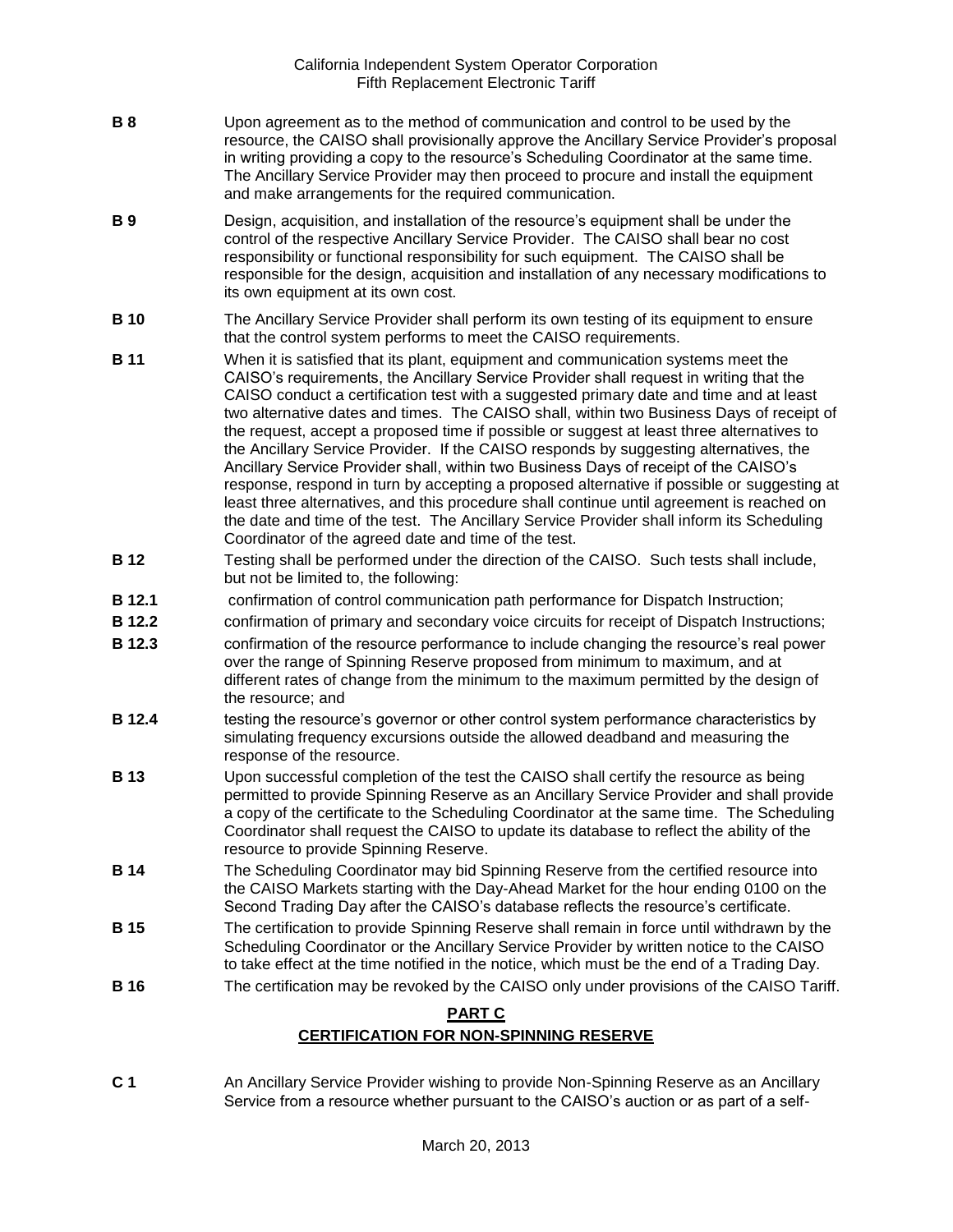**B 8** Upon agreement as to the method of communication and control to be used by the resource, the CAISO shall provisionally approve the Ancillary Service Provider's proposal in writing providing a copy to the resource's Scheduling Coordinator at the same time. The Ancillary Service Provider may then proceed to procure and install the equipment and make arrangements for the required communication.

**B 9** Design, acquisition, and installation of the resource's equipment shall be under the control of the respective Ancillary Service Provider. The CAISO shall bear no cost responsibility or functional responsibility for such equipment. The CAISO shall be responsible for the design, acquisition and installation of any necessary modifications to its own equipment at its own cost.

**B 10** The Ancillary Service Provider shall perform its own testing of its equipment to ensure that the control system performs to meet the CAISO requirements.

**B 11** When it is satisfied that its plant, equipment and communication systems meet the CAISO's requirements, the Ancillary Service Provider shall request in writing that the CAISO conduct a certification test with a suggested primary date and time and at least two alternative dates and times. The CAISO shall, within two Business Days of receipt of the request, accept a proposed time if possible or suggest at least three alternatives to the Ancillary Service Provider. If the CAISO responds by suggesting alternatives, the Ancillary Service Provider shall, within two Business Days of receipt of the CAISO's response, respond in turn by accepting a proposed alternative if possible or suggesting at least three alternatives, and this procedure shall continue until agreement is reached on the date and time of the test. The Ancillary Service Provider shall inform its Scheduling Coordinator of the agreed date and time of the test.

**B 12** Testing shall be performed under the direction of the CAISO. Such tests shall include, but not be limited to, the following:

**B 12.1** confirmation of control communication path performance for Dispatch Instruction;

**B 12.2** confirmation of primary and secondary voice circuits for receipt of Dispatch Instructions;

**B 12.3** confirmation of the resource performance to include changing the resource's real power over the range of Spinning Reserve proposed from minimum to maximum, and at different rates of change from the minimum to the maximum permitted by the design of the resource; and

**B 12.4** testing the resource's governor or other control system performance characteristics by simulating frequency excursions outside the allowed deadband and measuring the response of the resource.

**B 13** Upon successful completion of the test the CAISO shall certify the resource as being permitted to provide Spinning Reserve as an Ancillary Service Provider and shall provide a copy of the certificate to the Scheduling Coordinator at the same time. The Scheduling Coordinator shall request the CAISO to update its database to reflect the ability of the resource to provide Spinning Reserve.

**B 14** The Scheduling Coordinator may bid Spinning Reserve from the certified resource into the CAISO Markets starting with the Day-Ahead Market for the hour ending 0100 on the Second Trading Day after the CAISO's database reflects the resource's certificate.

**B 15** The certification to provide Spinning Reserve shall remain in force until withdrawn by the Scheduling Coordinator or the Ancillary Service Provider by written notice to the CAISO to take effect at the time notified in the notice, which must be the end of a Trading Day.

**B 16** The certification may be revoked by the CAISO only under provisions of the CAISO Tariff.

## PART C
## CERTIFICATION FOR NON-SPINNING RESERVE

**C 1** An Ancillary Service Provider wishing to provide Non-Spinning Reserve as an Ancillary Service from a resource whether pursuant to the CAISO's auction or as part of a self-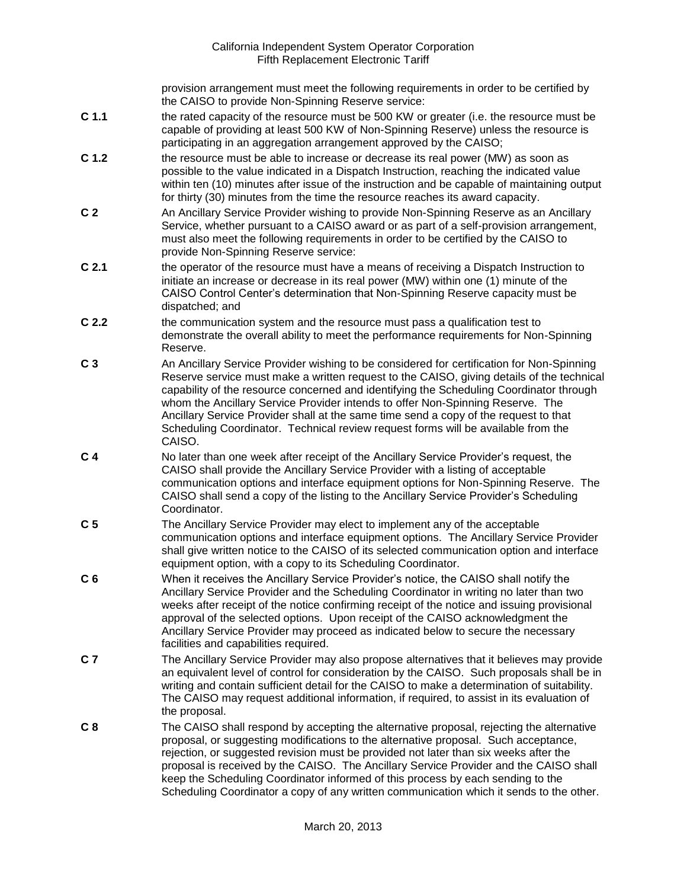provision arrangement must meet the following requirements in order to be certified by the CAISO to provide Non-Spinning Reserve service:

**C 1.1** the rated capacity of the resource must be 500 KW or greater (i.e. the resource must be capable of providing at least 500 KW of Non-Spinning Reserve) unless the resource is participating in an aggregation arrangement approved by the CAISO;

**C 1.2** the resource must be able to increase or decrease its real power (MW) as soon as possible to the value indicated in a Dispatch Instruction, reaching the indicated value within ten (10) minutes after issue of the instruction and be capable of maintaining output for thirty (30) minutes from the time the resource reaches its award capacity.

**C 2** An Ancillary Service Provider wishing to provide Non-Spinning Reserve as an Ancillary Service, whether pursuant to a CAISO award or as part of a self-provision arrangement, must also meet the following requirements in order to be certified by the CAISO to provide Non-Spinning Reserve service:

**C 2.1** the operator of the resource must have a means of receiving a Dispatch Instruction to initiate an increase or decrease in its real power (MW) within one (1) minute of the CAISO Control Center's determination that Non-Spinning Reserve capacity must be dispatched; and

**C 2.2** the communication system and the resource must pass a qualification test to demonstrate the overall ability to meet the performance requirements for Non-Spinning Reserve.

**C 3** An Ancillary Service Provider wishing to be considered for certification for Non-Spinning Reserve service must make a written request to the CAISO, giving details of the technical capability of the resource concerned and identifying the Scheduling Coordinator through whom the Ancillary Service Provider intends to offer Non-Spinning Reserve. The Ancillary Service Provider shall at the same time send a copy of the request to that Scheduling Coordinator. Technical review request forms will be available from the CAISO.

**C 4** No later than one week after receipt of the Ancillary Service Provider's request, the CAISO shall provide the Ancillary Service Provider with a listing of acceptable communication options and interface equipment options for Non-Spinning Reserve. The CAISO shall send a copy of the listing to the Ancillary Service Provider's Scheduling Coordinator.

**C 5** The Ancillary Service Provider may elect to implement any of the acceptable communication options and interface equipment options. The Ancillary Service Provider shall give written notice to the CAISO of its selected communication option and interface equipment option, with a copy to its Scheduling Coordinator.

**C 6** When it receives the Ancillary Service Provider's notice, the CAISO shall notify the Ancillary Service Provider and the Scheduling Coordinator in writing no later than two weeks after receipt of the notice confirming receipt of the notice and issuing provisional approval of the selected options. Upon receipt of the CAISO acknowledgment the Ancillary Service Provider may proceed as indicated below to secure the necessary facilities and capabilities required.

**C 7** The Ancillary Service Provider may also propose alternatives that it believes may provide an equivalent level of control for consideration by the CAISO. Such proposals shall be in writing and contain sufficient detail for the CAISO to make a determination of suitability. The CAISO may request additional information, if required, to assist in its evaluation of the proposal.

**C 8** The CAISO shall respond by accepting the alternative proposal, rejecting the alternative proposal, or suggesting modifications to the alternative proposal. Such acceptance, rejection, or suggested revision must be provided not later than six weeks after the proposal is received by the CAISO. The Ancillary Service Provider and the CAISO shall keep the Scheduling Coordinator informed of this process by each sending to the Scheduling Coordinator a copy of any written communication which it sends to the other.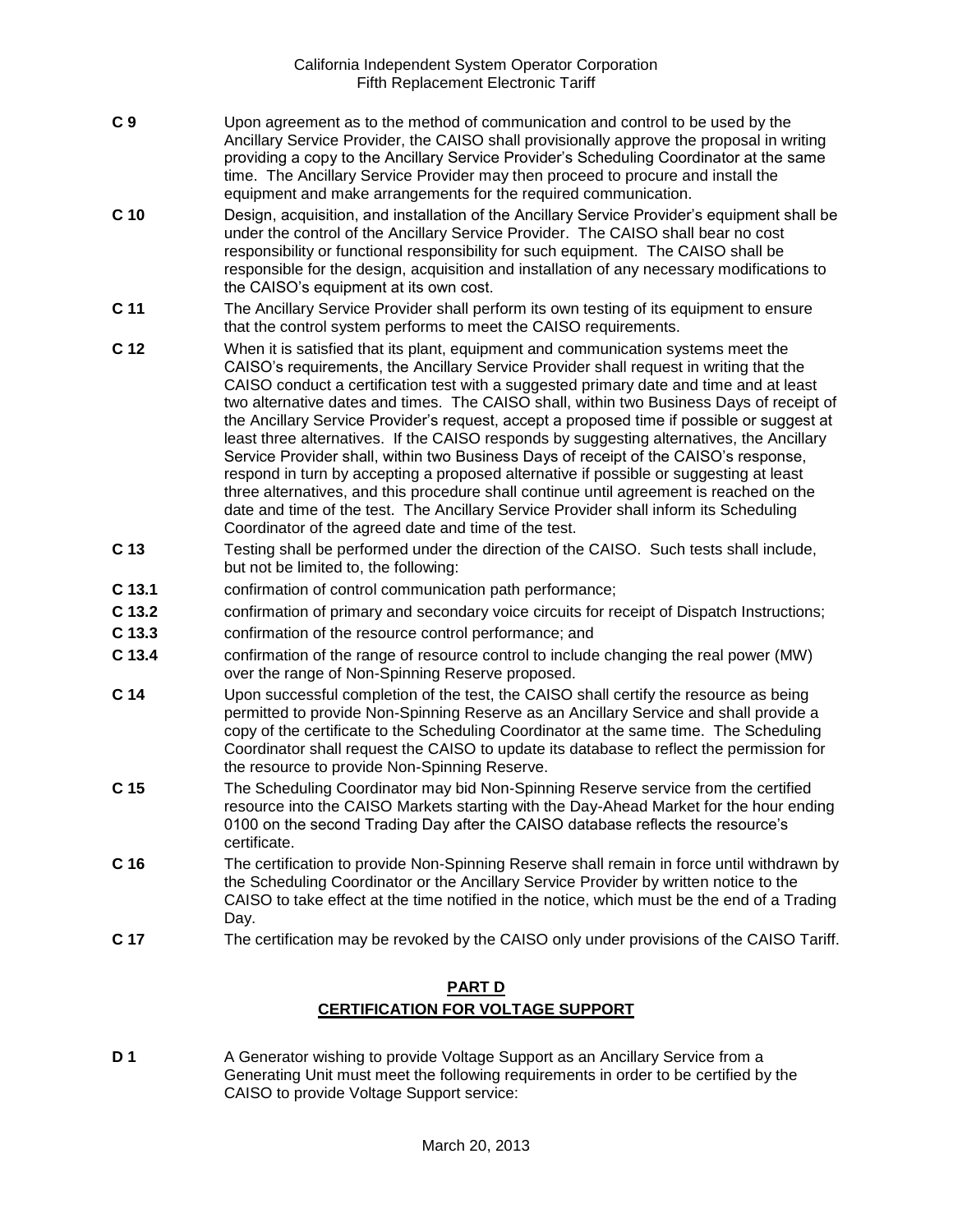**C 9** Upon agreement as to the method of communication and control to be used by the Ancillary Service Provider, the CAISO shall provisionally approve the proposal in writing providing a copy to the Ancillary Service Provider's Scheduling Coordinator at the same time. The Ancillary Service Provider may then proceed to procure and install the equipment and make arrangements for the required communication.

**C 10** Design, acquisition, and installation of the Ancillary Service Provider's equipment shall be under the control of the Ancillary Service Provider. The CAISO shall bear no cost responsibility or functional responsibility for such equipment. The CAISO shall be responsible for the design, acquisition and installation of any necessary modifications to the CAISO's equipment at its own cost.

**C 11** The Ancillary Service Provider shall perform its own testing of its equipment to ensure that the control system performs to meet the CAISO requirements.

**C 12** When it is satisfied that its plant, equipment and communication systems meet the CAISO's requirements, the Ancillary Service Provider shall request in writing that the CAISO conduct a certification test with a suggested primary date and time and at least two alternative dates and times. The CAISO shall, within two Business Days of receipt of the Ancillary Service Provider's request, accept a proposed time if possible or suggest at least three alternatives. If the CAISO responds by suggesting alternatives, the Ancillary Service Provider shall, within two Business Days of receipt of the CAISO's response, respond in turn by accepting a proposed alternative if possible or suggesting at least three alternatives, and this procedure shall continue until agreement is reached on the date and time of the test. The Ancillary Service Provider shall inform its Scheduling Coordinator of the agreed date and time of the test.

**C 13** Testing shall be performed under the direction of the CAISO. Such tests shall include, but not be limited to, the following:

**C 13.1** confirmation of control communication path performance;

**C 13.2** confirmation of primary and secondary voice circuits for receipt of Dispatch Instructions;

**C 13.3** confirmation of the resource control performance; and

**C 13.4** confirmation of the range of resource control to include changing the real power (MW) over the range of Non-Spinning Reserve proposed.

**C 14** Upon successful completion of the test, the CAISO shall certify the resource as being permitted to provide Non-Spinning Reserve as an Ancillary Service and shall provide a copy of the certificate to the Scheduling Coordinator at the same time. The Scheduling Coordinator shall request the CAISO to update its database to reflect the permission for the resource to provide Non-Spinning Reserve.

**C 15** The Scheduling Coordinator may bid Non-Spinning Reserve service from the certified resource into the CAISO Markets starting with the Day-Ahead Market for the hour ending 0100 on the second Trading Day after the CAISO database reflects the resource's certificate.

**C 16** The certification to provide Non-Spinning Reserve shall remain in force until withdrawn by the Scheduling Coordinator or the Ancillary Service Provider by written notice to the CAISO to take effect at the time notified in the notice, which must be the end of a Trading Day.

**C 17** The certification may be revoked by the CAISO only under provisions of the CAISO Tariff.

## PART D
## CERTIFICATION FOR VOLTAGE SUPPORT

**D 1** A Generator wishing to provide Voltage Support as an Ancillary Service from a Generating Unit must meet the following requirements in order to be certified by the CAISO to provide Voltage Support service: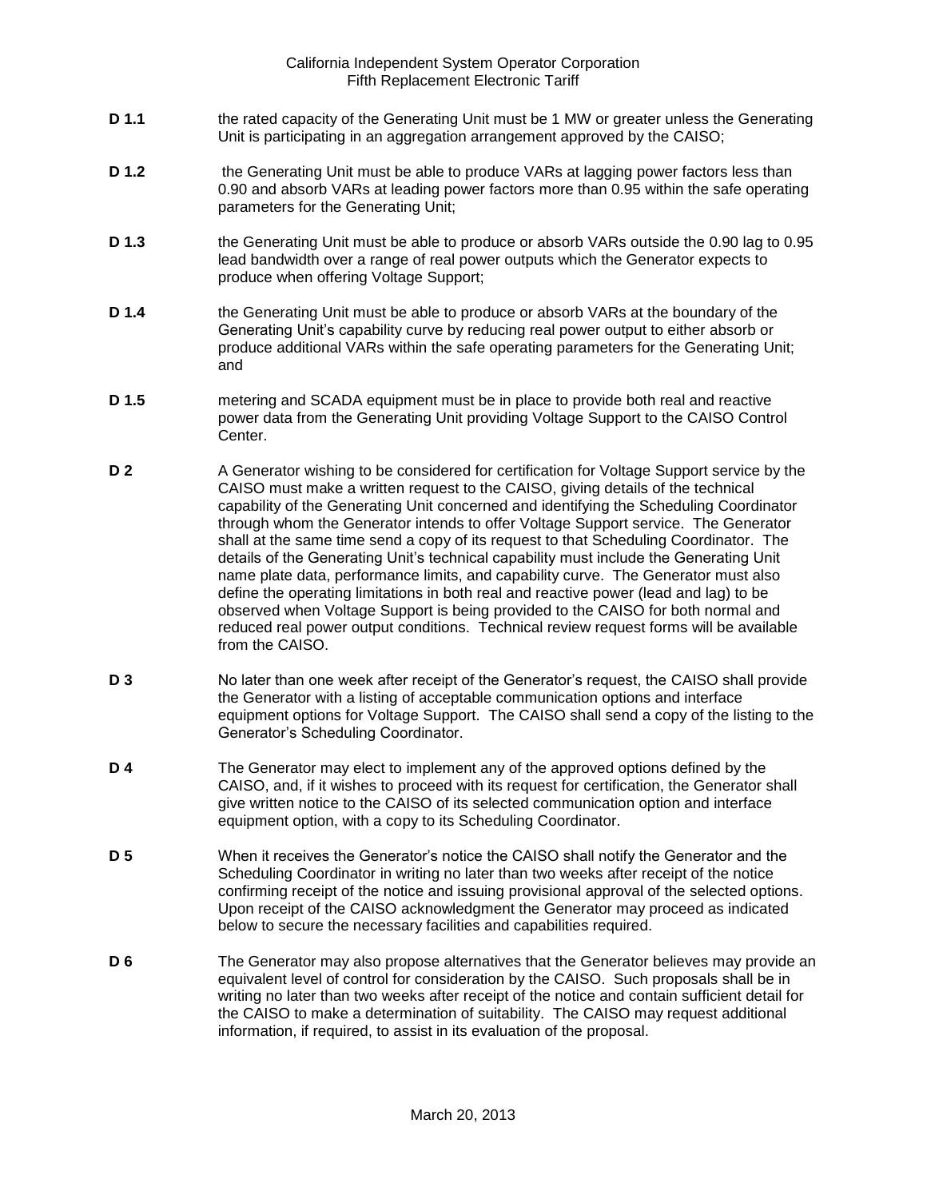**D 1.1** the rated capacity of the Generating Unit must be 1 MW or greater unless the Generating Unit is participating in an aggregation arrangement approved by the CAISO;

**D 1.2** the Generating Unit must be able to produce VARs at lagging power factors less than 0.90 and absorb VARs at leading power factors more than 0.95 within the safe operating parameters for the Generating Unit;

**D 1.3** the Generating Unit must be able to produce or absorb VARs outside the 0.90 lag to 0.95 lead bandwidth over a range of real power outputs which the Generator expects to produce when offering Voltage Support;

**D 1.4** the Generating Unit must be able to produce or absorb VARs at the boundary of the Generating Unit's capability curve by reducing real power output to either absorb or produce additional VARs within the safe operating parameters for the Generating Unit; and

**D 1.5** metering and SCADA equipment must be in place to provide both real and reactive power data from the Generating Unit providing Voltage Support to the CAISO Control Center.

**D 2** A Generator wishing to be considered for certification for Voltage Support service by the CAISO must make a written request to the CAISO, giving details of the technical capability of the Generating Unit concerned and identifying the Scheduling Coordinator through whom the Generator intends to offer Voltage Support service. The Generator shall at the same time send a copy of its request to that Scheduling Coordinator. The details of the Generating Unit's technical capability must include the Generating Unit name plate data, performance limits, and capability curve. The Generator must also define the operating limitations in both real and reactive power (lead and lag) to be observed when Voltage Support is being provided to the CAISO for both normal and reduced real power output conditions. Technical review request forms will be available from the CAISO.

**D 3** No later than one week after receipt of the Generator's request, the CAISO shall provide the Generator with a listing of acceptable communication options and interface equipment options for Voltage Support. The CAISO shall send a copy of the listing to the Generator's Scheduling Coordinator.

**D 4** The Generator may elect to implement any of the approved options defined by the CAISO, and, if it wishes to proceed with its request for certification, the Generator shall give written notice to the CAISO of its selected communication option and interface equipment option, with a copy to its Scheduling Coordinator.

**D 5** When it receives the Generator's notice the CAISO shall notify the Generator and the Scheduling Coordinator in writing no later than two weeks after receipt of the notice confirming receipt of the notice and issuing provisional approval of the selected options. Upon receipt of the CAISO acknowledgment the Generator may proceed as indicated below to secure the necessary facilities and capabilities required.

**D 6** The Generator may also propose alternatives that the Generator believes may provide an equivalent level of control for consideration by the CAISO. Such proposals shall be in writing no later than two weeks after receipt of the notice and contain sufficient detail for the CAISO to make a determination of suitability. The CAISO may request additional information, if required, to assist in its evaluation of the proposal.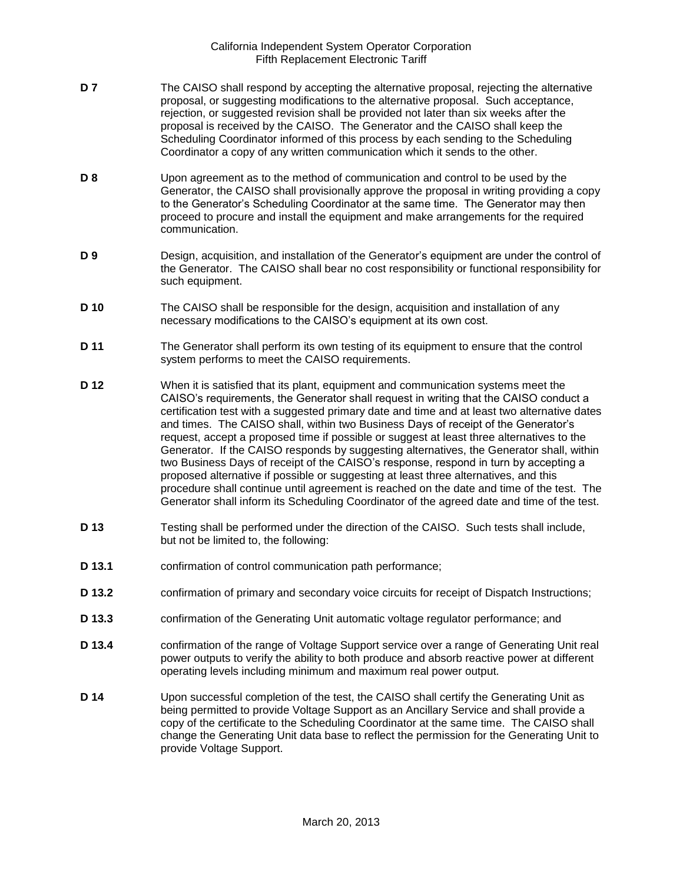**D 7** The CAISO shall respond by accepting the alternative proposal, rejecting the alternative proposal, or suggesting modifications to the alternative proposal. Such acceptance, rejection, or suggested revision shall be provided not later than six weeks after the proposal is received by the CAISO. The Generator and the CAISO shall keep the Scheduling Coordinator informed of this process by each sending to the Scheduling Coordinator a copy of any written communication which it sends to the other.

**D 8** Upon agreement as to the method of communication and control to be used by the Generator, the CAISO shall provisionally approve the proposal in writing providing a copy to the Generator's Scheduling Coordinator at the same time. The Generator may then proceed to procure and install the equipment and make arrangements for the required communication.

**D 9** Design, acquisition, and installation of the Generator's equipment are under the control of the Generator. The CAISO shall bear no cost responsibility or functional responsibility for such equipment.

**D 10** The CAISO shall be responsible for the design, acquisition and installation of any necessary modifications to the CAISO's equipment at its own cost.

**D 11** The Generator shall perform its own testing of its equipment to ensure that the control system performs to meet the CAISO requirements.

**D 12** When it is satisfied that its plant, equipment and communication systems meet the CAISO's requirements, the Generator shall request in writing that the CAISO conduct a certification test with a suggested primary date and time and at least two alternative dates and times. The CAISO shall, within two Business Days of receipt of the Generator's request, accept a proposed time if possible or suggest at least three alternatives to the Generator. If the CAISO responds by suggesting alternatives, the Generator shall, within two Business Days of receipt of the CAISO's response, respond in turn by accepting a proposed alternative if possible or suggesting at least three alternatives, and this procedure shall continue until agreement is reached on the date and time of the test. The Generator shall inform its Scheduling Coordinator of the agreed date and time of the test.

**D 13** Testing shall be performed under the direction of the CAISO. Such tests shall include, but not be limited to, the following:

**D 13.1** confirmation of control communication path performance;

**D 13.2** confirmation of primary and secondary voice circuits for receipt of Dispatch Instructions;

**D 13.3** confirmation of the Generating Unit automatic voltage regulator performance; and

**D 13.4** confirmation of the range of Voltage Support service over a range of Generating Unit real power outputs to verify the ability to both produce and absorb reactive power at different operating levels including minimum and maximum real power output.

**D 14** Upon successful completion of the test, the CAISO shall certify the Generating Unit as being permitted to provide Voltage Support as an Ancillary Service and shall provide a copy of the certificate to the Scheduling Coordinator at the same time. The CAISO shall change the Generating Unit data base to reflect the permission for the Generating Unit to provide Voltage Support.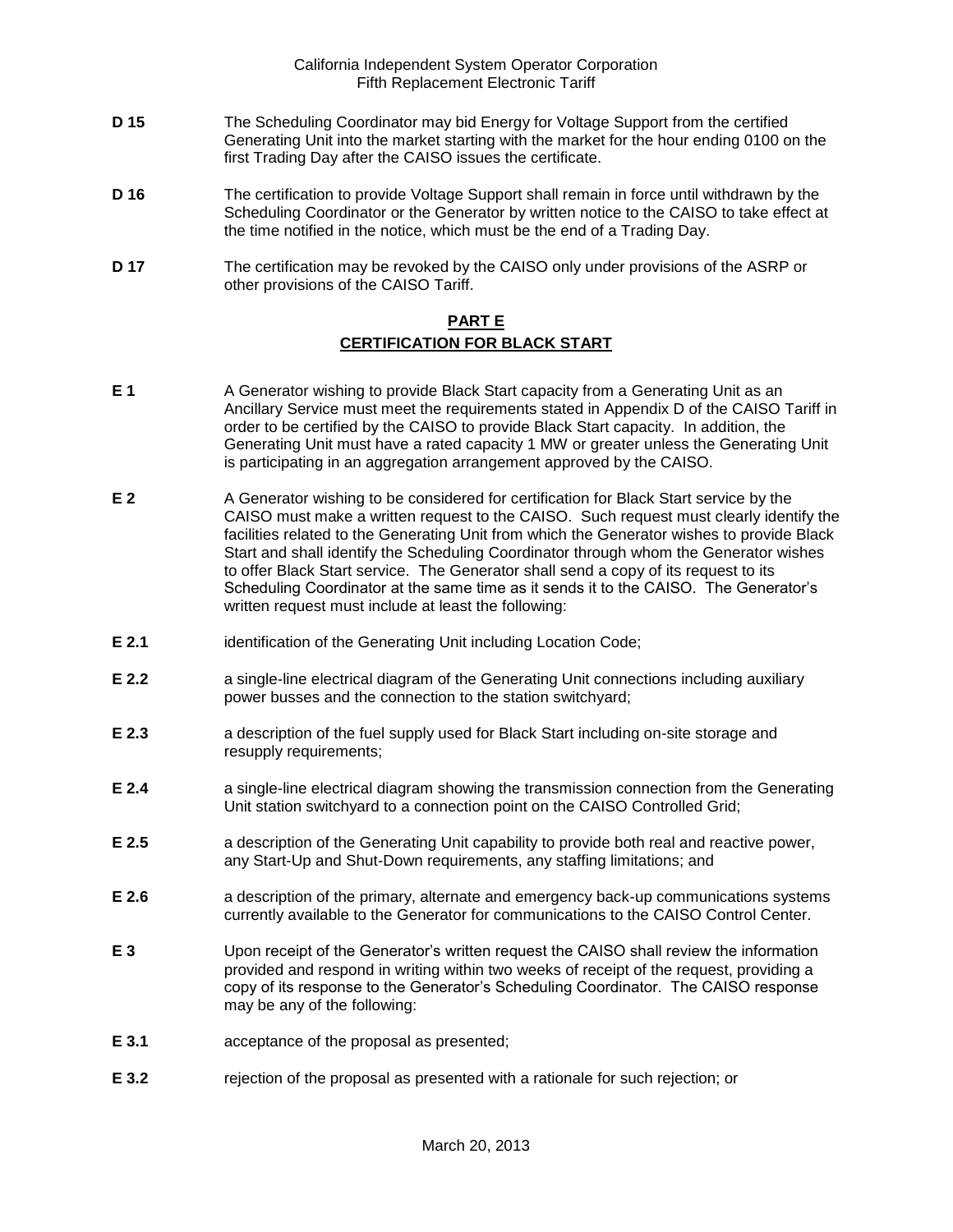**D 15** The Scheduling Coordinator may bid Energy for Voltage Support from the certified Generating Unit into the market starting with the market for the hour ending 0100 on the first Trading Day after the CAISO issues the certificate.

**D 16** The certification to provide Voltage Support shall remain in force until withdrawn by the Scheduling Coordinator or the Generator by written notice to the CAISO to take effect at the time notified in the notice, which must be the end of a Trading Day.

**D 17** The certification may be revoked by the CAISO only under provisions of the ASRP or other provisions of the CAISO Tariff.

## PART E
## CERTIFICATION FOR BLACK START

**E 1** A Generator wishing to provide Black Start capacity from a Generating Unit as an Ancillary Service must meet the requirements stated in Appendix D of the CAISO Tariff in order to be certified by the CAISO to provide Black Start capacity. In addition, the Generating Unit must have a rated capacity 1 MW or greater unless the Generating Unit is participating in an aggregation arrangement approved by the CAISO.

**E 2** A Generator wishing to be considered for certification for Black Start service by the CAISO must make a written request to the CAISO. Such request must clearly identify the facilities related to the Generating Unit from which the Generator wishes to provide Black Start and shall identify the Scheduling Coordinator through whom the Generator wishes to offer Black Start service. The Generator shall send a copy of its request to its Scheduling Coordinator at the same time as it sends it to the CAISO. The Generator's written request must include at least the following:

**E 2.1** identification of the Generating Unit including Location Code;

**E 2.2** a single-line electrical diagram of the Generating Unit connections including auxiliary power busses and the connection to the station switchyard;

**E 2.3** a description of the fuel supply used for Black Start including on-site storage and resupply requirements;

**E 2.4** a single-line electrical diagram showing the transmission connection from the Generating Unit station switchyard to a connection point on the CAISO Controlled Grid;

**E 2.5** a description of the Generating Unit capability to provide both real and reactive power, any Start-Up and Shut-Down requirements, any staffing limitations; and

**E 2.6** a description of the primary, alternate and emergency back-up communications systems currently available to the Generator for communications to the CAISO Control Center.

**E 3** Upon receipt of the Generator's written request the CAISO shall review the information provided and respond in writing within two weeks of receipt of the request, providing a copy of its response to the Generator's Scheduling Coordinator. The CAISO response may be any of the following:

**E 3.1** acceptance of the proposal as presented;

**E 3.2** rejection of the proposal as presented with a rationale for such rejection; or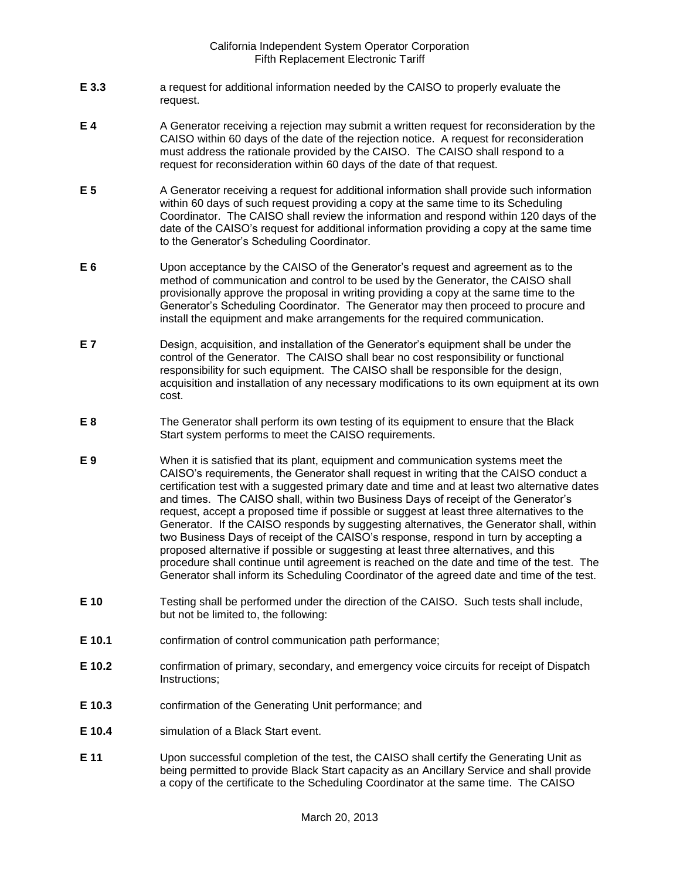**E 3.3** a request for additional information needed by the CAISO to properly evaluate the request.

**E 4** A Generator receiving a rejection may submit a written request for reconsideration by the CAISO within 60 days of the date of the rejection notice. A request for reconsideration must address the rationale provided by the CAISO. The CAISO shall respond to a request for reconsideration within 60 days of the date of that request.

**E 5** A Generator receiving a request for additional information shall provide such information within 60 days of such request providing a copy at the same time to its Scheduling Coordinator. The CAISO shall review the information and respond within 120 days of the date of the CAISO's request for additional information providing a copy at the same time to the Generator's Scheduling Coordinator.

**E 6** Upon acceptance by the CAISO of the Generator's request and agreement as to the method of communication and control to be used by the Generator, the CAISO shall provisionally approve the proposal in writing providing a copy at the same time to the Generator's Scheduling Coordinator. The Generator may then proceed to procure and install the equipment and make arrangements for the required communication.

**E 7** Design, acquisition, and installation of the Generator's equipment shall be under the control of the Generator. The CAISO shall bear no cost responsibility or functional responsibility for such equipment. The CAISO shall be responsible for the design, acquisition and installation of any necessary modifications to its own equipment at its own cost.

**E 8** The Generator shall perform its own testing of its equipment to ensure that the Black Start system performs to meet the CAISO requirements.

**E 9** When it is satisfied that its plant, equipment and communication systems meet the CAISO's requirements, the Generator shall request in writing that the CAISO conduct a certification test with a suggested primary date and time and at least two alternative dates and times. The CAISO shall, within two Business Days of receipt of the Generator's request, accept a proposed time if possible or suggest at least three alternatives to the Generator. If the CAISO responds by suggesting alternatives, the Generator shall, within two Business Days of receipt of the CAISO's response, respond in turn by accepting a proposed alternative if possible or suggesting at least three alternatives, and this procedure shall continue until agreement is reached on the date and time of the test. The Generator shall inform its Scheduling Coordinator of the agreed date and time of the test.

**E 10** Testing shall be performed under the direction of the CAISO. Such tests shall include, but not be limited to, the following:

**E 10.1** confirmation of control communication path performance;

**E 10.2** confirmation of primary, secondary, and emergency voice circuits for receipt of Dispatch Instructions;

**E 10.3** confirmation of the Generating Unit performance; and

**E 10.4** simulation of a Black Start event.

**E 11** Upon successful completion of the test, the CAISO shall certify the Generating Unit as being permitted to provide Black Start capacity as an Ancillary Service and shall provide a copy of the certificate to the Scheduling Coordinator at the same time. The CAISO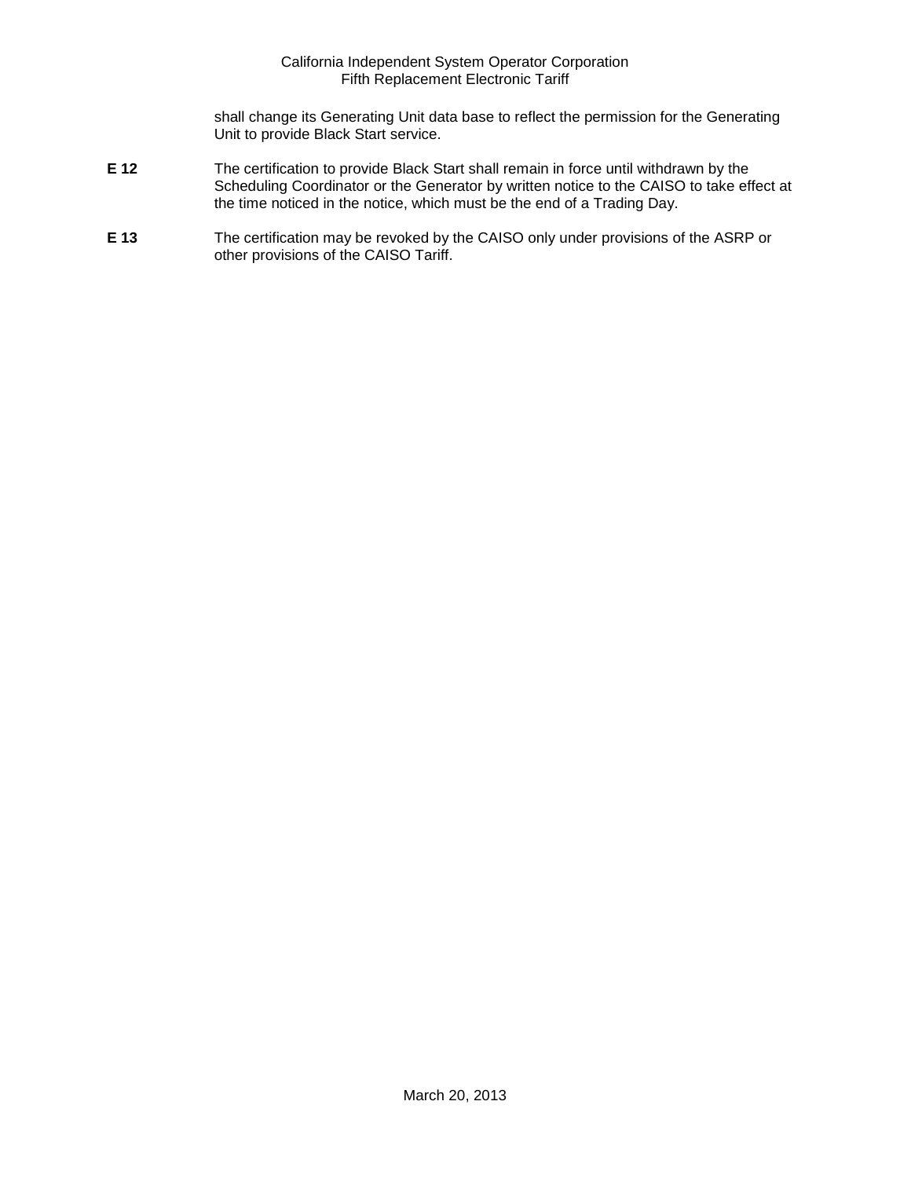shall change its Generating Unit data base to reflect the permission for the Generating Unit to provide Black Start service.

**E 12** The certification to provide Black Start shall remain in force until withdrawn by the Scheduling Coordinator or the Generator by written notice to the CAISO to take effect at the time noticed in the notice, which must be the end of a Trading Day.

**E 13** The certification may be revoked by the CAISO only under provisions of the ASRP or other provisions of the CAISO Tariff.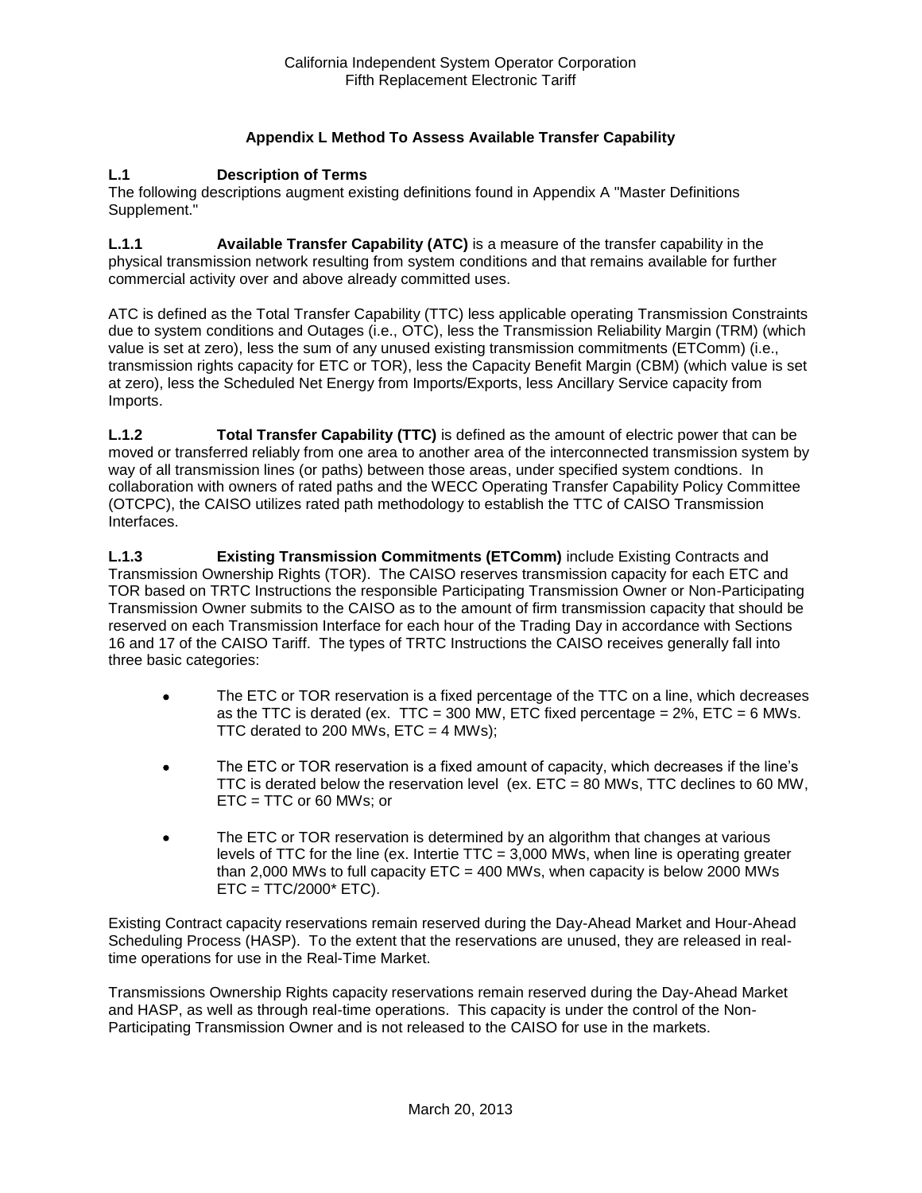### Appendix L Method To Assess Available Transfer Capability

**L.1 Description of Terms**

The following descriptions augment existing definitions found in Appendix A "Master Definitions Supplement."

**L.1.1 Available Transfer Capability (ATC)** is a measure of the transfer capability in the physical transmission network resulting from system conditions and that remains available for further commercial activity over and above already committed uses.

ATC is defined as the Total Transfer Capability (TTC) less applicable operating Transmission Constraints due to system conditions and Outages (i.e., OTC), less the Transmission Reliability Margin (TRM) (which value is set at zero), less the sum of any unused existing transmission commitments (ETComm) (i.e., transmission rights capacity for ETC or TOR), less the Capacity Benefit Margin (CBM) (which value is set at zero), less the Scheduled Net Energy from Imports/Exports, less Ancillary Service capacity from Imports.

**L.1.2 Total Transfer Capability (TTC)** is defined as the amount of electric power that can be moved or transferred reliably from one area to another area of the interconnected transmission system by way of all transmission lines (or paths) between those areas, under specified system condtions. In collaboration with owners of rated paths and the WECC Operating Transfer Capability Policy Committee (OTCPC), the CAISO utilizes rated path methodology to establish the TTC of CAISO Transmission Interfaces.

**L.1.3 Existing Transmission Commitments (ETComm)** include Existing Contracts and Transmission Ownership Rights (TOR). The CAISO reserves transmission capacity for each ETC and TOR based on TRTC Instructions the responsible Participating Transmission Owner or Non-Participating Transmission Owner submits to the CAISO as to the amount of firm transmission capacity that should be reserved on each Transmission Interface for each hour of the Trading Day in accordance with Sections 16 and 17 of the CAISO Tariff. The types of TRTC Instructions the CAISO receives generally fall into three basic categories:

- The ETC or TOR reservation is a fixed percentage of the TTC on a line, which decreases as the TTC is derated (ex. TTC = 300 MW, ETC fixed percentage = 2%, ETC = 6 MWs. TTC derated to 200 MWs, ETC = 4 MWs);
- The ETC or TOR reservation is a fixed amount of capacity, which decreases if the line's TTC is derated below the reservation level (ex. ETC = 80 MWs, TTC declines to 60 MW, ETC = TTC or 60 MWs; or
- The ETC or TOR reservation is determined by an algorithm that changes at various levels of TTC for the line (ex. Intertie TTC = 3,000 MWs, when line is operating greater than 2,000 MWs to full capacity ETC = 400 MWs, when capacity is below 2000 MWs ETC = TTC/2000* ETC).

Existing Contract capacity reservations remain reserved during the Day-Ahead Market and Hour-Ahead Scheduling Process (HASP). To the extent that the reservations are unused, they are released in real-time operations for use in the Real-Time Market.

Transmissions Ownership Rights capacity reservations remain reserved during the Day-Ahead Market and HASP, as well as through real-time operations. This capacity is under the control of the Non-Participating Transmission Owner and is not released to the CAISO for use in the markets.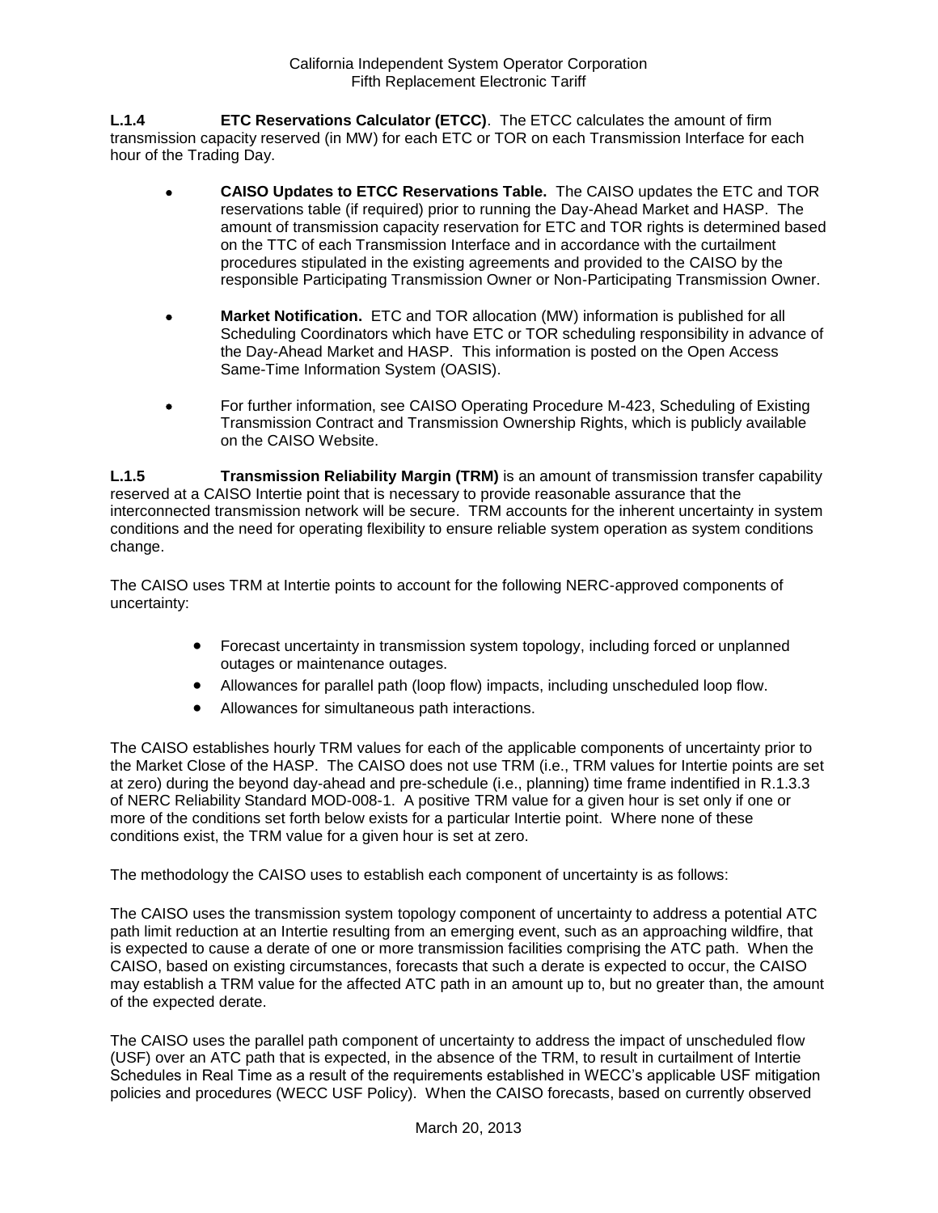**L.1.4 ETC Reservations Calculator (ETCC)**. The ETCC calculates the amount of firm transmission capacity reserved (in MW) for each ETC or TOR on each Transmission Interface for each hour of the Trading Day.

- **CAISO Updates to ETCC Reservations Table.** The CAISO updates the ETC and TOR reservations table (if required) prior to running the Day-Ahead Market and HASP. The amount of transmission capacity reservation for ETC and TOR rights is determined based on the TTC of each Transmission Interface and in accordance with the curtailment procedures stipulated in the existing agreements and provided to the CAISO by the responsible Participating Transmission Owner or Non-Participating Transmission Owner.
- **Market Notification.** ETC and TOR allocation (MW) information is published for all Scheduling Coordinators which have ETC or TOR scheduling responsibility in advance of the Day-Ahead Market and HASP. This information is posted on the Open Access Same-Time Information System (OASIS).
- For further information, see CAISO Operating Procedure M-423, Scheduling of Existing Transmission Contract and Transmission Ownership Rights, which is publicly available on the CAISO Website.

**L.1.5 Transmission Reliability Margin (TRM)** is an amount of transmission transfer capability reserved at a CAISO Intertie point that is necessary to provide reasonable assurance that the interconnected transmission network will be secure. TRM accounts for the inherent uncertainty in system conditions and the need for operating flexibility to ensure reliable system operation as system conditions change.

The CAISO uses TRM at Intertie points to account for the following NERC-approved components of uncertainty:

- Forecast uncertainty in transmission system topology, including forced or unplanned outages or maintenance outages.
- Allowances for parallel path (loop flow) impacts, including unscheduled loop flow.
- Allowances for simultaneous path interactions.

The CAISO establishes hourly TRM values for each of the applicable components of uncertainty prior to the Market Close of the HASP. The CAISO does not use TRM (i.e., TRM values for Intertie points are set at zero) during the beyond day-ahead and pre-schedule (i.e., planning) time frame indentified in R.1.3.3 of NERC Reliability Standard MOD-008-1. A positive TRM value for a given hour is set only if one or more of the conditions set forth below exists for a particular Intertie point. Where none of these conditions exist, the TRM value for a given hour is set at zero.

The methodology the CAISO uses to establish each component of uncertainty is as follows:

The CAISO uses the transmission system topology component of uncertainty to address a potential ATC path limit reduction at an Intertie resulting from an emerging event, such as an approaching wildfire, that is expected to cause a derate of one or more transmission facilities comprising the ATC path. When the CAISO, based on existing circumstances, forecasts that such a derate is expected to occur, the CAISO may establish a TRM value for the affected ATC path in an amount up to, but no greater than, the amount of the expected derate.

The CAISO uses the parallel path component of uncertainty to address the impact of unscheduled flow (USF) over an ATC path that is expected, in the absence of the TRM, to result in curtailment of Intertie Schedules in Real Time as a result of the requirements established in WECC's applicable USF mitigation policies and procedures (WECC USF Policy). When the CAISO forecasts, based on currently observed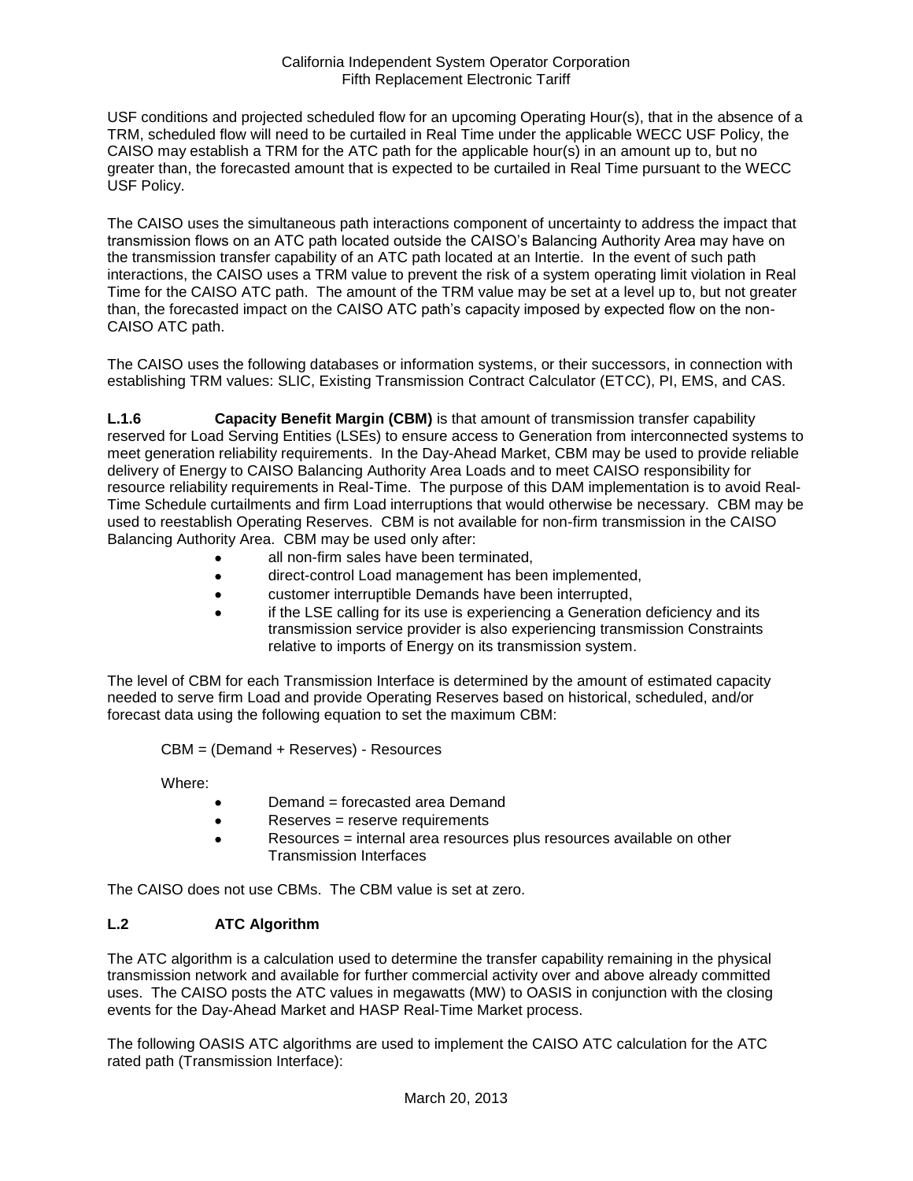USF conditions and projected scheduled flow for an upcoming Operating Hour(s), that in the absence of a TRM, scheduled flow will need to be curtailed in Real Time under the applicable WECC USF Policy, the CAISO may establish a TRM for the ATC path for the applicable hour(s) in an amount up to, but no greater than, the forecasted amount that is expected to be curtailed in Real Time pursuant to the WECC USF Policy.

The CAISO uses the simultaneous path interactions component of uncertainty to address the impact that transmission flows on an ATC path located outside the CAISO's Balancing Authority Area may have on the transmission transfer capability of an ATC path located at an Intertie. In the event of such path interactions, the CAISO uses a TRM value to prevent the risk of a system operating limit violation in Real Time for the CAISO ATC path. The amount of the TRM value may be set at a level up to, but not greater than, the forecasted impact on the CAISO ATC path's capacity imposed by expected flow on the non-CAISO ATC path.

The CAISO uses the following databases or information systems, or their successors, in connection with establishing TRM values: SLIC, Existing Transmission Contract Calculator (ETCC), PI, EMS, and CAS.

**L.1.6 Capacity Benefit Margin (CBM)** is that amount of transmission transfer capability reserved for Load Serving Entities (LSEs) to ensure access to Generation from interconnected systems to meet generation reliability requirements. In the Day-Ahead Market, CBM may be used to provide reliable delivery of Energy to CAISO Balancing Authority Area Loads and to meet CAISO responsibility for resource reliability requirements in Real-Time. The purpose of this DAM implementation is to avoid Real-Time Schedule curtailments and firm Load interruptions that would otherwise be necessary. CBM may be used to reestablish Operating Reserves. CBM is not available for non-firm transmission in the CAISO Balancing Authority Area. CBM may be used only after:

- all non-firm sales have been terminated,
- direct-control Load management has been implemented,
- customer interruptible Demands have been interrupted,
- if the LSE calling for its use is experiencing a Generation deficiency and its transmission service provider is also experiencing transmission Constraints relative to imports of Energy on its transmission system.

The level of CBM for each Transmission Interface is determined by the amount of estimated capacity needed to serve firm Load and provide Operating Reserves based on historical, scheduled, and/or forecast data using the following equation to set the maximum CBM:

CBM = (Demand + Reserves) - Resources

Where:

- Demand = forecasted area Demand
- Reserves = reserve requirements
- Resources = internal area resources plus resources available on other Transmission Interfaces

The CAISO does not use CBMs. The CBM value is set at zero.

## L.2 ATC Algorithm

The ATC algorithm is a calculation used to determine the transfer capability remaining in the physical transmission network and available for further commercial activity over and above already committed uses. The CAISO posts the ATC values in megawatts (MW) to OASIS in conjunction with the closing events for the Day-Ahead Market and HASP Real-Time Market process.

The following OASIS ATC algorithms are used to implement the CAISO ATC calculation for the ATC rated path (Transmission Interface):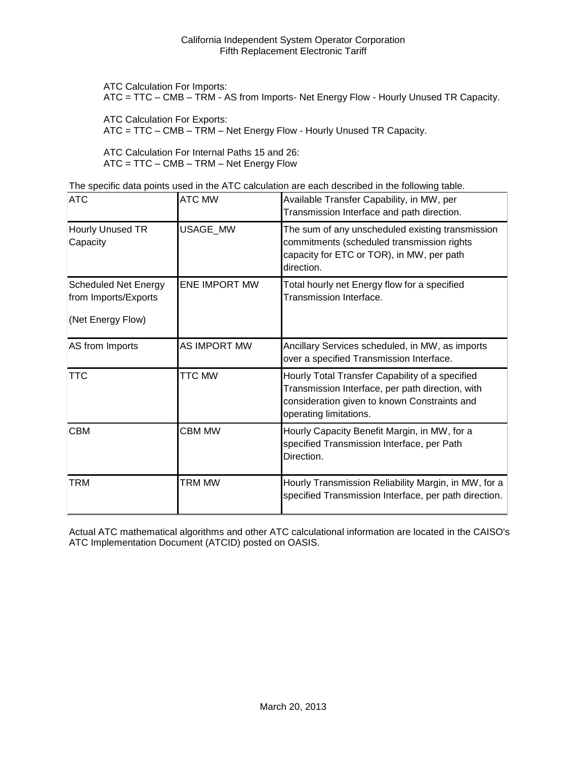ATC Calculation For Imports:
ATC = TTC – CMB – TRM - AS from Imports- Net Energy Flow - Hourly Unused TR Capacity.

ATC Calculation For Exports:
ATC = TTC – CMB – TRM – Net Energy Flow - Hourly Unused TR Capacity.

ATC Calculation For Internal Paths 15 and 26:
ATC = TTC – CMB – TRM – Net Energy Flow

The specific data points used in the ATC calculation are each described in the following table.

| ATC | ATC MW | Available Transfer Capability, in MW, per Transmission Interface and path direction. |
|---|---|---|
| Hourly Unused TR Capacity | USAGE_MW | The sum of any unscheduled existing transmission commitments (scheduled transmission rights capacity for ETC or TOR), in MW, per path direction. |
| Scheduled Net Energy from Imports/Exports (Net Energy Flow) | ENE IMPORT MW | Total hourly net Energy flow for a specified Transmission Interface. |
| AS from Imports | AS IMPORT MW | Ancillary Services scheduled, in MW, as imports over a specified Transmission Interface. |
| TTC | TTC MW | Hourly Total Transfer Capability of a specified Transmission Interface, per path direction, with consideration given to known Constraints and operating limitations. |
| CBM | CBM MW | Hourly Capacity Benefit Margin, in MW, for a specified Transmission Interface, per Path Direction. |
| TRM | TRM MW | Hourly Transmission Reliability Margin, in MW, for a specified Transmission Interface, per path direction. |

Actual ATC mathematical algorithms and other ATC calculational information are located in the CAISO's ATC Implementation Document (ATCID) posted on OASIS.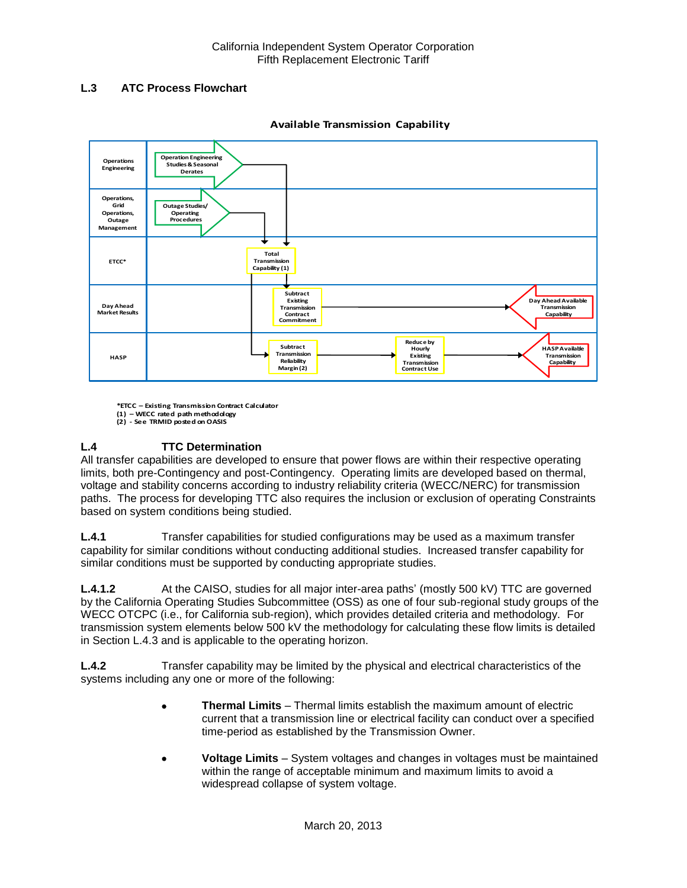## L.3 ATC Process Flowchart

**Available Transmission Capability**

| | | | | |
|---|---|---|---|---|
| Operations Engineering | Operation Engineering Studies & Seasonal Derates | | | |
| Operations, Grid Operations, Outage Management | Outage Studies/ Operating Procedures | | | |
| ETCC* | Total Transmission Capability (1) | | | |
| Day Ahead Market Results | Subtract Existing Transmission Contract Commitment | | | Day Ahead Available Transmission Capability |
| HASP | Subtract Transmission Reliability Margin (2) | Reduce by Hourly Existing Transmission Contract Use | | HASP Available Transmission Capability |

*ETCC – Existing Transmission Contract Calculator
(1) – WECC rated path methodology
(2) - See TRMID posted on OASIS

## L.4 TTC Determination

All transfer capabilities are developed to ensure that power flows are within their respective operating limits, both pre-Contingency and post-Contingency. Operating limits are developed based on thermal, voltage and stability concerns according to industry reliability criteria (WECC/NERC) for transmission paths. The process for developing TTC also requires the inclusion or exclusion of operating Constraints based on system conditions being studied.

**L.4.1** Transfer capabilities for studied configurations may be used as a maximum transfer capability for similar conditions without conducting additional studies. Increased transfer capability for similar conditions must be supported by conducting appropriate studies.

**L.4.1.2** At the CAISO, studies for all major inter-area paths' (mostly 500 kV) TTC are governed by the California Operating Studies Subcommittee (OSS) as one of four sub-regional study groups of the WECC OTCPC (i.e., for California sub-region), which provides detailed criteria and methodology. For transmission system elements below 500 kV the methodology for calculating these flow limits is detailed in Section L.4.3 and is applicable to the operating horizon.

**L.4.2** Transfer capability may be limited by the physical and electrical characteristics of the systems including any one or more of the following:

- **Thermal Limits** – Thermal limits establish the maximum amount of electric current that a transmission line or electrical facility can conduct over a specified time-period as established by the Transmission Owner.
- **Voltage Limits** – System voltages and changes in voltages must be maintained within the range of acceptable minimum and maximum limits to avoid a widespread collapse of system voltage.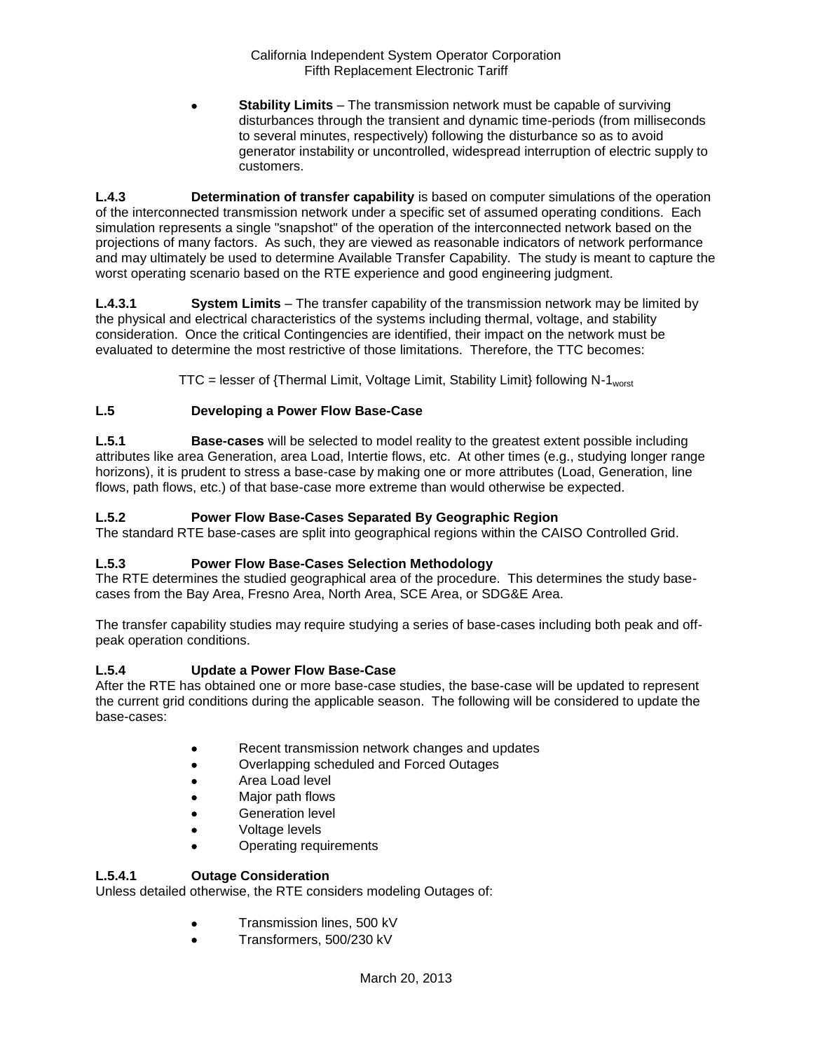- **Stability Limits** – The transmission network must be capable of surviving disturbances through the transient and dynamic time-periods (from milliseconds to several minutes, respectively) following the disturbance so as to avoid generator instability or uncontrolled, widespread interruption of electric supply to customers.

**L.4.3 Determination of transfer capability** is based on computer simulations of the operation of the interconnected transmission network under a specific set of assumed operating conditions. Each simulation represents a single "snapshot" of the operation of the interconnected network based on the projections of many factors. As such, they are viewed as reasonable indicators of network performance and may ultimately be used to determine Available Transfer Capability. The study is meant to capture the worst operating scenario based on the RTE experience and good engineering judgment.

**L.4.3.1 System Limits** – The transfer capability of the transmission network may be limited by the physical and electrical characteristics of the systems including thermal, voltage, and stability consideration. Once the critical Contingencies are identified, their impact on the network must be evaluated to determine the most restrictive of those limitations. Therefore, the TTC becomes:

TTC = lesser of {Thermal Limit, Voltage Limit, Stability Limit} following N-$1_{worst}$

### L.5 Developing a Power Flow Base-Case

**L.5.1 Base-cases** will be selected to model reality to the greatest extent possible including attributes like area Generation, area Load, Intertie flows, etc. At other times (e.g., studying longer range horizons), it is prudent to stress a base-case by making one or more attributes (Load, Generation, line flows, path flows, etc.) of that base-case more extreme than would otherwise be expected.

### L.5.2 Power Flow Base-Cases Separated By Geographic Region

The standard RTE base-cases are split into geographical regions within the CAISO Controlled Grid.

### L.5.3 Power Flow Base-Cases Selection Methodology

The RTE determines the studied geographical area of the procedure. This determines the study base-cases from the Bay Area, Fresno Area, North Area, SCE Area, or SDG&E Area.

The transfer capability studies may require studying a series of base-cases including both peak and off-peak operation conditions.

### L.5.4 Update a Power Flow Base-Case

After the RTE has obtained one or more base-case studies, the base-case will be updated to represent the current grid conditions during the applicable season. The following will be considered to update the base-cases:

- Recent transmission network changes and updates
- Overlapping scheduled and Forced Outages
- Area Load level
- Major path flows
- Generation level
- Voltage levels
- Operating requirements

### L.5.4.1 Outage Consideration

Unless detailed otherwise, the RTE considers modeling Outages of:

- Transmission lines, 500 kV
- Transformers, 500/230 kV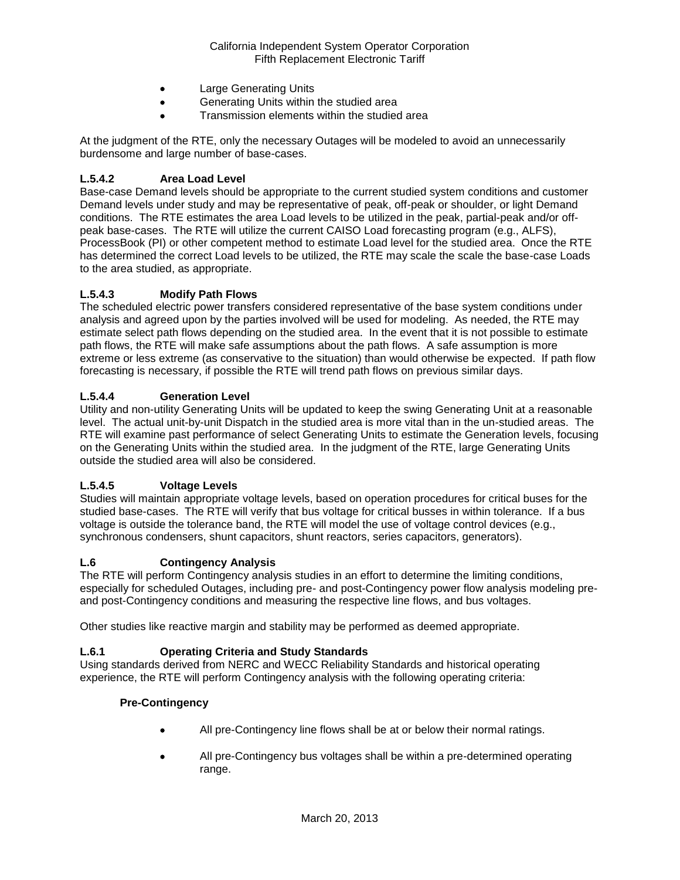- Large Generating Units
- Generating Units within the studied area
- Transmission elements within the studied area

At the judgment of the RTE, only the necessary Outages will be modeled to avoid an unnecessarily burdensome and large number of base-cases.

### L.5.4.2 Area Load Level

Base-case Demand levels should be appropriate to the current studied system conditions and customer Demand levels under study and may be representative of peak, off-peak or shoulder, or light Demand conditions. The RTE estimates the area Load levels to be utilized in the peak, partial-peak and/or off-peak base-cases. The RTE will utilize the current CAISO Load forecasting program (e.g., ALFS), ProcessBook (PI) or other competent method to estimate Load level for the studied area. Once the RTE has determined the correct Load levels to be utilized, the RTE may scale the scale the base-case Loads to the area studied, as appropriate.

### L.5.4.3 Modify Path Flows

The scheduled electric power transfers considered representative of the base system conditions under analysis and agreed upon by the parties involved will be used for modeling. As needed, the RTE may estimate select path flows depending on the studied area. In the event that it is not possible to estimate path flows, the RTE will make safe assumptions about the path flows. A safe assumption is more extreme or less extreme (as conservative to the situation) than would otherwise be expected. If path flow forecasting is necessary, if possible the RTE will trend path flows on previous similar days.

### L.5.4.4 Generation Level

Utility and non-utility Generating Units will be updated to keep the swing Generating Unit at a reasonable level. The actual unit-by-unit Dispatch in the studied area is more vital than in the un-studied areas. The RTE will examine past performance of select Generating Units to estimate the Generation levels, focusing on the Generating Units within the studied area. In the judgment of the RTE, large Generating Units outside the studied area will also be considered.

### L.5.4.5 Voltage Levels

Studies will maintain appropriate voltage levels, based on operation procedures for critical buses for the studied base-cases. The RTE will verify that bus voltage for critical busses in within tolerance. If a bus voltage is outside the tolerance band, the RTE will model the use of voltage control devices (e.g., synchronous condensers, shunt capacitors, shunt reactors, series capacitors, generators).

## L.6 Contingency Analysis

The RTE will perform Contingency analysis studies in an effort to determine the limiting conditions, especially for scheduled Outages, including pre- and post-Contingency power flow analysis modeling pre- and post-Contingency conditions and measuring the respective line flows, and bus voltages.

Other studies like reactive margin and stability may be performed as deemed appropriate.

### L.6.1 Operating Criteria and Study Standards

Using standards derived from NERC and WECC Reliability Standards and historical operating experience, the RTE will perform Contingency analysis with the following operating criteria:

**Pre-Contingency**

- All pre-Contingency line flows shall be at or below their normal ratings.
- All pre-Contingency bus voltages shall be within a pre-determined operating range.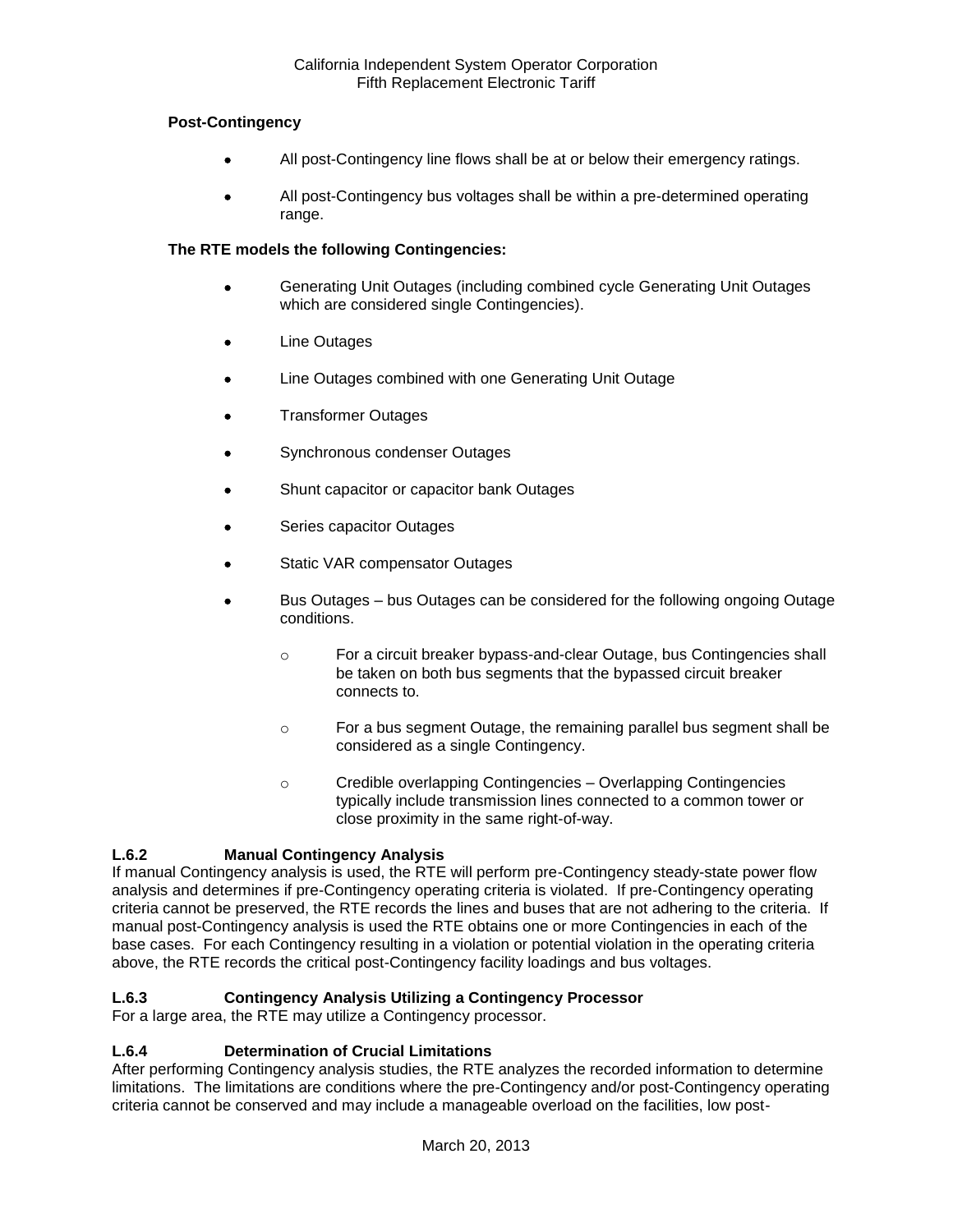**Post-Contingency**

- All post-Contingency line flows shall be at or below their emergency ratings.
- All post-Contingency bus voltages shall be within a pre-determined operating range.

**The RTE models the following Contingencies:**

- Generating Unit Outages (including combined cycle Generating Unit Outages which are considered single Contingencies).
- Line Outages
- Line Outages combined with one Generating Unit Outage
- Transformer Outages
- Synchronous condenser Outages
- Shunt capacitor or capacitor bank Outages
- Series capacitor Outages
- Static VAR compensator Outages
- Bus Outages – bus Outages can be considered for the following ongoing Outage conditions.
  - For a circuit breaker bypass-and-clear Outage, bus Contingencies shall be taken on both bus segments that the bypassed circuit breaker connects to.
  - For a bus segment Outage, the remaining parallel bus segment shall be considered as a single Contingency.
  - Credible overlapping Contingencies – Overlapping Contingencies typically include transmission lines connected to a common tower or close proximity in the same right-of-way.

### L.6.2 Manual Contingency Analysis

If manual Contingency analysis is used, the RTE will perform pre-Contingency steady-state power flow analysis and determines if pre-Contingency operating criteria is violated. If pre-Contingency operating criteria cannot be preserved, the RTE records the lines and buses that are not adhering to the criteria. If manual post-Contingency analysis is used the RTE obtains one or more Contingencies in each of the base cases. For each Contingency resulting in a violation or potential violation in the operating criteria above, the RTE records the critical post-Contingency facility loadings and bus voltages.

### L.6.3 Contingency Analysis Utilizing a Contingency Processor

For a large area, the RTE may utilize a Contingency processor.

### L.6.4 Determination of Crucial Limitations

After performing Contingency analysis studies, the RTE analyzes the recorded information to determine limitations. The limitations are conditions where the pre-Contingency and/or post-Contingency operating criteria cannot be conserved and may include a manageable overload on the facilities, low post-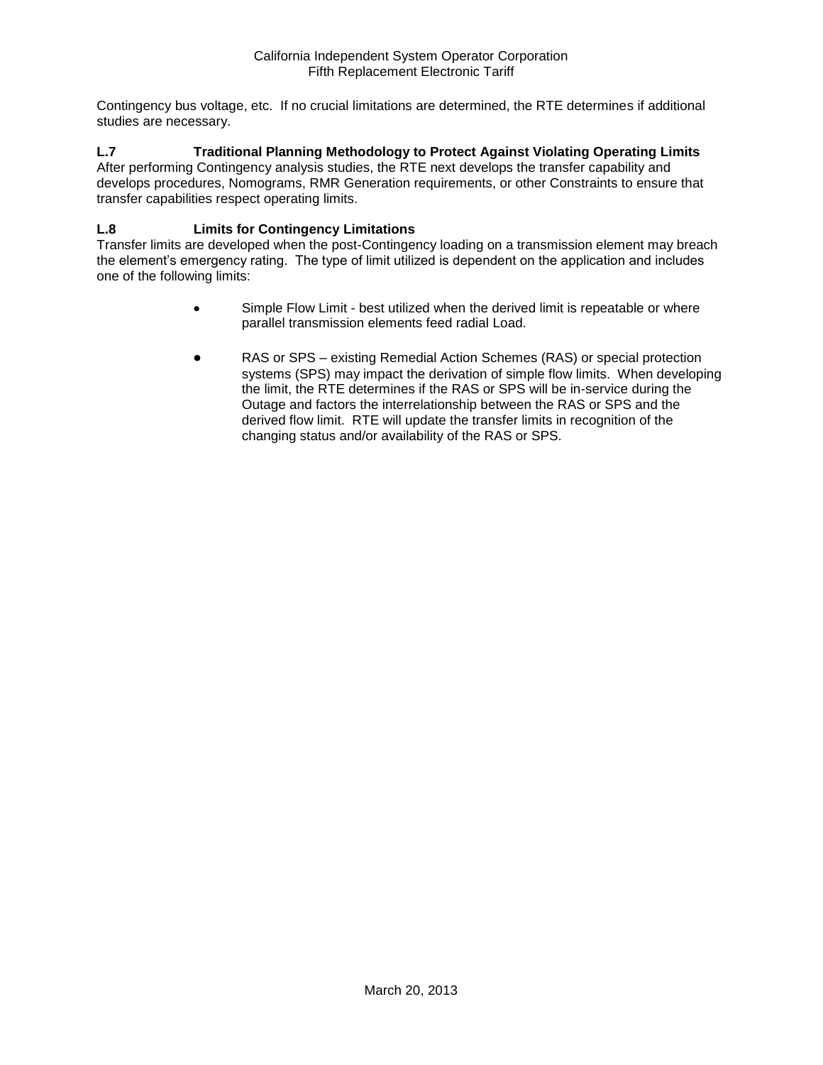Contingency bus voltage, etc. If no crucial limitations are determined, the RTE determines if additional studies are necessary.

### L.7 Traditional Planning Methodology to Protect Against Violating Operating Limits

After performing Contingency analysis studies, the RTE next develops the transfer capability and develops procedures, Nomograms, RMR Generation requirements, or other Constraints to ensure that transfer capabilities respect operating limits.

### L.8 Limits for Contingency Limitations

Transfer limits are developed when the post-Contingency loading on a transmission element may breach the element's emergency rating. The type of limit utilized is dependent on the application and includes one of the following limits:

- Simple Flow Limit - best utilized when the derived limit is repeatable or where parallel transmission elements feed radial Load.
- RAS or SPS – existing Remedial Action Schemes (RAS) or special protection systems (SPS) may impact the derivation of simple flow limits. When developing the limit, the RTE determines if the RAS or SPS will be in-service during the Outage and factors the interrelationship between the RAS or SPS and the derived flow limit. RTE will update the transfer limits in recognition of the changing status and/or availability of the RAS or SPS.